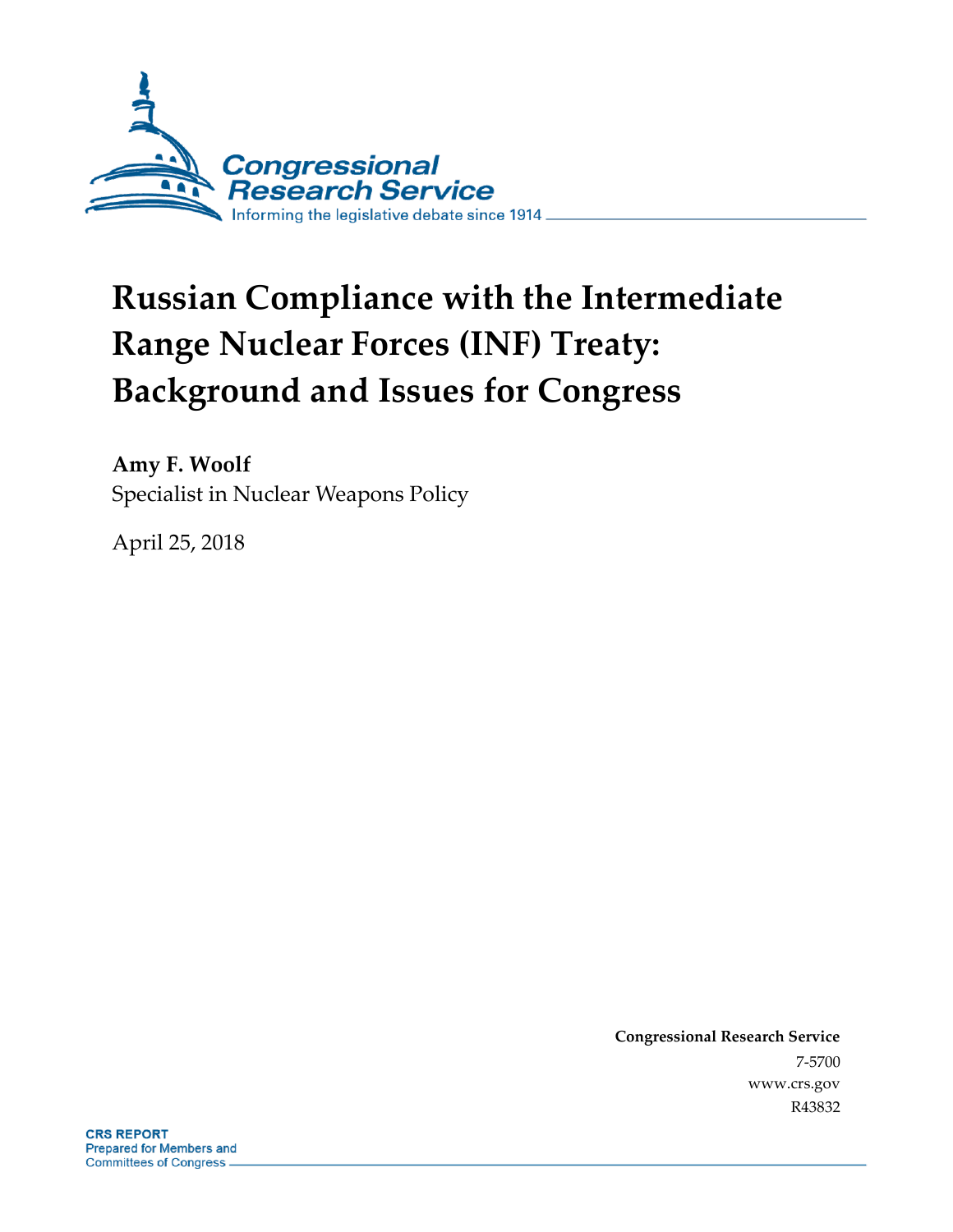Congressional Research Service

Informing the legislative debate since 1914

# Russian Compliance with the Intermediate Range Nuclear Forces (INF) Treaty: Background and Issues for Congress

**Amy F. Woolf**

Specialist in Nuclear Weapons Policy

April 25, 2018

**Congressional Research Service**

7-5700

www.crs.gov

R43832

**CRS REPORT**

Prepared for Members and Committees of Congress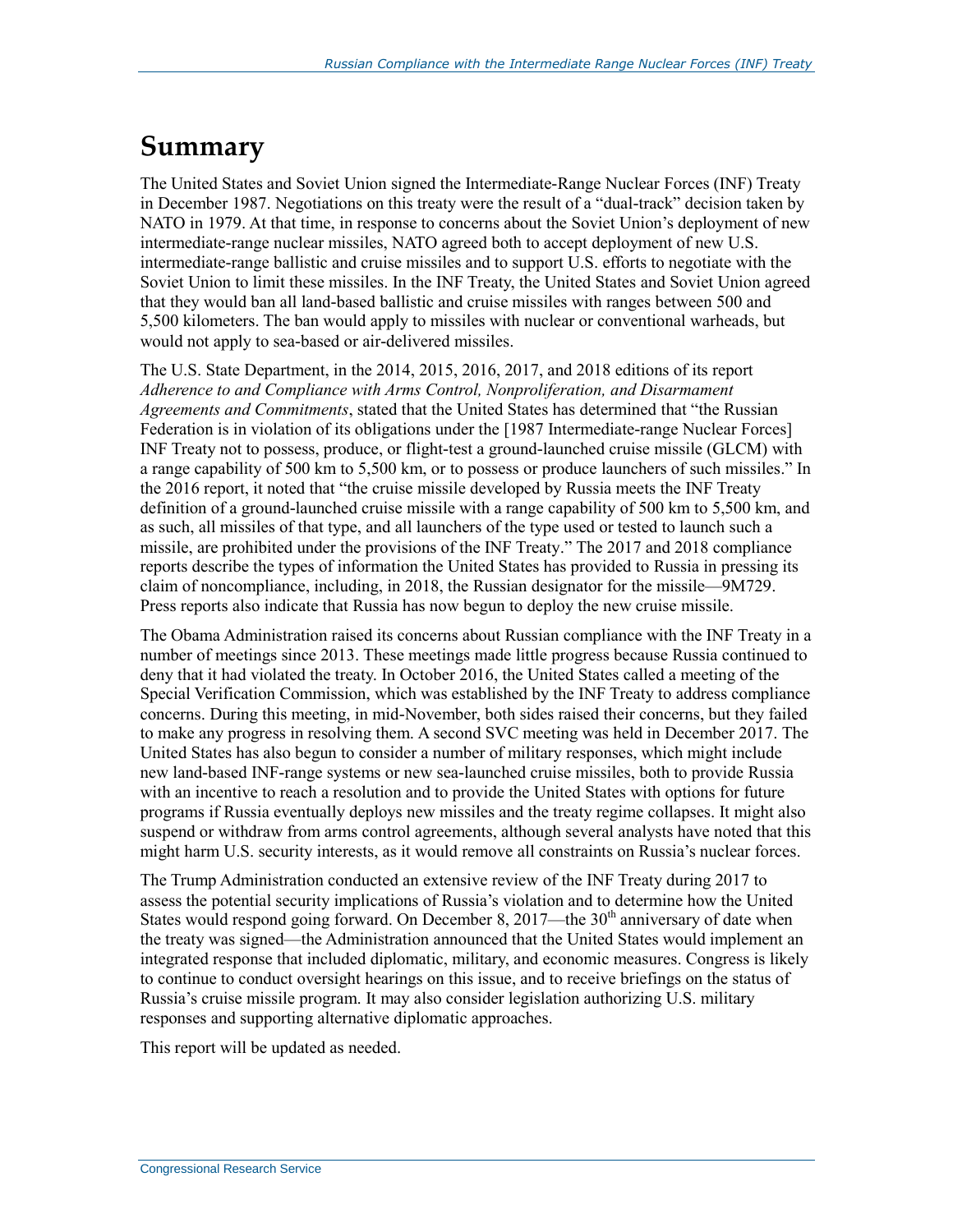# Summary

The United States and Soviet Union signed the Intermediate-Range Nuclear Forces (INF) Treaty in December 1987. Negotiations on this treaty were the result of a "dual-track" decision taken by NATO in 1979. At that time, in response to concerns about the Soviet Union's deployment of new intermediate-range nuclear missiles, NATO agreed both to accept deployment of new U.S. intermediate-range ballistic and cruise missiles and to support U.S. efforts to negotiate with the Soviet Union to limit these missiles. In the INF Treaty, the United States and Soviet Union agreed that they would ban all land-based ballistic and cruise missiles with ranges between 500 and 5,500 kilometers. The ban would apply to missiles with nuclear or conventional warheads, but would not apply to sea-based or air-delivered missiles.

The U.S. State Department, in the 2014, 2015, 2016, 2017, and 2018 editions of its report *Adherence to and Compliance with Arms Control, Nonproliferation, and Disarmament Agreements and Commitments*, stated that the United States has determined that "the Russian Federation is in violation of its obligations under the [1987 Intermediate-range Nuclear Forces] INF Treaty not to possess, produce, or flight-test a ground-launched cruise missile (GLCM) with a range capability of 500 km to 5,500 km, or to possess or produce launchers of such missiles." In the 2016 report, it noted that "the cruise missile developed by Russia meets the INF Treaty definition of a ground-launched cruise missile with a range capability of 500 km to 5,500 km, and as such, all missiles of that type, and all launchers of the type used or tested to launch such a missile, are prohibited under the provisions of the INF Treaty." The 2017 and 2018 compliance reports describe the types of information the United States has provided to Russia in pressing its claim of noncompliance, including, in 2018, the Russian designator for the missile—9M729. Press reports also indicate that Russia has now begun to deploy the new cruise missile.

The Obama Administration raised its concerns about Russian compliance with the INF Treaty in a number of meetings since 2013. These meetings made little progress because Russia continued to deny that it had violated the treaty. In October 2016, the United States called a meeting of the Special Verification Commission, which was established by the INF Treaty to address compliance concerns. During this meeting, in mid-November, both sides raised their concerns, but they failed to make any progress in resolving them. A second SVC meeting was held in December 2017. The United States has also begun to consider a number of military responses, which might include new land-based INF-range systems or new sea-launched cruise missiles, both to provide Russia with an incentive to reach a resolution and to provide the United States with options for future programs if Russia eventually deploys new missiles and the treaty regime collapses. It might also suspend or withdraw from arms control agreements, although several analysts have noted that this might harm U.S. security interests, as it would remove all constraints on Russia's nuclear forces.

The Trump Administration conducted an extensive review of the INF Treaty during 2017 to assess the potential security implications of Russia's violation and to determine how the United States would respond going forward. On December 8, 2017—the 30th anniversary of date when the treaty was signed—the Administration announced that the United States would implement an integrated response that included diplomatic, military, and economic measures. Congress is likely to continue to conduct oversight hearings on this issue, and to receive briefings on the status of Russia's cruise missile program. It may also consider legislation authorizing U.S. military responses and supporting alternative diplomatic approaches.

This report will be updated as needed.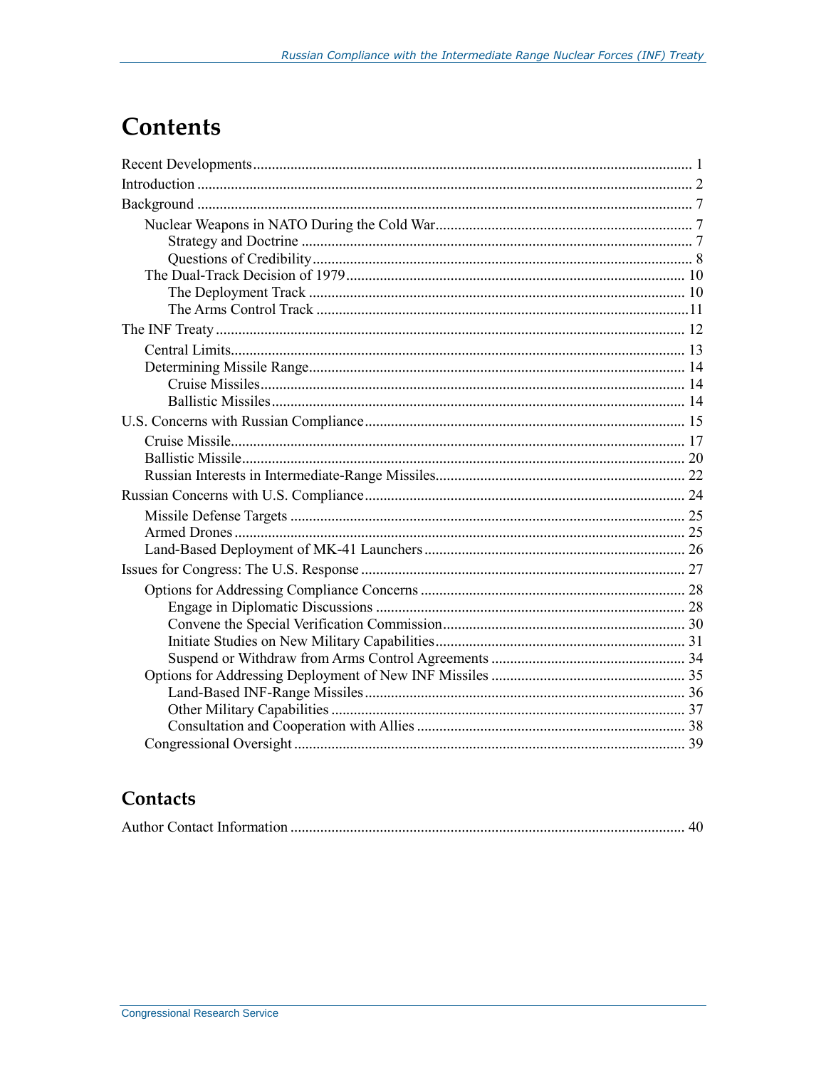# Contents

Recent Developments ..................................................................................................................... 1
Introduction ..................................................................................................................................... 2
Background ..................................................................................................................................... 7
  Nuclear Weapons in NATO During the Cold War ..................................................................... 7
    Strategy and Doctrine ........................................................................................................... 7
    Questions of Credibility ........................................................................................................ 8
  The Dual-Track Decision of 1979 ........................................................................................... 10
    The Deployment Track ....................................................................................................... 10
    The Arms Control Track ..................................................................................................... 11
The INF Treaty .............................................................................................................................. 12
  Central Limits .......................................................................................................................... 13
  Determining Missile Range ...................................................................................................... 14
    Cruise Missiles ..................................................................................................................... 14
    Ballistic Missiles .................................................................................................................. 14
U.S. Concerns with Russian Compliance ...................................................................................... 15
  Cruise Missile ........................................................................................................................... 17
  Ballistic Missile ........................................................................................................................ 20
  Russian Interests in Intermediate-Range Missiles .................................................................... 22
Russian Concerns with U.S. Compliance ...................................................................................... 24
  Missile Defense Targets ........................................................................................................... 25
  Armed Drones .......................................................................................................................... 25
  Land-Based Deployment of MK-41 Launchers ....................................................................... 26
Issues for Congress: The U.S. Response ....................................................................................... 27
  Options for Addressing Compliance Concerns ........................................................................ 28
    Engage in Diplomatic Discussions ...................................................................................... 28
    Convene the Special Verification Commission ................................................................... 30
    Initiate Studies on New Military Capabilities ...................................................................... 31
    Suspend or Withdraw from Arms Control Agreements ....................................................... 34
  Options for Addressing Deployment of New INF Missiles ...................................................... 35
    Land-Based INF-Range Missiles ......................................................................................... 36
    Other Military Capabilities .................................................................................................. 37
    Consultation and Cooperation with Allies ........................................................................... 38
  Congressional Oversight .......................................................................................................... 39

# Contacts

Author Contact Information .......................................................................................................... 40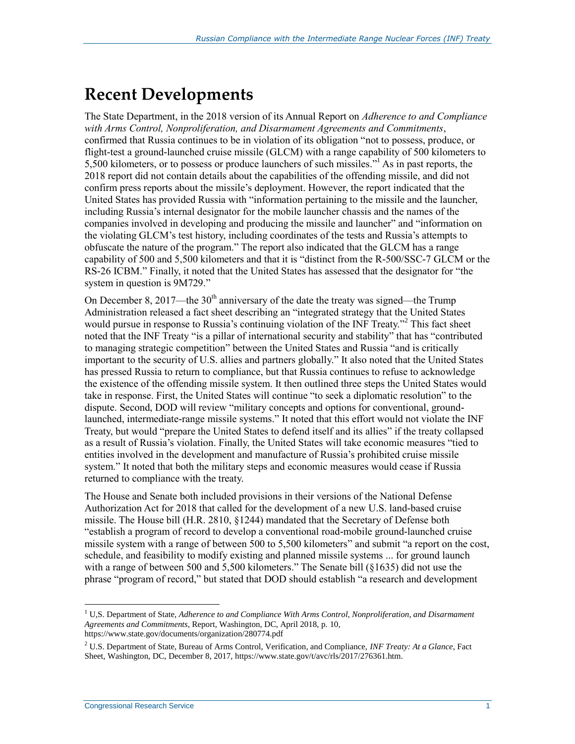# Recent Developments

The State Department, in the 2018 version of its Annual Report on *Adherence to and Compliance with Arms Control, Nonproliferation, and Disarmament Agreements and Commitments*, confirmed that Russia continues to be in violation of its obligation "not to possess, produce, or flight-test a ground-launched cruise missile (GLCM) with a range capability of 500 kilometers to 5,500 kilometers, or to possess or produce launchers of such missiles."[1] As in past reports, the 2018 report did not contain details about the capabilities of the offending missile, and did not confirm press reports about the missile's deployment. However, the report indicated that the United States has provided Russia with "information pertaining to the missile and the launcher, including Russia's internal designator for the mobile launcher chassis and the names of the companies involved in developing and producing the missile and launcher" and "information on the violating GLCM's test history, including coordinates of the tests and Russia's attempts to obfuscate the nature of the program." The report also indicated that the GLCM has a range capability of 500 and 5,500 kilometers and that it is "distinct from the R-500/SSC-7 GLCM or the RS-26 ICBM." Finally, it noted that the United States has assessed that the designator for "the system in question is 9M729."

On December 8, 2017—the 30th anniversary of the date the treaty was signed—the Trump Administration released a fact sheet describing an "integrated strategy that the United States would pursue in response to Russia's continuing violation of the INF Treaty."[2] This fact sheet noted that the INF Treaty "is a pillar of international security and stability" that has "contributed to managing strategic competition" between the United States and Russia "and is critically important to the security of U.S. allies and partners globally." It also noted that the United States has pressed Russia to return to compliance, but that Russia continues to refuse to acknowledge the existence of the offending missile system. It then outlined three steps the United States would take in response. First, the United States will continue "to seek a diplomatic resolution" to the dispute. Second, DOD will review "military concepts and options for conventional, ground-launched, intermediate-range missile systems." It noted that this effort would not violate the INF Treaty, but would "prepare the United States to defend itself and its allies" if the treaty collapsed as a result of Russia's violation. Finally, the United States will take economic measures "tied to entities involved in the development and manufacture of Russia's prohibited cruise missile system." It noted that both the military steps and economic measures would cease if Russia returned to compliance with the treaty.

The House and Senate both included provisions in their versions of the National Defense Authorization Act for 2018 that called for the development of a new U.S. land-based cruise missile. The House bill (H.R. 2810, §1244) mandated that the Secretary of Defense both "establish a program of record to develop a conventional road-mobile ground-launched cruise missile system with a range of between 500 to 5,500 kilometers" and submit "a report on the cost, schedule, and feasibility to modify existing and planned missile systems ... for ground launch with a range of between 500 and 5,500 kilometers." The Senate bill (§1635) did not use the phrase "program of record," but stated that DOD should establish "a research and development

---

[1] U,S. Department of State, *Adherence to and Compliance With Arms Control, Nonproliferation, and Disarmament Agreements and Commitments*, Report, Washington, DC, April 2018, p. 10, https://www.state.gov/documents/organization/280774.pdf

[2] U.S. Department of State, Bureau of Arms Control, Verification, and Compliance, *INF Treaty: At a Glance*, Fact Sheet, Washington, DC, December 8, 2017, https://www.state.gov/t/avc/rls/2017/276361.htm.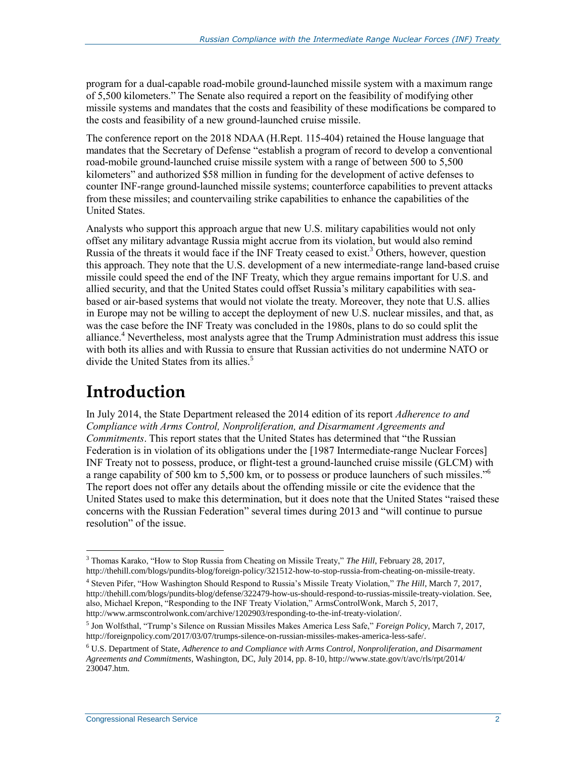program for a dual-capable road-mobile ground-launched missile system with a maximum range of 5,500 kilometers." The Senate also required a report on the feasibility of modifying other missile systems and mandates that the costs and feasibility of these modifications be compared to the costs and feasibility of a new ground-launched cruise missile.

The conference report on the 2018 NDAA (H.Rept. 115-404) retained the House language that mandates that the Secretary of Defense "establish a program of record to develop a conventional road-mobile ground-launched cruise missile system with a range of between 500 to 5,500 kilometers" and authorized $58 million in funding for the development of active defenses to counter INF-range ground-launched missile systems; counterforce capabilities to prevent attacks from these missiles; and countervailing strike capabilities to enhance the capabilities of the United States.

Analysts who support this approach argue that new U.S. military capabilities would not only offset any military advantage Russia might accrue from its violation, but would also remind Russia of the threats it would face if the INF Treaty ceased to exist.[3] Others, however, question this approach. They note that the U.S. development of a new intermediate-range land-based cruise missile could speed the end of the INF Treaty, which they argue remains important for U.S. and allied security, and that the United States could offset Russia's military capabilities with sea-based or air-based systems that would not violate the treaty. Moreover, they note that U.S. allies in Europe may not be willing to accept the deployment of new U.S. nuclear missiles, and that, as was the case before the INF Treaty was concluded in the 1980s, plans to do so could split the alliance.[4] Nevertheless, most analysts agree that the Trump Administration must address this issue with both its allies and with Russia to ensure that Russian activities do not undermine NATO or divide the United States from its allies.[5]

# Introduction

In July 2014, the State Department released the 2014 edition of its report *Adherence to and Compliance with Arms Control, Nonproliferation, and Disarmament Agreements and Commitments*. This report states that the United States has determined that "the Russian Federation is in violation of its obligations under the [1987 Intermediate-range Nuclear Forces] INF Treaty not to possess, produce, or flight-test a ground-launched cruise missile (GLCM) with a range capability of 500 km to 5,500 km, or to possess or produce launchers of such missiles."[6] The report does not offer any details about the offending missile or cite the evidence that the United States used to make this determination, but it does note that the United States "raised these concerns with the Russian Federation" several times during 2013 and "will continue to pursue resolution" of the issue.

---

[3] Thomas Karako, "How to Stop Russia from Cheating on Missile Treaty," *The Hill*, February 28, 2017, http://thehill.com/blogs/pundits-blog/foreign-policy/321512-how-to-stop-russia-from-cheating-on-missile-treaty.

[4] Steven Pifer, "How Washington Should Respond to Russia's Missile Treaty Violation," *The Hill*, March 7, 2017, http://thehill.com/blogs/pundits-blog/defense/322479-how-us-should-respond-to-russias-missile-treaty-violation. See, also, Michael Krepon, "Responding to the INF Treaty Violation," ArmsControlWonk, March 5, 2017, http://www.armscontrolwonk.com/archive/1202903/responding-to-the-inf-treaty-violation/.

[5] Jon Wolfsthal, "Trump's Silence on Russian Missiles Makes America Less Safe," *Foreign Policy*, March 7, 2017, http://foreignpolicy.com/2017/03/07/trumps-silence-on-russian-missiles-makes-america-less-safe/.

[6] U.S. Department of State, *Adherence to and Compliance with Arms Control, Nonproliferation, and Disarmament Agreements and Commitments*, Washington, DC, July 2014, pp. 8-10, http://www.state.gov/t/avc/rls/rpt/2014/230047.htm.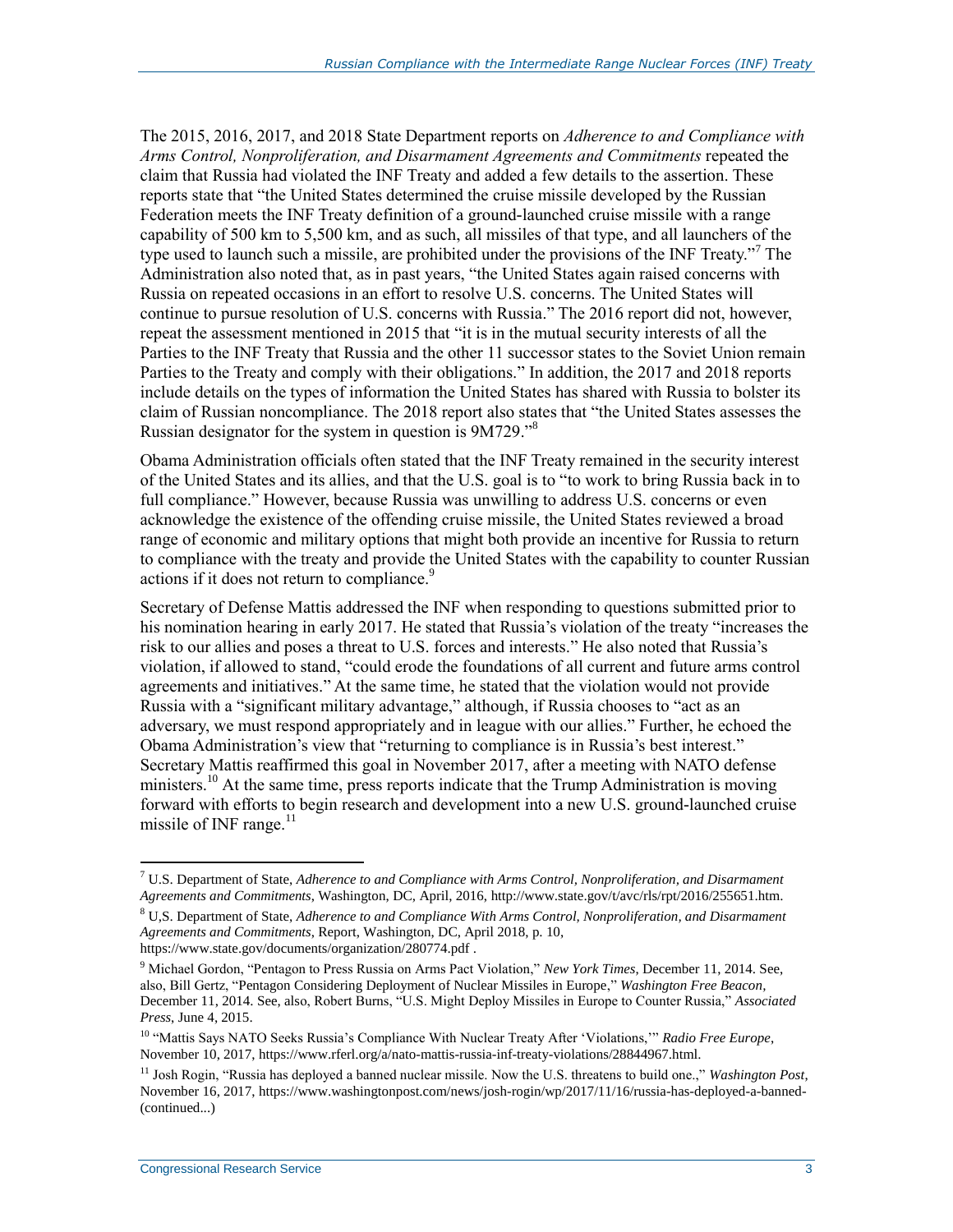The 2015, 2016, 2017, and 2018 State Department reports on *Adherence to and Compliance with Arms Control, Nonproliferation, and Disarmament Agreements and Commitments* repeated the claim that Russia had violated the INF Treaty and added a few details to the assertion. These reports state that "the United States determined the cruise missile developed by the Russian Federation meets the INF Treaty definition of a ground-launched cruise missile with a range capability of 500 km to 5,500 km, and as such, all missiles of that type, and all launchers of the type used to launch such a missile, are prohibited under the provisions of the INF Treaty."[7] The Administration also noted that, as in past years, "the United States again raised concerns with Russia on repeated occasions in an effort to resolve U.S. concerns. The United States will continue to pursue resolution of U.S. concerns with Russia." The 2016 report did not, however, repeat the assessment mentioned in 2015 that "it is in the mutual security interests of all the Parties to the INF Treaty that Russia and the other 11 successor states to the Soviet Union remain Parties to the Treaty and comply with their obligations." In addition, the 2017 and 2018 reports include details on the types of information the United States has shared with Russia to bolster its claim of Russian noncompliance. The 2018 report also states that "the United States assesses the Russian designator for the system in question is 9M729."[8]

Obama Administration officials often stated that the INF Treaty remained in the security interest of the United States and its allies, and that the U.S. goal is to "to work to bring Russia back in to full compliance." However, because Russia was unwilling to address U.S. concerns or even acknowledge the existence of the offending cruise missile, the United States reviewed a broad range of economic and military options that might both provide an incentive for Russia to return to compliance with the treaty and provide the United States with the capability to counter Russian actions if it does not return to compliance.[9]

Secretary of Defense Mattis addressed the INF when responding to questions submitted prior to his nomination hearing in early 2017. He stated that Russia's violation of the treaty "increases the risk to our allies and poses a threat to U.S. forces and interests." He also noted that Russia's violation, if allowed to stand, "could erode the foundations of all current and future arms control agreements and initiatives." At the same time, he stated that the violation would not provide Russia with a "significant military advantage," although, if Russia chooses to "act as an adversary, we must respond appropriately and in league with our allies." Further, he echoed the Obama Administration's view that "returning to compliance is in Russia's best interest." Secretary Mattis reaffirmed this goal in November 2017, after a meeting with NATO defense ministers.[10] At the same time, press reports indicate that the Trump Administration is moving forward with efforts to begin research and development into a new U.S. ground-launched cruise missile of INF range.[11]

---

[7] U.S. Department of State, *Adherence to and Compliance with Arms Control, Nonproliferation, and Disarmament Agreements and Commitments*, Washington, DC, April, 2016, http://www.state.gov/t/avc/rls/rpt/2016/255651.htm.

[8] U,S. Department of State, *Adherence to and Compliance With Arms Control, Nonproliferation, and Disarmament Agreements and Commitments*, Report, Washington, DC, April 2018, p. 10, https://www.state.gov/documents/organization/280774.pdf .

[9] Michael Gordon, "Pentagon to Press Russia on Arms Pact Violation," *New York Times*, December 11, 2014. See, also, Bill Gertz, "Pentagon Considering Deployment of Nuclear Missiles in Europe," *Washington Free Beacon*, December 11, 2014. See, also, Robert Burns, "U.S. Might Deploy Missiles in Europe to Counter Russia," *Associated Press*, June 4, 2015.

[10] "Mattis Says NATO Seeks Russia's Compliance With Nuclear Treaty After 'Violations,'" *Radio Free Europe*, November 10, 2017, https://www.rferl.org/a/nato-mattis-russia-inf-treaty-violations/28844967.html.

[11] Josh Rogin, "Russia has deployed a banned nuclear missile. Now the U.S. threatens to build one.," *Washington Post*, November 16, 2017, https://www.washingtonpost.com/news/josh-rogin/wp/2017/11/16/russia-has-deployed-a-banned-(continued...)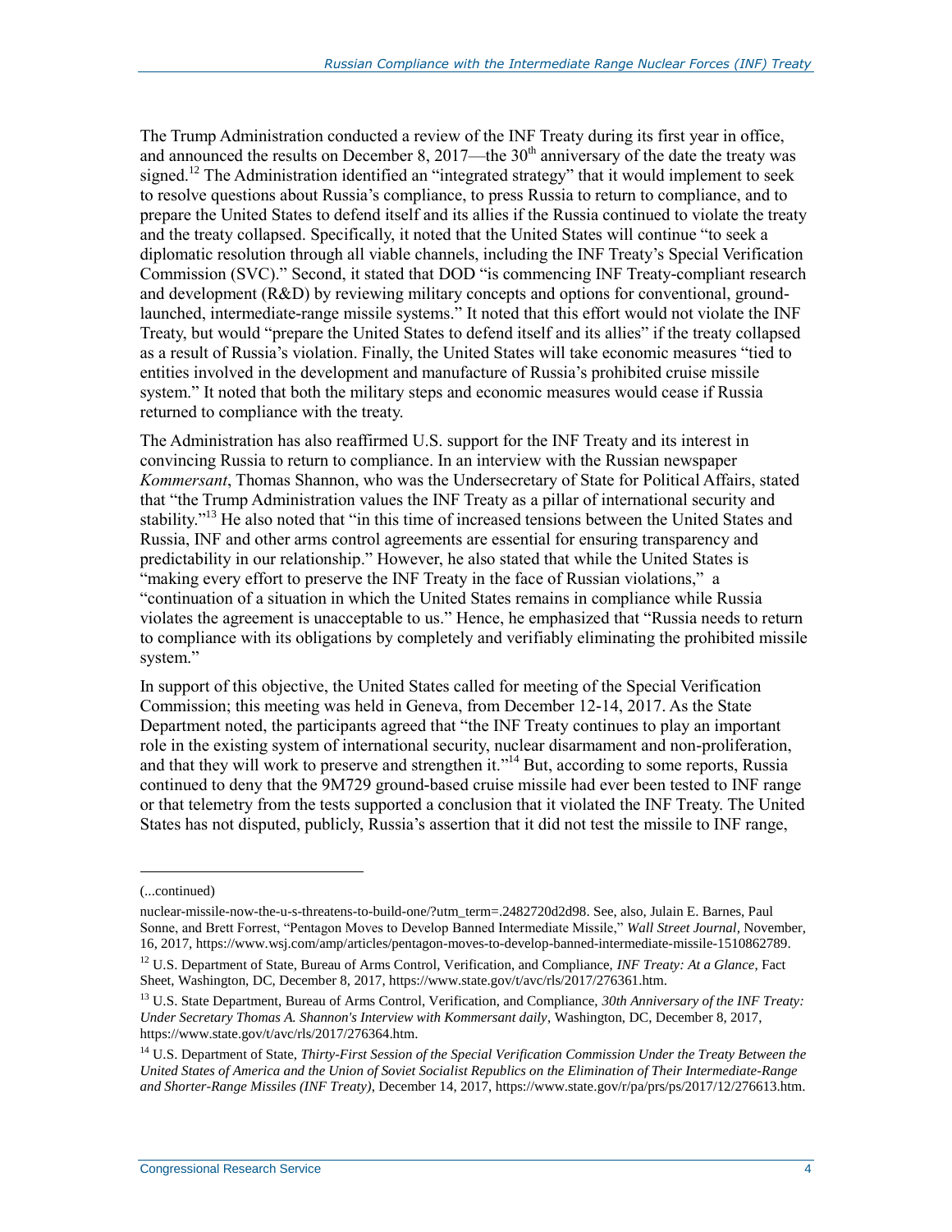The Trump Administration conducted a review of the INF Treaty during its first year in office, and announced the results on December 8, 2017—the 30th anniversary of the date the treaty was signed.[12] The Administration identified an "integrated strategy" that it would implement to seek to resolve questions about Russia's compliance, to press Russia to return to compliance, and to prepare the United States to defend itself and its allies if the Russia continued to violate the treaty and the treaty collapsed. Specifically, it noted that the United States will continue "to seek a diplomatic resolution through all viable channels, including the INF Treaty's Special Verification Commission (SVC)." Second, it stated that DOD "is commencing INF Treaty-compliant research and development (R&D) by reviewing military concepts and options for conventional, ground-launched, intermediate-range missile systems." It noted that this effort would not violate the INF Treaty, but would "prepare the United States to defend itself and its allies" if the treaty collapsed as a result of Russia's violation. Finally, the United States will take economic measures "tied to entities involved in the development and manufacture of Russia's prohibited cruise missile system." It noted that both the military steps and economic measures would cease if Russia returned to compliance with the treaty.

The Administration has also reaffirmed U.S. support for the INF Treaty and its interest in convincing Russia to return to compliance. In an interview with the Russian newspaper *Kommersant*, Thomas Shannon, who was the Undersecretary of State for Political Affairs, stated that "the Trump Administration values the INF Treaty as a pillar of international security and stability."[13] He also noted that "in this time of increased tensions between the United States and Russia, INF and other arms control agreements are essential for ensuring transparency and predictability in our relationship." However, he also stated that while the United States is "making every effort to preserve the INF Treaty in the face of Russian violations," a "continuation of a situation in which the United States remains in compliance while Russia violates the agreement is unacceptable to us." Hence, he emphasized that "Russia needs to return to compliance with its obligations by completely and verifiably eliminating the prohibited missile system."

In support of this objective, the United States called for meeting of the Special Verification Commission; this meeting was held in Geneva, from December 12-14, 2017. As the State Department noted, the participants agreed that "the INF Treaty continues to play an important role in the existing system of international security, nuclear disarmament and non-proliferation, and that they will work to preserve and strengthen it."[14] But, according to some reports, Russia continued to deny that the 9M729 ground-based cruise missile had ever been tested to INF range or that telemetry from the tests supported a conclusion that it violated the INF Treaty. The United States has not disputed, publicly, Russia's assertion that it did not test the missile to INF range,

---

(...continued)

nuclear-missile-now-the-u-s-threatens-to-build-one/?utm_term=.2482720d2d98. See, also, Julain E. Barnes, Paul Sonne, and Brett Forrest, "Pentagon Moves to Develop Banned Intermediate Missile," *Wall Street Journal*, November, 16, 2017, https://www.wsj.com/amp/articles/pentagon-moves-to-develop-banned-intermediate-missile-1510862789.

[12] U.S. Department of State, Bureau of Arms Control, Verification, and Compliance, *INF Treaty: At a Glance*, Fact Sheet, Washington, DC, December 8, 2017, https://www.state.gov/t/avc/rls/2017/276361.htm.

[13] U.S. State Department, Bureau of Arms Control, Verification, and Compliance, *30th Anniversary of the INF Treaty: Under Secretary Thomas A. Shannon's Interview with Kommersant daily*, Washington, DC, December 8, 2017, https://www.state.gov/t/avc/rls/2017/276364.htm.

[14] U.S. Department of State, *Thirty-First Session of the Special Verification Commission Under the Treaty Between the United States of America and the Union of Soviet Socialist Republics on the Elimination of Their Intermediate-Range and Shorter-Range Missiles (INF Treaty)*, December 14, 2017, https://www.state.gov/r/pa/prs/ps/2017/12/276613.htm.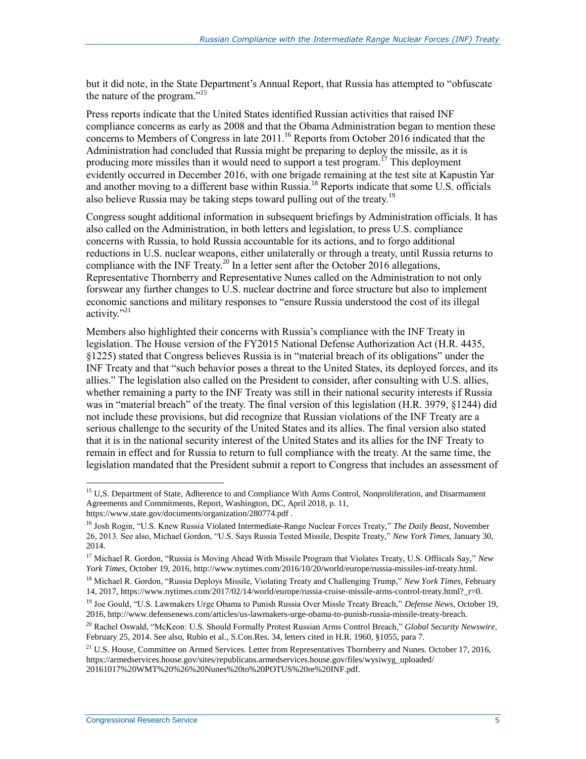but it did note, in the State Department's Annual Report, that Russia has attempted to "obfuscate the nature of the program."[15]

Press reports indicate that the United States identified Russian activities that raised INF compliance concerns as early as 2008 and that the Obama Administration began to mention these concerns to Members of Congress in late 2011.[16] Reports from October 2016 indicated that the Administration had concluded that Russia might be preparing to deploy the missile, as it is producing more missiles than it would need to support a test program.[17] This deployment evidently occurred in December 2016, with one brigade remaining at the test site at Kapustin Yar and another moving to a different base within Russia.[18] Reports indicate that some U.S. officials also believe Russia may be taking steps toward pulling out of the treaty.[19]

Congress sought additional information in subsequent briefings by Administration officials. It has also called on the Administration, in both letters and legislation, to press U.S. compliance concerns with Russia, to hold Russia accountable for its actions, and to forgo additional reductions in U.S. nuclear weapons, either unilaterally or through a treaty, until Russia returns to compliance with the INF Treaty.[20] In a letter sent after the October 2016 allegations, Representative Thornberry and Representative Nunes called on the Administration to not only forswear any further changes to U.S. nuclear doctrine and force structure but also to implement economic sanctions and military responses to "ensure Russia understood the cost of its illegal activity."[21]

Members also highlighted their concerns with Russia's compliance with the INF Treaty in legislation. The House version of the FY2015 National Defense Authorization Act (H.R. 4435, §1225) stated that Congress believes Russia is in "material breach of its obligations" under the INF Treaty and that "such behavior poses a threat to the United States, its deployed forces, and its allies." The legislation also called on the President to consider, after consulting with U.S. allies, whether remaining a party to the INF Treaty was still in their national security interests if Russia was in "material breach" of the treaty. The final version of this legislation (H.R. 3979, §1244) did not include these provisions, but did recognize that Russian violations of the INF Treaty are a serious challenge to the security of the United States and its allies. The final version also stated that it is in the national security interest of the United States and its allies for the INF Treaty to remain in effect and for Russia to return to full compliance with the treaty. At the same time, the legislation mandated that the President submit a report to Congress that includes an assessment of

---

[15] U,S. Department of State, Adherence to and Compliance With Arms Control, Nonproliferation, and Disarmament Agreements and Commitments, Report, Washington, DC, April 2018, p. 11, https://www.state.gov/documents/organization/280774.pdf .

[16] Josh Rogin, "U.S. Knew Russia Violated Intermediate-Range Nuclear Forces Treaty," *The Daily Beast*, November 26, 2013. See also, Michael Gordon, "U.S. Says Russia Tested Missile, Despite Treaty," *New York Times*, January 30, 2014.

[17] Michael R. Gordon, "Russia is Moving Ahead With Missile Program that Violates Treaty, U.S. Offiicals Say," *New York Times*, October 19, 2016, http://www.nytimes.com/2016/10/20/world/europe/russia-missiles-inf-treaty.html.

[18] Michael R. Gordon, "Russia Deploys Missile, Violating Treaty and Challenging Trump," *New York Times*, February 14, 2017, https://www.nytimes.com/2017/02/14/world/europe/russia-cruise-missile-arms-control-treaty.html?_r=0.

[19] Joe Gould, "U.S. Lawmakers Urge Obama to Punish Russia Over Missle Treaty Breach," *Defense News*, October 19, 2016, http://www.defensenews.com/articles/us-lawmakers-urge-obama-to-punish-russia-missile-treaty-breach.

[20] Rachel Oswald, "McKeon: U.S. Should Formally Protest Russian Arms Control Breach," *Global Security Newswire*, February 25, 2014. See also, Rubio et al., S.Con.Res. 34, letters cited in H.R. 1960, §1055, para 7.

[21] U.S. House, Committee on Armed Services. Letter from Representatives Thornberry and Nunes. October 17, 2016, https://armedservices.house.gov/sites/republicans.armedservices.house.gov/files/wysiwyg_uploaded/20161017%20WMT%20%26%20Nunes%20to%20POTUS%20re%20INF.pdf.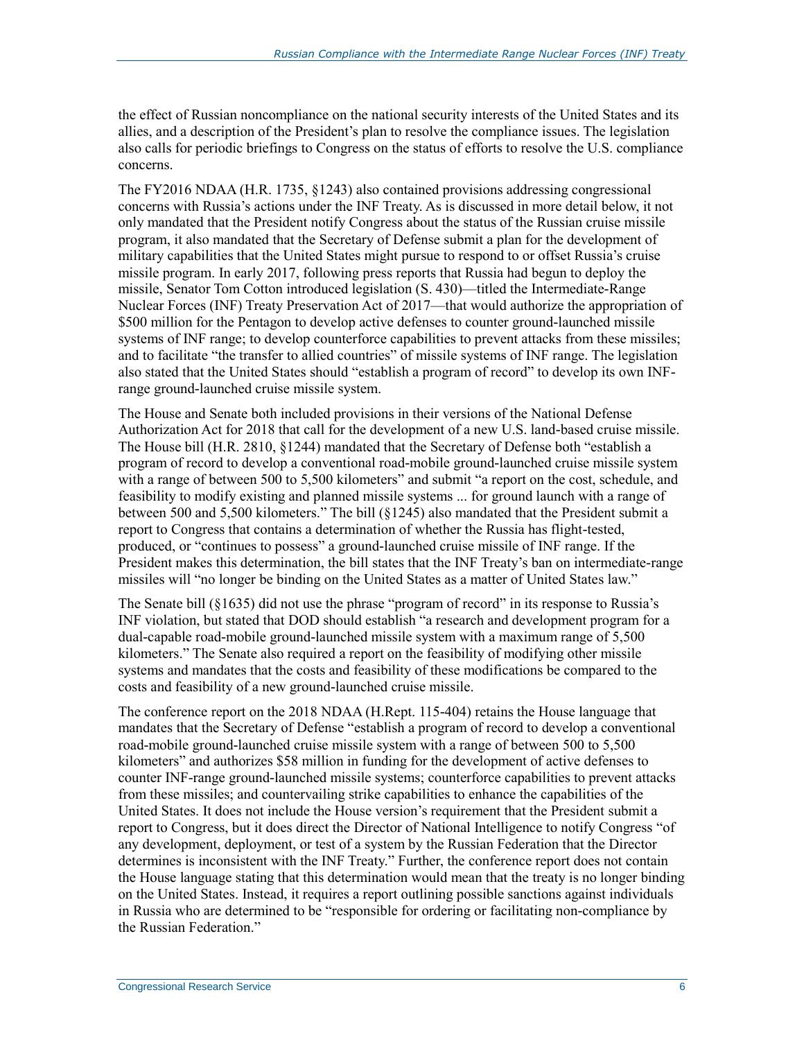the effect of Russian noncompliance on the national security interests of the United States and its allies, and a description of the President's plan to resolve the compliance issues. The legislation also calls for periodic briefings to Congress on the status of efforts to resolve the U.S. compliance concerns.

The FY2016 NDAA (H.R. 1735, §1243) also contained provisions addressing congressional concerns with Russia's actions under the INF Treaty. As is discussed in more detail below, it not only mandated that the President notify Congress about the status of the Russian cruise missile program, it also mandated that the Secretary of Defense submit a plan for the development of military capabilities that the United States might pursue to respond to or offset Russia's cruise missile program. In early 2017, following press reports that Russia had begun to deploy the missile, Senator Tom Cotton introduced legislation (S. 430)—titled the Intermediate-Range Nuclear Forces (INF) Treaty Preservation Act of 2017—that would authorize the appropriation of $500 million for the Pentagon to develop active defenses to counter ground-launched missile systems of INF range; to develop counterforce capabilities to prevent attacks from these missiles; and to facilitate "the transfer to allied countries" of missile systems of INF range. The legislation also stated that the United States should "establish a program of record" to develop its own INF-range ground-launched cruise missile system.

The House and Senate both included provisions in their versions of the National Defense Authorization Act for 2018 that call for the development of a new U.S. land-based cruise missile. The House bill (H.R. 2810, §1244) mandated that the Secretary of Defense both "establish a program of record to develop a conventional road-mobile ground-launched cruise missile system with a range of between 500 to 5,500 kilometers" and submit "a report on the cost, schedule, and feasibility to modify existing and planned missile systems ... for ground launch with a range of between 500 and 5,500 kilometers." The bill (§1245) also mandated that the President submit a report to Congress that contains a determination of whether the Russia has flight-tested, produced, or "continues to possess" a ground-launched cruise missile of INF range. If the President makes this determination, the bill states that the INF Treaty's ban on intermediate-range missiles will "no longer be binding on the United States as a matter of United States law."

The Senate bill (§1635) did not use the phrase "program of record" in its response to Russia's INF violation, but stated that DOD should establish "a research and development program for a dual-capable road-mobile ground-launched missile system with a maximum range of 5,500 kilometers." The Senate also required a report on the feasibility of modifying other missile systems and mandates that the costs and feasibility of these modifications be compared to the costs and feasibility of a new ground-launched cruise missile.

The conference report on the 2018 NDAA (H.Rept. 115-404) retains the House language that mandates that the Secretary of Defense "establish a program of record to develop a conventional road-mobile ground-launched cruise missile system with a range of between 500 to 5,500 kilometers" and authorizes $58 million in funding for the development of active defenses to counter INF-range ground-launched missile systems; counterforce capabilities to prevent attacks from these missiles; and countervailing strike capabilities to enhance the capabilities of the United States. It does not include the House version's requirement that the President submit a report to Congress, but it does direct the Director of National Intelligence to notify Congress "of any development, deployment, or test of a system by the Russian Federation that the Director determines is inconsistent with the INF Treaty." Further, the conference report does not contain the House language stating that this determination would mean that the treaty is no longer binding on the United States. Instead, it requires a report outlining possible sanctions against individuals in Russia who are determined to be "responsible for ordering or facilitating non-compliance by the Russian Federation."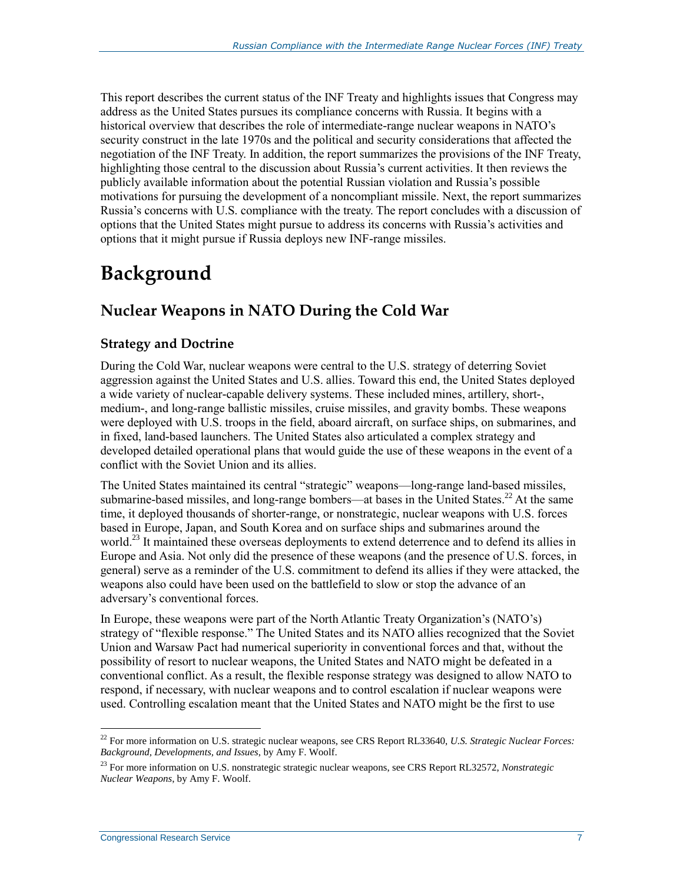This report describes the current status of the INF Treaty and highlights issues that Congress may address as the United States pursues its compliance concerns with Russia. It begins with a historical overview that describes the role of intermediate-range nuclear weapons in NATO's security construct in the late 1970s and the political and security considerations that affected the negotiation of the INF Treaty. In addition, the report summarizes the provisions of the INF Treaty, highlighting those central to the discussion about Russia's current activities. It then reviews the publicly available information about the potential Russian violation and Russia's possible motivations for pursuing the development of a noncompliant missile. Next, the report summarizes Russia's concerns with U.S. compliance with the treaty. The report concludes with a discussion of options that the United States might pursue to address its concerns with Russia's activities and options that it might pursue if Russia deploys new INF-range missiles.

# Background

## Nuclear Weapons in NATO During the Cold War

### Strategy and Doctrine

During the Cold War, nuclear weapons were central to the U.S. strategy of deterring Soviet aggression against the United States and U.S. allies. Toward this end, the United States deployed a wide variety of nuclear-capable delivery systems. These included mines, artillery, short-, medium-, and long-range ballistic missiles, cruise missiles, and gravity bombs. These weapons were deployed with U.S. troops in the field, aboard aircraft, on surface ships, on submarines, and in fixed, land-based launchers. The United States also articulated a complex strategy and developed detailed operational plans that would guide the use of these weapons in the event of a conflict with the Soviet Union and its allies.

The United States maintained its central "strategic" weapons—long-range land-based missiles, submarine-based missiles, and long-range bombers—at bases in the United States.[22] At the same time, it deployed thousands of shorter-range, or nonstrategic, nuclear weapons with U.S. forces based in Europe, Japan, and South Korea and on surface ships and submarines around the world.[23] It maintained these overseas deployments to extend deterrence and to defend its allies in Europe and Asia. Not only did the presence of these weapons (and the presence of U.S. forces, in general) serve as a reminder of the U.S. commitment to defend its allies if they were attacked, the weapons also could have been used on the battlefield to slow or stop the advance of an adversary's conventional forces.

In Europe, these weapons were part of the North Atlantic Treaty Organization's (NATO's) strategy of "flexible response." The United States and its NATO allies recognized that the Soviet Union and Warsaw Pact had numerical superiority in conventional forces and that, without the possibility of resort to nuclear weapons, the United States and NATO might be defeated in a conventional conflict. As a result, the flexible response strategy was designed to allow NATO to respond, if necessary, with nuclear weapons and to control escalation if nuclear weapons were used. Controlling escalation meant that the United States and NATO might be the first to use

---

[22] For more information on U.S. strategic nuclear weapons, see CRS Report RL33640, *U.S. Strategic Nuclear Forces: Background, Developments, and Issues*, by Amy F. Woolf.

[23] For more information on U.S. nonstrategic strategic nuclear weapons, see CRS Report RL32572, *Nonstrategic Nuclear Weapons*, by Amy F. Woolf.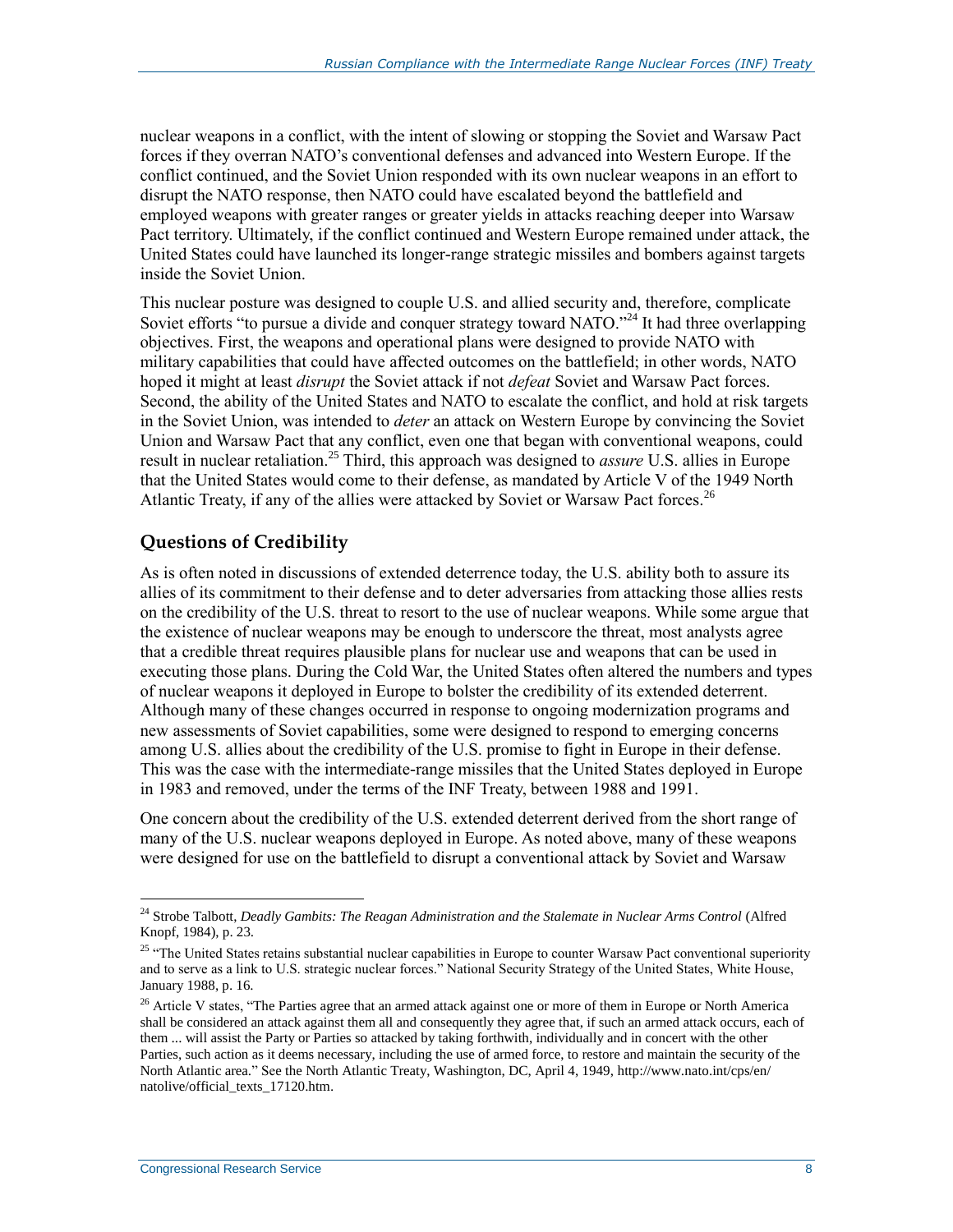nuclear weapons in a conflict, with the intent of slowing or stopping the Soviet and Warsaw Pact forces if they overran NATO's conventional defenses and advanced into Western Europe. If the conflict continued, and the Soviet Union responded with its own nuclear weapons in an effort to disrupt the NATO response, then NATO could have escalated beyond the battlefield and employed weapons with greater ranges or greater yields in attacks reaching deeper into Warsaw Pact territory. Ultimately, if the conflict continued and Western Europe remained under attack, the United States could have launched its longer-range strategic missiles and bombers against targets inside the Soviet Union.

This nuclear posture was designed to couple U.S. and allied security and, therefore, complicate Soviet efforts "to pursue a divide and conquer strategy toward NATO."[24] It had three overlapping objectives. First, the weapons and operational plans were designed to provide NATO with military capabilities that could have affected outcomes on the battlefield; in other words, NATO hoped it might at least *disrupt* the Soviet attack if not *defeat* Soviet and Warsaw Pact forces. Second, the ability of the United States and NATO to escalate the conflict, and hold at risk targets in the Soviet Union, was intended to *deter* an attack on Western Europe by convincing the Soviet Union and Warsaw Pact that any conflict, even one that began with conventional weapons, could result in nuclear retaliation.[25] Third, this approach was designed to *assure* U.S. allies in Europe that the United States would come to their defense, as mandated by Article V of the 1949 North Atlantic Treaty, if any of the allies were attacked by Soviet or Warsaw Pact forces.[26]

## Questions of Credibility

As is often noted in discussions of extended deterrence today, the U.S. ability both to assure its allies of its commitment to their defense and to deter adversaries from attacking those allies rests on the credibility of the U.S. threat to resort to the use of nuclear weapons. While some argue that the existence of nuclear weapons may be enough to underscore the threat, most analysts agree that a credible threat requires plausible plans for nuclear use and weapons that can be used in executing those plans. During the Cold War, the United States often altered the numbers and types of nuclear weapons it deployed in Europe to bolster the credibility of its extended deterrent. Although many of these changes occurred in response to ongoing modernization programs and new assessments of Soviet capabilities, some were designed to respond to emerging concerns among U.S. allies about the credibility of the U.S. promise to fight in Europe in their defense. This was the case with the intermediate-range missiles that the United States deployed in Europe in 1983 and removed, under the terms of the INF Treaty, between 1988 and 1991.

One concern about the credibility of the U.S. extended deterrent derived from the short range of many of the U.S. nuclear weapons deployed in Europe. As noted above, many of these weapons were designed for use on the battlefield to disrupt a conventional attack by Soviet and Warsaw

---

[24] Strobe Talbott, *Deadly Gambits: The Reagan Administration and the Stalemate in Nuclear Arms Control* (Alfred Knopf, 1984), p. 23.

[25] "The United States retains substantial nuclear capabilities in Europe to counter Warsaw Pact conventional superiority and to serve as a link to U.S. strategic nuclear forces." National Security Strategy of the United States, White House, January 1988, p. 16.

[26] Article V states, "The Parties agree that an armed attack against one or more of them in Europe or North America shall be considered an attack against them all and consequently they agree that, if such an armed attack occurs, each of them ... will assist the Party or Parties so attacked by taking forthwith, individually and in concert with the other Parties, such action as it deems necessary, including the use of armed force, to restore and maintain the security of the North Atlantic area." See the North Atlantic Treaty, Washington, DC, April 4, 1949, http://www.nato.int/cps/en/natolive/official_texts_17120.htm.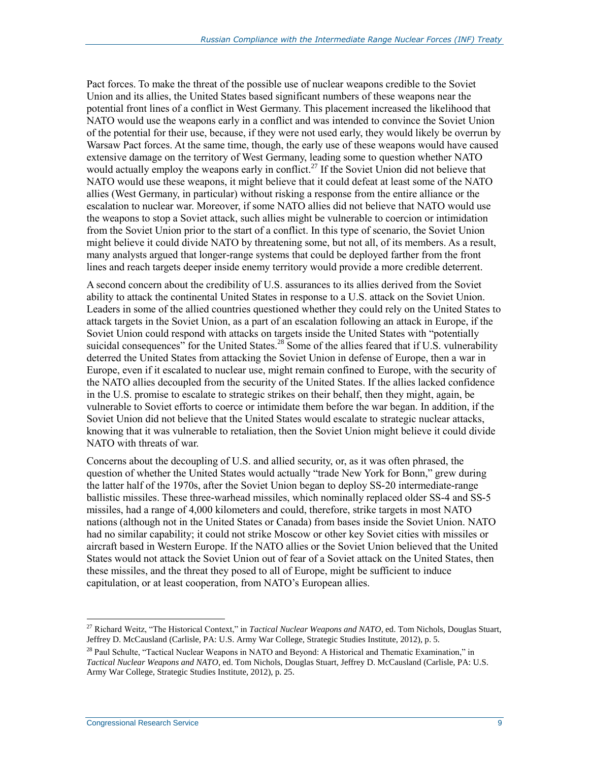Pact forces. To make the threat of the possible use of nuclear weapons credible to the Soviet Union and its allies, the United States based significant numbers of these weapons near the potential front lines of a conflict in West Germany. This placement increased the likelihood that NATO would use the weapons early in a conflict and was intended to convince the Soviet Union of the potential for their use, because, if they were not used early, they would likely be overrun by Warsaw Pact forces. At the same time, though, the early use of these weapons would have caused extensive damage on the territory of West Germany, leading some to question whether NATO would actually employ the weapons early in conflict.[27] If the Soviet Union did not believe that NATO would use these weapons, it might believe that it could defeat at least some of the NATO allies (West Germany, in particular) without risking a response from the entire alliance or the escalation to nuclear war. Moreover, if some NATO allies did not believe that NATO would use the weapons to stop a Soviet attack, such allies might be vulnerable to coercion or intimidation from the Soviet Union prior to the start of a conflict. In this type of scenario, the Soviet Union might believe it could divide NATO by threatening some, but not all, of its members. As a result, many analysts argued that longer-range systems that could be deployed farther from the front lines and reach targets deeper inside enemy territory would provide a more credible deterrent.

A second concern about the credibility of U.S. assurances to its allies derived from the Soviet ability to attack the continental United States in response to a U.S. attack on the Soviet Union. Leaders in some of the allied countries questioned whether they could rely on the United States to attack targets in the Soviet Union, as a part of an escalation following an attack in Europe, if the Soviet Union could respond with attacks on targets inside the United States with "potentially suicidal consequences" for the United States.[28] Some of the allies feared that if U.S. vulnerability deterred the United States from attacking the Soviet Union in defense of Europe, then a war in Europe, even if it escalated to nuclear use, might remain confined to Europe, with the security of the NATO allies decoupled from the security of the United States. If the allies lacked confidence in the U.S. promise to escalate to strategic strikes on their behalf, then they might, again, be vulnerable to Soviet efforts to coerce or intimidate them before the war began. In addition, if the Soviet Union did not believe that the United States would escalate to strategic nuclear attacks, knowing that it was vulnerable to retaliation, then the Soviet Union might believe it could divide NATO with threats of war.

Concerns about the decoupling of U.S. and allied security, or, as it was often phrased, the question of whether the United States would actually "trade New York for Bonn," grew during the latter half of the 1970s, after the Soviet Union began to deploy SS-20 intermediate-range ballistic missiles. These three-warhead missiles, which nominally replaced older SS-4 and SS-5 missiles, had a range of 4,000 kilometers and could, therefore, strike targets in most NATO nations (although not in the United States or Canada) from bases inside the Soviet Union. NATO had no similar capability; it could not strike Moscow or other key Soviet cities with missiles or aircraft based in Western Europe. If the NATO allies or the Soviet Union believed that the United States would not attack the Soviet Union out of fear of a Soviet attack on the United States, then these missiles, and the threat they posed to all of Europe, might be sufficient to induce capitulation, or at least cooperation, from NATO's European allies.

---

[27] Richard Weitz, "The Historical Context," in *Tactical Nuclear Weapons and NATO*, ed. Tom Nichols, Douglas Stuart, Jeffrey D. McCausland (Carlisle, PA: U.S. Army War College, Strategic Studies Institute, 2012), p. 5.

[28] Paul Schulte, "Tactical Nuclear Weapons in NATO and Beyond: A Historical and Thematic Examination," in *Tactical Nuclear Weapons and NATO*, ed. Tom Nichols, Douglas Stuart, Jeffrey D. McCausland (Carlisle, PA: U.S. Army War College, Strategic Studies Institute, 2012), p. 25.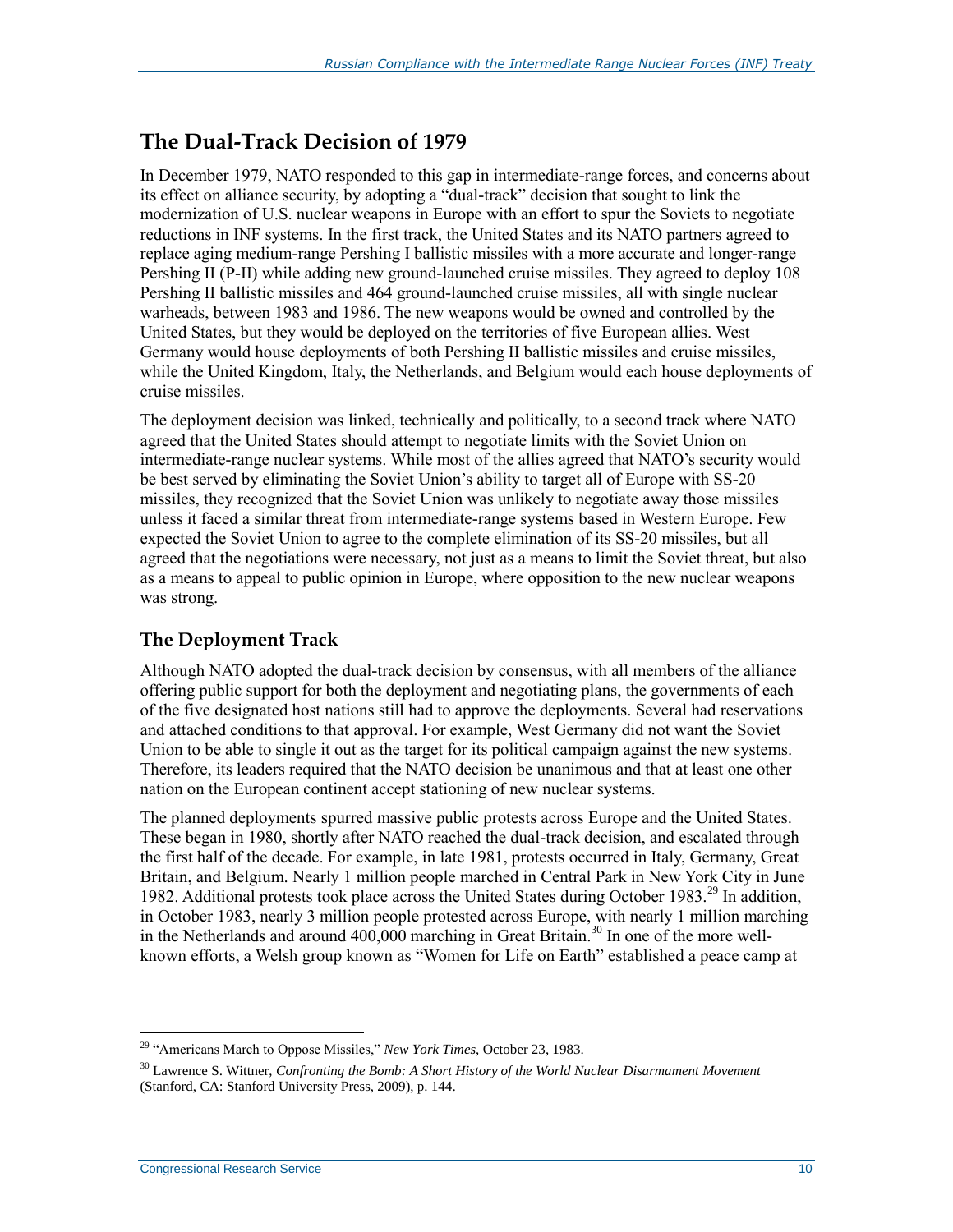## The Dual-Track Decision of 1979

In December 1979, NATO responded to this gap in intermediate-range forces, and concerns about its effect on alliance security, by adopting a "dual-track" decision that sought to link the modernization of U.S. nuclear weapons in Europe with an effort to spur the Soviets to negotiate reductions in INF systems. In the first track, the United States and its NATO partners agreed to replace aging medium-range Pershing I ballistic missiles with a more accurate and longer-range Pershing II (P-II) while adding new ground-launched cruise missiles. They agreed to deploy 108 Pershing II ballistic missiles and 464 ground-launched cruise missiles, all with single nuclear warheads, between 1983 and 1986. The new weapons would be owned and controlled by the United States, but they would be deployed on the territories of five European allies. West Germany would house deployments of both Pershing II ballistic missiles and cruise missiles, while the United Kingdom, Italy, the Netherlands, and Belgium would each house deployments of cruise missiles.

The deployment decision was linked, technically and politically, to a second track where NATO agreed that the United States should attempt to negotiate limits with the Soviet Union on intermediate-range nuclear systems. While most of the allies agreed that NATO's security would be best served by eliminating the Soviet Union's ability to target all of Europe with SS-20 missiles, they recognized that the Soviet Union was unlikely to negotiate away those missiles unless it faced a similar threat from intermediate-range systems based in Western Europe. Few expected the Soviet Union to agree to the complete elimination of its SS-20 missiles, but all agreed that the negotiations were necessary, not just as a means to limit the Soviet threat, but also as a means to appeal to public opinion in Europe, where opposition to the new nuclear weapons was strong.

### The Deployment Track

Although NATO adopted the dual-track decision by consensus, with all members of the alliance offering public support for both the deployment and negotiating plans, the governments of each of the five designated host nations still had to approve the deployments. Several had reservations and attached conditions to that approval. For example, West Germany did not want the Soviet Union to be able to single it out as the target for its political campaign against the new systems. Therefore, its leaders required that the NATO decision be unanimous and that at least one other nation on the European continent accept stationing of new nuclear systems.

The planned deployments spurred massive public protests across Europe and the United States. These began in 1980, shortly after NATO reached the dual-track decision, and escalated through the first half of the decade. For example, in late 1981, protests occurred in Italy, Germany, Great Britain, and Belgium. Nearly 1 million people marched in Central Park in New York City in June 1982. Additional protests took place across the United States during October 1983.[29] In addition, in October 1983, nearly 3 million people protested across Europe, with nearly 1 million marching in the Netherlands and around 400,000 marching in Great Britain.[30] In one of the more well-known efforts, a Welsh group known as "Women for Life on Earth" established a peace camp at

---

[29] "Americans March to Oppose Missiles," *New York Times*, October 23, 1983.

[30] Lawrence S. Wittner, *Confronting the Bomb: A Short History of the World Nuclear Disarmament Movement* (Stanford, CA: Stanford University Press, 2009), p. 144.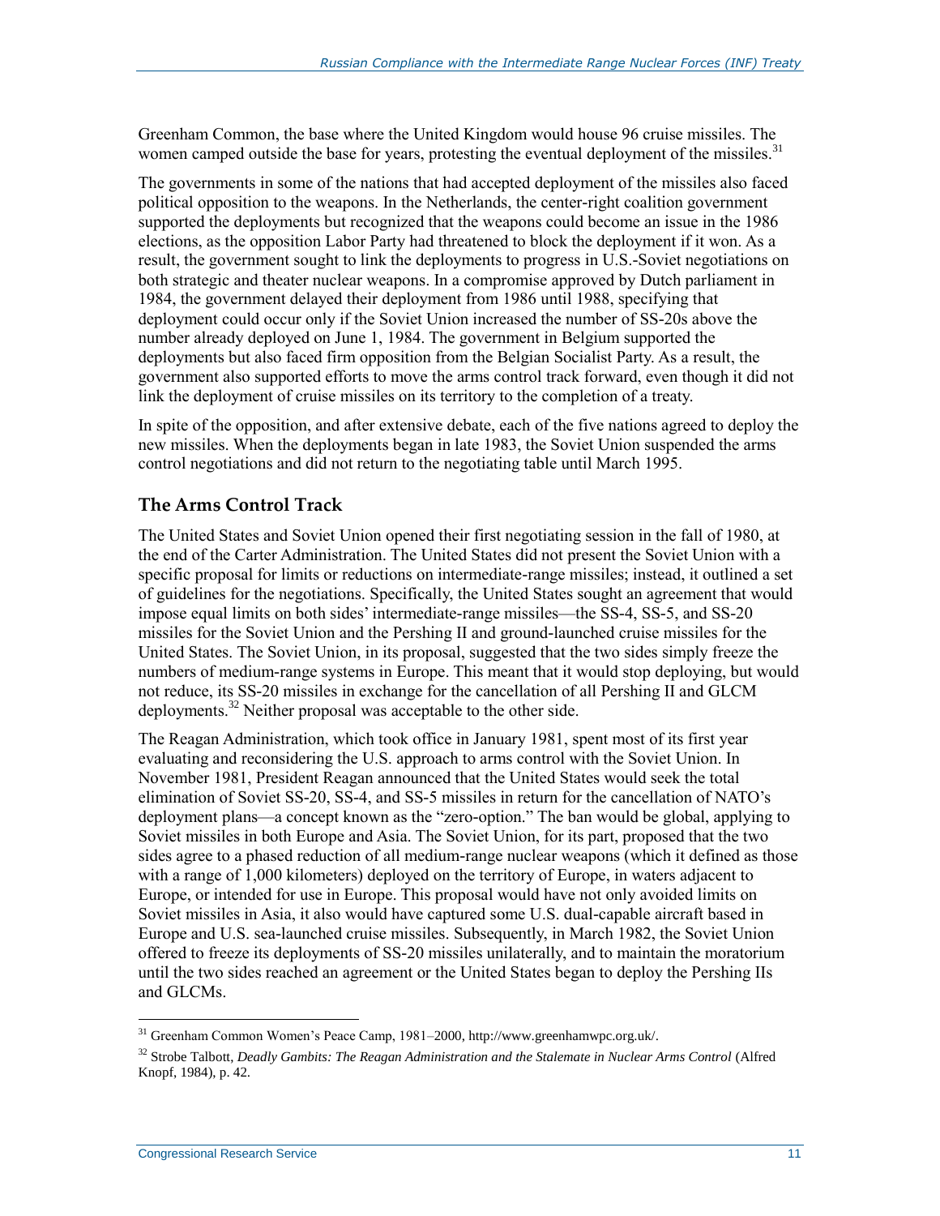Greenham Common, the base where the United Kingdom would house 96 cruise missiles. The women camped outside the base for years, protesting the eventual deployment of the missiles.[31]

The governments in some of the nations that had accepted deployment of the missiles also faced political opposition to the weapons. In the Netherlands, the center-right coalition government supported the deployments but recognized that the weapons could become an issue in the 1986 elections, as the opposition Labor Party had threatened to block the deployment if it won. As a result, the government sought to link the deployments to progress in U.S.-Soviet negotiations on both strategic and theater nuclear weapons. In a compromise approved by Dutch parliament in 1984, the government delayed their deployment from 1986 until 1988, specifying that deployment could occur only if the Soviet Union increased the number of SS-20s above the number already deployed on June 1, 1984. The government in Belgium supported the deployments but also faced firm opposition from the Belgian Socialist Party. As a result, the government also supported efforts to move the arms control track forward, even though it did not link the deployment of cruise missiles on its territory to the completion of a treaty.

In spite of the opposition, and after extensive debate, each of the five nations agreed to deploy the new missiles. When the deployments began in late 1983, the Soviet Union suspended the arms control negotiations and did not return to the negotiating table until March 1995.

## The Arms Control Track

The United States and Soviet Union opened their first negotiating session in the fall of 1980, at the end of the Carter Administration. The United States did not present the Soviet Union with a specific proposal for limits or reductions on intermediate-range missiles; instead, it outlined a set of guidelines for the negotiations. Specifically, the United States sought an agreement that would impose equal limits on both sides' intermediate-range missiles—the SS-4, SS-5, and SS-20 missiles for the Soviet Union and the Pershing II and ground-launched cruise missiles for the United States. The Soviet Union, in its proposal, suggested that the two sides simply freeze the numbers of medium-range systems in Europe. This meant that it would stop deploying, but would not reduce, its SS-20 missiles in exchange for the cancellation of all Pershing II and GLCM deployments.[32] Neither proposal was acceptable to the other side.

The Reagan Administration, which took office in January 1981, spent most of its first year evaluating and reconsidering the U.S. approach to arms control with the Soviet Union. In November 1981, President Reagan announced that the United States would seek the total elimination of Soviet SS-20, SS-4, and SS-5 missiles in return for the cancellation of NATO's deployment plans—a concept known as the "zero-option." The ban would be global, applying to Soviet missiles in both Europe and Asia. The Soviet Union, for its part, proposed that the two sides agree to a phased reduction of all medium-range nuclear weapons (which it defined as those with a range of 1,000 kilometers) deployed on the territory of Europe, in waters adjacent to Europe, or intended for use in Europe. This proposal would have not only avoided limits on Soviet missiles in Asia, it also would have captured some U.S. dual-capable aircraft based in Europe and U.S. sea-launched cruise missiles. Subsequently, in March 1982, the Soviet Union offered to freeze its deployments of SS-20 missiles unilaterally, and to maintain the moratorium until the two sides reached an agreement or the United States began to deploy the Pershing IIs and GLCMs.

---

[31] Greenham Common Women's Peace Camp, 1981–2000, http://www.greenhamwpc.org.uk/.

[32] Strobe Talbott, *Deadly Gambits: The Reagan Administration and the Stalemate in Nuclear Arms Control* (Alfred Knopf, 1984), p. 42.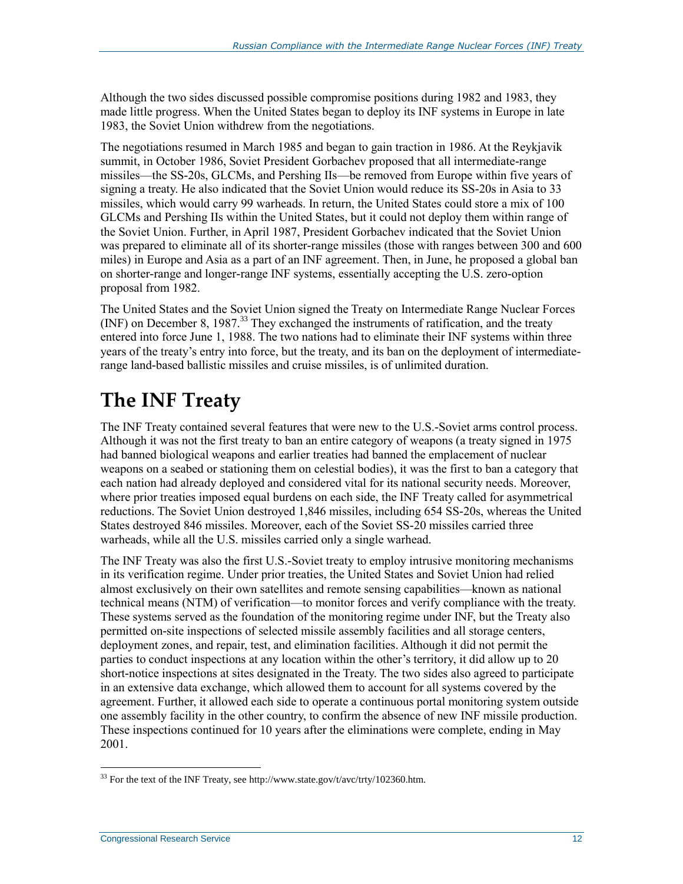Although the two sides discussed possible compromise positions during 1982 and 1983, they made little progress. When the United States began to deploy its INF systems in Europe in late 1983, the Soviet Union withdrew from the negotiations.

The negotiations resumed in March 1985 and began to gain traction in 1986. At the Reykjavik summit, in October 1986, Soviet President Gorbachev proposed that all intermediate-range missiles—the SS-20s, GLCMs, and Pershing IIs—be removed from Europe within five years of signing a treaty. He also indicated that the Soviet Union would reduce its SS-20s in Asia to 33 missiles, which would carry 99 warheads. In return, the United States could store a mix of 100 GLCMs and Pershing IIs within the United States, but it could not deploy them within range of the Soviet Union. Further, in April 1987, President Gorbachev indicated that the Soviet Union was prepared to eliminate all of its shorter-range missiles (those with ranges between 300 and 600 miles) in Europe and Asia as a part of an INF agreement. Then, in June, he proposed a global ban on shorter-range and longer-range INF systems, essentially accepting the U.S. zero-option proposal from 1982.

The United States and the Soviet Union signed the Treaty on Intermediate Range Nuclear Forces (INF) on December 8, 1987.[33] They exchanged the instruments of ratification, and the treaty entered into force June 1, 1988. The two nations had to eliminate their INF systems within three years of the treaty's entry into force, but the treaty, and its ban on the deployment of intermediate-range land-based ballistic missiles and cruise missiles, is of unlimited duration.

# The INF Treaty

The INF Treaty contained several features that were new to the U.S.-Soviet arms control process. Although it was not the first treaty to ban an entire category of weapons (a treaty signed in 1975 had banned biological weapons and earlier treaties had banned the emplacement of nuclear weapons on a seabed or stationing them on celestial bodies), it was the first to ban a category that each nation had already deployed and considered vital for its national security needs. Moreover, where prior treaties imposed equal burdens on each side, the INF Treaty called for asymmetrical reductions. The Soviet Union destroyed 1,846 missiles, including 654 SS-20s, whereas the United States destroyed 846 missiles. Moreover, each of the Soviet SS-20 missiles carried three warheads, while all the U.S. missiles carried only a single warhead.

The INF Treaty was also the first U.S.-Soviet treaty to employ intrusive monitoring mechanisms in its verification regime. Under prior treaties, the United States and Soviet Union had relied almost exclusively on their own satellites and remote sensing capabilities—known as national technical means (NTM) of verification—to monitor forces and verify compliance with the treaty. These systems served as the foundation of the monitoring regime under INF, but the Treaty also permitted on-site inspections of selected missile assembly facilities and all storage centers, deployment zones, and repair, test, and elimination facilities. Although it did not permit the parties to conduct inspections at any location within the other's territory, it did allow up to 20 short-notice inspections at sites designated in the Treaty. The two sides also agreed to participate in an extensive data exchange, which allowed them to account for all systems covered by the agreement. Further, it allowed each side to operate a continuous portal monitoring system outside one assembly facility in the other country, to confirm the absence of new INF missile production. These inspections continued for 10 years after the eliminations were complete, ending in May 2001.

---

[33] For the text of the INF Treaty, see http://www.state.gov/t/avc/trty/102360.htm.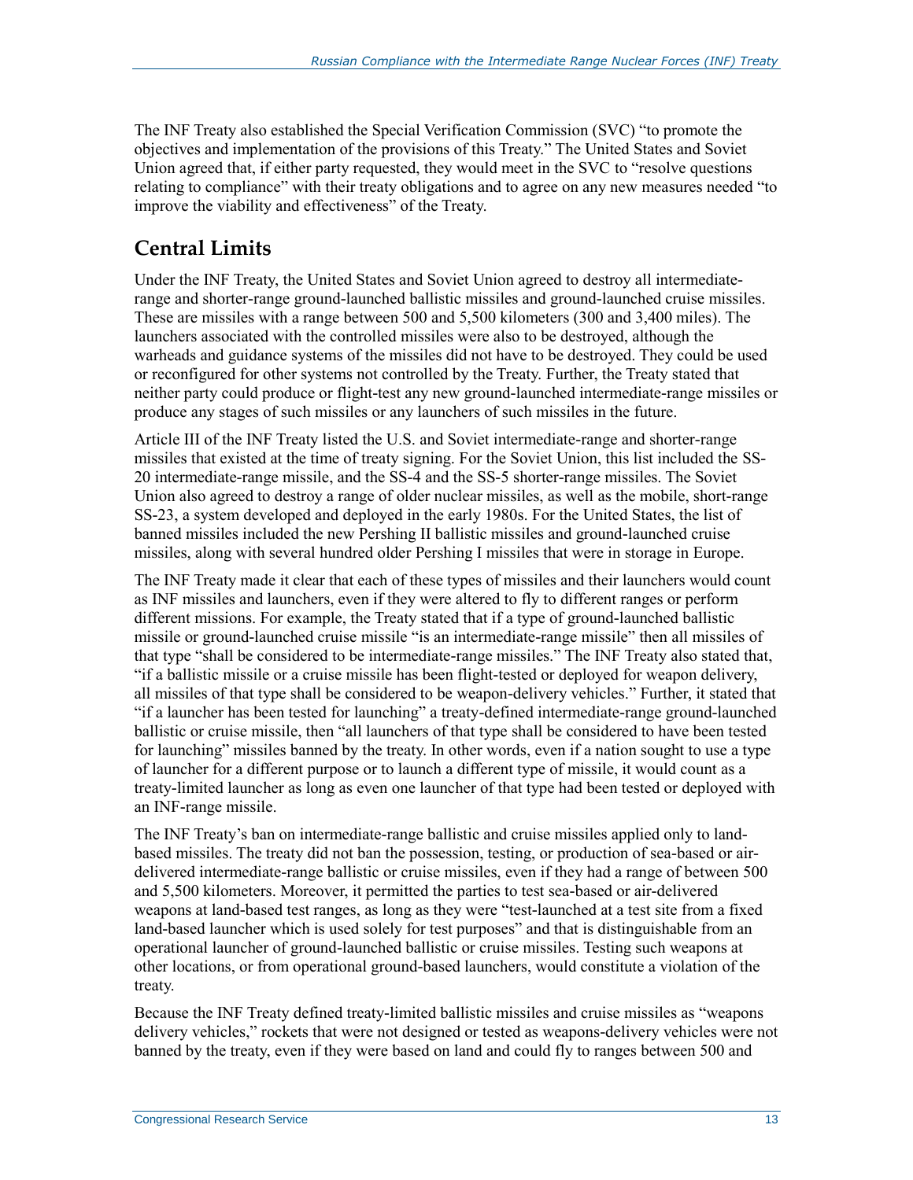The INF Treaty also established the Special Verification Commission (SVC) "to promote the objectives and implementation of the provisions of this Treaty." The United States and Soviet Union agreed that, if either party requested, they would meet in the SVC to "resolve questions relating to compliance" with their treaty obligations and to agree on any new measures needed "to improve the viability and effectiveness" of the Treaty.

## Central Limits

Under the INF Treaty, the United States and Soviet Union agreed to destroy all intermediate-range and shorter-range ground-launched ballistic missiles and ground-launched cruise missiles. These are missiles with a range between 500 and 5,500 kilometers (300 and 3,400 miles). The launchers associated with the controlled missiles were also to be destroyed, although the warheads and guidance systems of the missiles did not have to be destroyed. They could be used or reconfigured for other systems not controlled by the Treaty. Further, the Treaty stated that neither party could produce or flight-test any new ground-launched intermediate-range missiles or produce any stages of such missiles or any launchers of such missiles in the future.

Article III of the INF Treaty listed the U.S. and Soviet intermediate-range and shorter-range missiles that existed at the time of treaty signing. For the Soviet Union, this list included the SS-20 intermediate-range missile, and the SS-4 and the SS-5 shorter-range missiles. The Soviet Union also agreed to destroy a range of older nuclear missiles, as well as the mobile, short-range SS-23, a system developed and deployed in the early 1980s. For the United States, the list of banned missiles included the new Pershing II ballistic missiles and ground-launched cruise missiles, along with several hundred older Pershing I missiles that were in storage in Europe.

The INF Treaty made it clear that each of these types of missiles and their launchers would count as INF missiles and launchers, even if they were altered to fly to different ranges or perform different missions. For example, the Treaty stated that if a type of ground-launched ballistic missile or ground-launched cruise missile "is an intermediate-range missile" then all missiles of that type "shall be considered to be intermediate-range missiles." The INF Treaty also stated that, "if a ballistic missile or a cruise missile has been flight-tested or deployed for weapon delivery, all missiles of that type shall be considered to be weapon-delivery vehicles." Further, it stated that "if a launcher has been tested for launching" a treaty-defined intermediate-range ground-launched ballistic or cruise missile, then "all launchers of that type shall be considered to have been tested for launching" missiles banned by the treaty. In other words, even if a nation sought to use a type of launcher for a different purpose or to launch a different type of missile, it would count as a treaty-limited launcher as long as even one launcher of that type had been tested or deployed with an INF-range missile.

The INF Treaty's ban on intermediate-range ballistic and cruise missiles applied only to land-based missiles. The treaty did not ban the possession, testing, or production of sea-based or air-delivered intermediate-range ballistic or cruise missiles, even if they had a range of between 500 and 5,500 kilometers. Moreover, it permitted the parties to test sea-based or air-delivered weapons at land-based test ranges, as long as they were "test-launched at a test site from a fixed land-based launcher which is used solely for test purposes" and that is distinguishable from an operational launcher of ground-launched ballistic or cruise missiles. Testing such weapons at other locations, or from operational ground-based launchers, would constitute a violation of the treaty.

Because the INF Treaty defined treaty-limited ballistic missiles and cruise missiles as "weapons delivery vehicles," rockets that were not designed or tested as weapons-delivery vehicles were not banned by the treaty, even if they were based on land and could fly to ranges between 500 and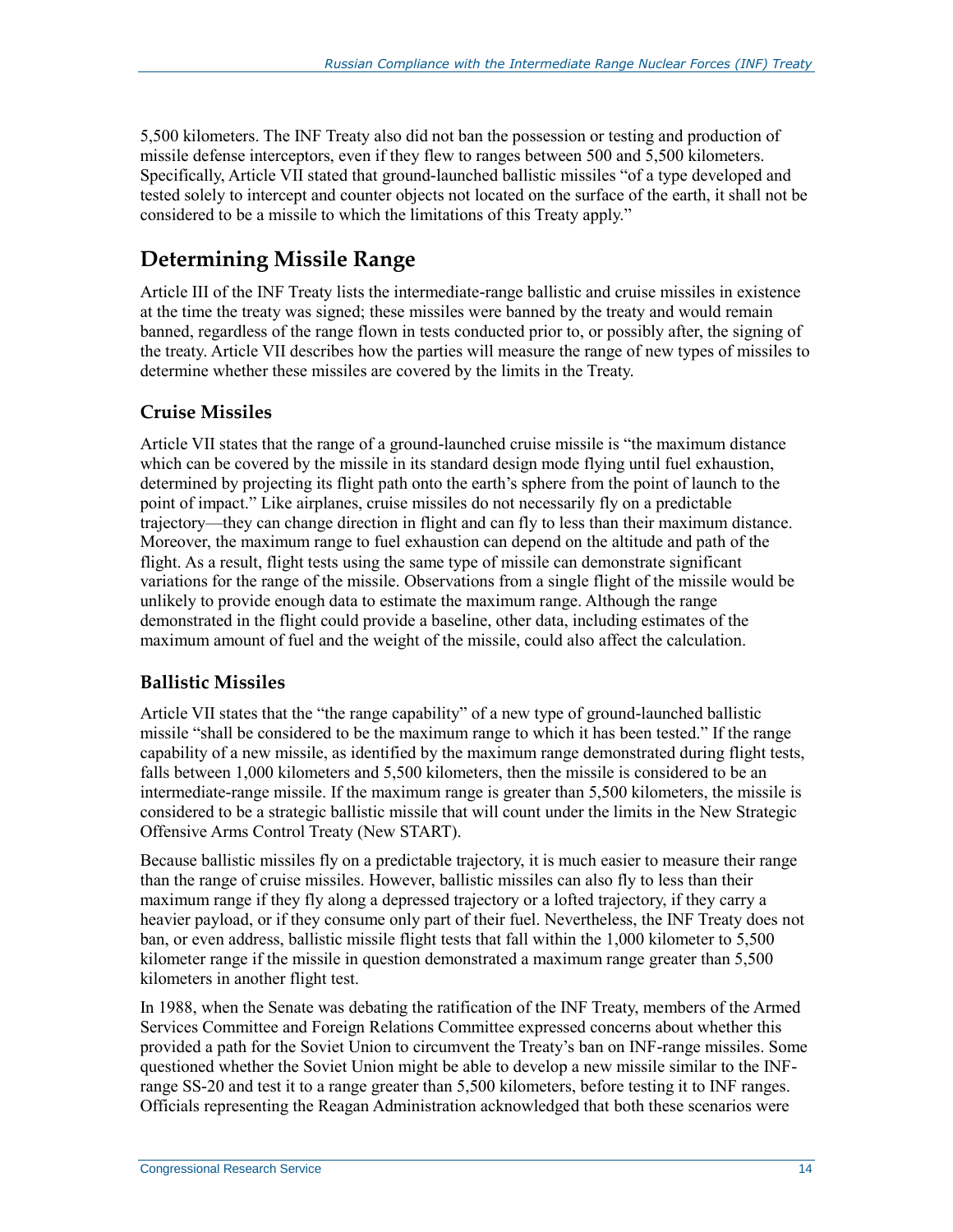5,500 kilometers. The INF Treaty also did not ban the possession or testing and production of missile defense interceptors, even if they flew to ranges between 500 and 5,500 kilometers. Specifically, Article VII stated that ground-launched ballistic missiles "of a type developed and tested solely to intercept and counter objects not located on the surface of the earth, it shall not be considered to be a missile to which the limitations of this Treaty apply."

## Determining Missile Range

Article III of the INF Treaty lists the intermediate-range ballistic and cruise missiles in existence at the time the treaty was signed; these missiles were banned by the treaty and would remain banned, regardless of the range flown in tests conducted prior to, or possibly after, the signing of the treaty. Article VII describes how the parties will measure the range of new types of missiles to determine whether these missiles are covered by the limits in the Treaty.

### Cruise Missiles

Article VII states that the range of a ground-launched cruise missile is "the maximum distance which can be covered by the missile in its standard design mode flying until fuel exhaustion, determined by projecting its flight path onto the earth's sphere from the point of launch to the point of impact." Like airplanes, cruise missiles do not necessarily fly on a predictable trajectory—they can change direction in flight and can fly to less than their maximum distance. Moreover, the maximum range to fuel exhaustion can depend on the altitude and path of the flight. As a result, flight tests using the same type of missile can demonstrate significant variations for the range of the missile. Observations from a single flight of the missile would be unlikely to provide enough data to estimate the maximum range. Although the range demonstrated in the flight could provide a baseline, other data, including estimates of the maximum amount of fuel and the weight of the missile, could also affect the calculation.

### Ballistic Missiles

Article VII states that the "the range capability" of a new type of ground-launched ballistic missile "shall be considered to be the maximum range to which it has been tested." If the range capability of a new missile, as identified by the maximum range demonstrated during flight tests, falls between 1,000 kilometers and 5,500 kilometers, then the missile is considered to be an intermediate-range missile. If the maximum range is greater than 5,500 kilometers, the missile is considered to be a strategic ballistic missile that will count under the limits in the New Strategic Offensive Arms Control Treaty (New START).

Because ballistic missiles fly on a predictable trajectory, it is much easier to measure their range than the range of cruise missiles. However, ballistic missiles can also fly to less than their maximum range if they fly along a depressed trajectory or a lofted trajectory, if they carry a heavier payload, or if they consume only part of their fuel. Nevertheless, the INF Treaty does not ban, or even address, ballistic missile flight tests that fall within the 1,000 kilometer to 5,500 kilometer range if the missile in question demonstrated a maximum range greater than 5,500 kilometers in another flight test.

In 1988, when the Senate was debating the ratification of the INF Treaty, members of the Armed Services Committee and Foreign Relations Committee expressed concerns about whether this provided a path for the Soviet Union to circumvent the Treaty's ban on INF-range missiles. Some questioned whether the Soviet Union might be able to develop a new missile similar to the INF-range SS-20 and test it to a range greater than 5,500 kilometers, before testing it to INF ranges. Officials representing the Reagan Administration acknowledged that both these scenarios were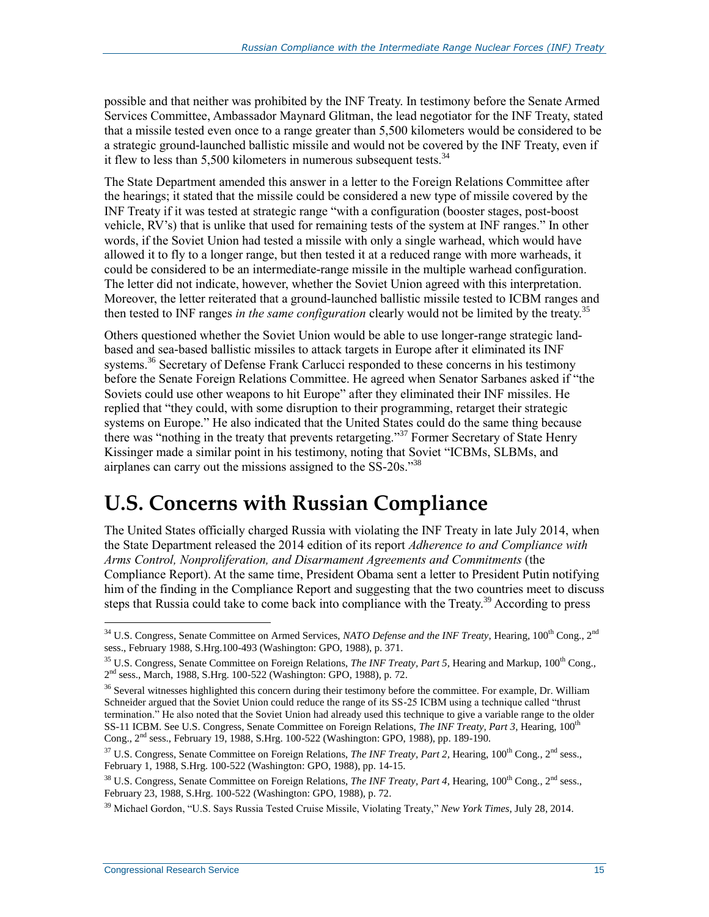possible and that neither was prohibited by the INF Treaty. In testimony before the Senate Armed Services Committee, Ambassador Maynard Glitman, the lead negotiator for the INF Treaty, stated that a missile tested even once to a range greater than 5,500 kilometers would be considered to be a strategic ground-launched ballistic missile and would not be covered by the INF Treaty, even if it flew to less than 5,500 kilometers in numerous subsequent tests.[34]

The State Department amended this answer in a letter to the Foreign Relations Committee after the hearings; it stated that the missile could be considered a new type of missile covered by the INF Treaty if it was tested at strategic range "with a configuration (booster stages, post-boost vehicle, RV's) that is unlike that used for remaining tests of the system at INF ranges." In other words, if the Soviet Union had tested a missile with only a single warhead, which would have allowed it to fly to a longer range, but then tested it at a reduced range with more warheads, it could be considered to be an intermediate-range missile in the multiple warhead configuration. The letter did not indicate, however, whether the Soviet Union agreed with this interpretation. Moreover, the letter reiterated that a ground-launched ballistic missile tested to ICBM ranges and then tested to INF ranges *in the same configuration* clearly would not be limited by the treaty.[35]

Others questioned whether the Soviet Union would be able to use longer-range strategic land-based and sea-based ballistic missiles to attack targets in Europe after it eliminated its INF systems.[36] Secretary of Defense Frank Carlucci responded to these concerns in his testimony before the Senate Foreign Relations Committee. He agreed when Senator Sarbanes asked if "the Soviets could use other weapons to hit Europe" after they eliminated their INF missiles. He replied that "they could, with some disruption to their programming, retarget their strategic systems on Europe." He also indicated that the United States could do the same thing because there was "nothing in the treaty that prevents retargeting."[37] Former Secretary of State Henry Kissinger made a similar point in his testimony, noting that Soviet "ICBMs, SLBMs, and airplanes can carry out the missions assigned to the SS-20s."[38]

# U.S. Concerns with Russian Compliance

The United States officially charged Russia with violating the INF Treaty in late July 2014, when the State Department released the 2014 edition of its report *Adherence to and Compliance with Arms Control, Nonproliferation, and Disarmament Agreements and Commitments* (the Compliance Report). At the same time, President Obama sent a letter to President Putin notifying him of the finding in the Compliance Report and suggesting that the two countries meet to discuss steps that Russia could take to come back into compliance with the Treaty.[39] According to press

---

[34] U.S. Congress, Senate Committee on Armed Services, *NATO Defense and the INF Treaty*, Hearing, 100th Cong., 2nd sess., February 1988, S.Hrg.100-493 (Washington: GPO, 1988), p. 371.

[35] U.S. Congress, Senate Committee on Foreign Relations, *The INF Treaty, Part 5*, Hearing and Markup, 100th Cong., 2nd sess., March, 1988, S.Hrg. 100-522 (Washington: GPO, 1988), p. 72.

[36] Several witnesses highlighted this concern during their testimony before the committee. For example, Dr. William Schneider argued that the Soviet Union could reduce the range of its SS-25 ICBM using a technique called "thrust termination." He also noted that the Soviet Union had already used this technique to give a variable range to the older SS-11 ICBM. See U.S. Congress, Senate Committee on Foreign Relations, *The INF Treaty, Part 3*, Hearing, 100th Cong., 2nd sess., February 19, 1988, S.Hrg. 100-522 (Washington: GPO, 1988), pp. 189-190.

[37] U.S. Congress, Senate Committee on Foreign Relations, *The INF Treaty, Part 2*, Hearing, 100th Cong., 2nd sess., February 1, 1988, S.Hrg. 100-522 (Washington: GPO, 1988), pp. 14-15.

[38] U.S. Congress, Senate Committee on Foreign Relations, *The INF Treaty, Part 4*, Hearing, 100th Cong., 2nd sess., February 23, 1988, S.Hrg. 100-522 (Washington: GPO, 1988), p. 72.

[39] Michael Gordon, "U.S. Says Russia Tested Cruise Missile, Violating Treaty," *New York Times*, July 28, 2014.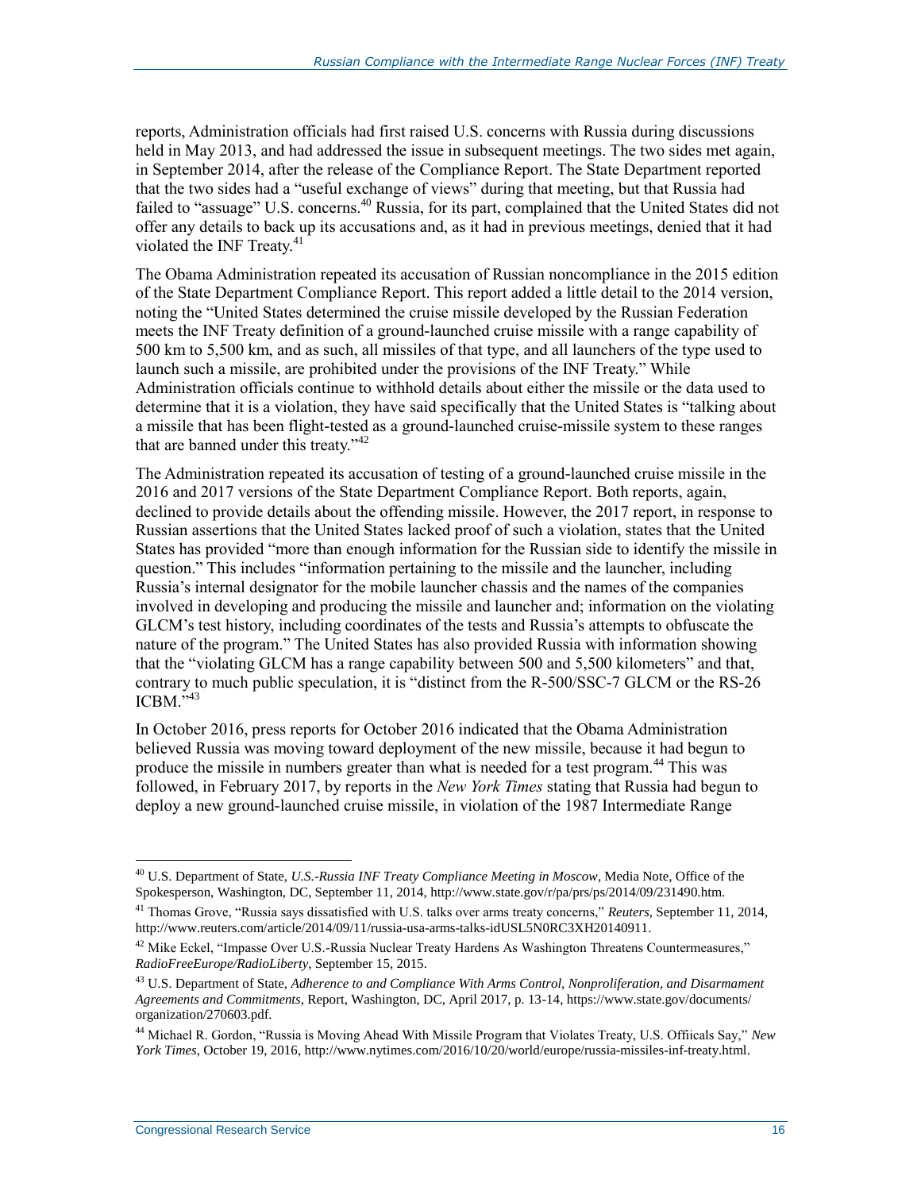reports, Administration officials had first raised U.S. concerns with Russia during discussions held in May 2013, and had addressed the issue in subsequent meetings. The two sides met again, in September 2014, after the release of the Compliance Report. The State Department reported that the two sides had a "useful exchange of views" during that meeting, but that Russia had failed to "assuage" U.S. concerns.[40] Russia, for its part, complained that the United States did not offer any details to back up its accusations and, as it had in previous meetings, denied that it had violated the INF Treaty.[41]

The Obama Administration repeated its accusation of Russian noncompliance in the 2015 edition of the State Department Compliance Report. This report added a little detail to the 2014 version, noting the "United States determined the cruise missile developed by the Russian Federation meets the INF Treaty definition of a ground-launched cruise missile with a range capability of 500 km to 5,500 km, and as such, all missiles of that type, and all launchers of the type used to launch such a missile, are prohibited under the provisions of the INF Treaty." While Administration officials continue to withhold details about either the missile or the data used to determine that it is a violation, they have said specifically that the United States is "talking about a missile that has been flight-tested as a ground-launched cruise-missile system to these ranges that are banned under this treaty."[42]

The Administration repeated its accusation of testing of a ground-launched cruise missile in the 2016 and 2017 versions of the State Department Compliance Report. Both reports, again, declined to provide details about the offending missile. However, the 2017 report, in response to Russian assertions that the United States lacked proof of such a violation, states that the United States has provided "more than enough information for the Russian side to identify the missile in question." This includes "information pertaining to the missile and the launcher, including Russia's internal designator for the mobile launcher chassis and the names of the companies involved in developing and producing the missile and launcher and; information on the violating GLCM's test history, including coordinates of the tests and Russia's attempts to obfuscate the nature of the program." The United States has also provided Russia with information showing that the "violating GLCM has a range capability between 500 and 5,500 kilometers" and that, contrary to much public speculation, it is "distinct from the R-500/SSC-7 GLCM or the RS-26 ICBM."[43]

In October 2016, press reports for October 2016 indicated that the Obama Administration believed Russia was moving toward deployment of the new missile, because it had begun to produce the missile in numbers greater than what is needed for a test program.[44] This was followed, in February 2017, by reports in the *New York Times* stating that Russia had begun to deploy a new ground-launched cruise missile, in violation of the 1987 Intermediate Range

---

[40] U.S. Department of State, *U.S.-Russia INF Treaty Compliance Meeting in Moscow*, Media Note, Office of the Spokesperson, Washington, DC, September 11, 2014, http://www.state.gov/r/pa/prs/ps/2014/09/231490.htm.

[41] Thomas Grove, "Russia says dissatisfied with U.S. talks over arms treaty concerns," *Reuters*, September 11, 2014, http://www.reuters.com/article/2014/09/11/russia-usa-arms-talks-idUSL5N0RC3XH20140911.

[42] Mike Eckel, "Impasse Over U.S.-Russia Nuclear Treaty Hardens As Washington Threatens Countermeasures," *RadioFreeEurope/RadioLiberty*, September 15, 2015.

[43] U.S. Department of State, *Adherence to and Compliance With Arms Control, Nonproliferation, and Disarmament Agreements and Commitments*, Report, Washington, DC, April 2017, p. 13-14, https://www.state.gov/documents/organization/270603.pdf.

[44] Michael R. Gordon, "Russia is Moving Ahead With Missile Program that Violates Treaty, U.S. Offiicals Say," *New York Times*, October 19, 2016, http://www.nytimes.com/2016/10/20/world/europe/russia-missiles-inf-treaty.html.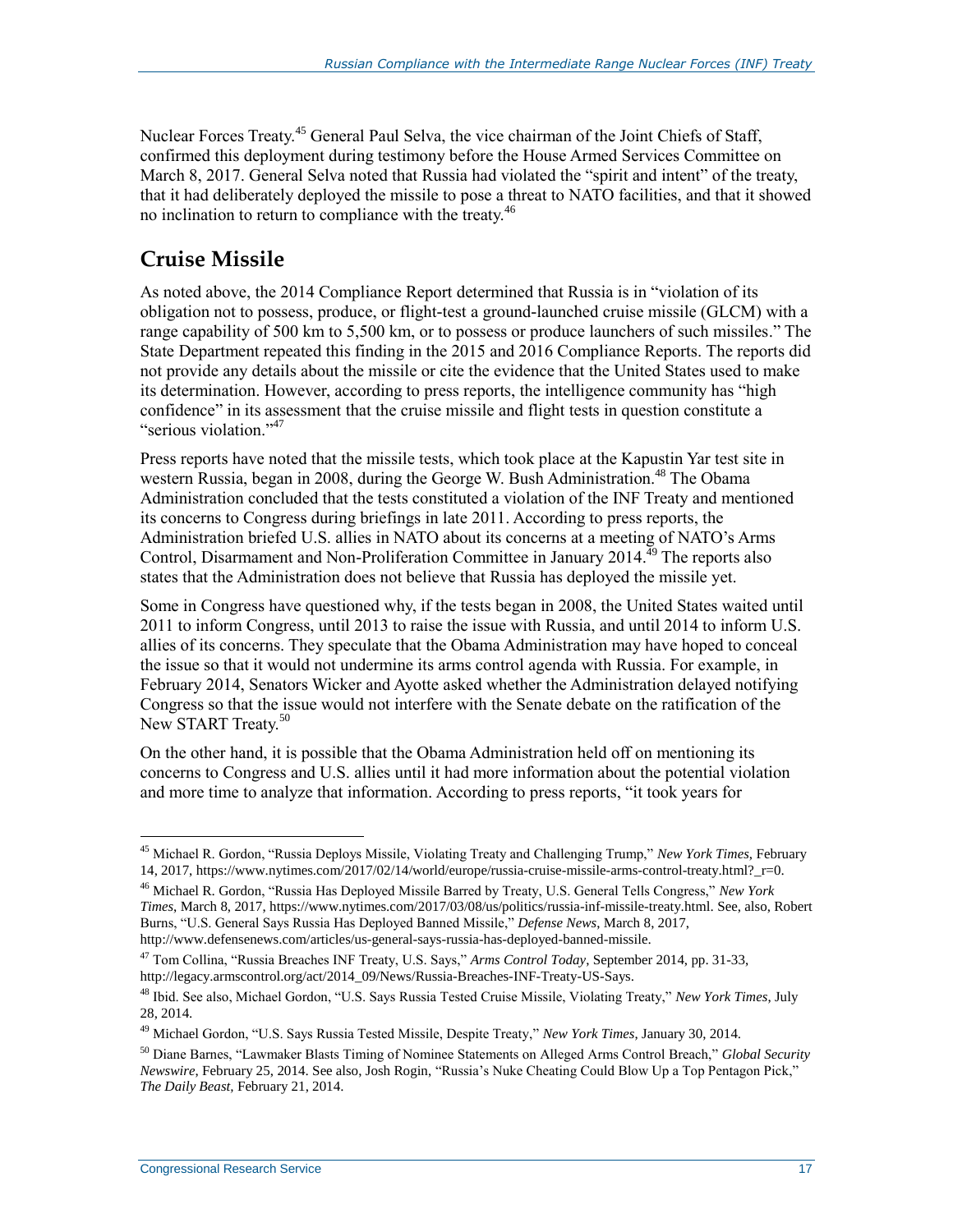Nuclear Forces Treaty.[45] General Paul Selva, the vice chairman of the Joint Chiefs of Staff, confirmed this deployment during testimony before the House Armed Services Committee on March 8, 2017. General Selva noted that Russia had violated the "spirit and intent" of the treaty, that it had deliberately deployed the missile to pose a threat to NATO facilities, and that it showed no inclination to return to compliance with the treaty.[46]

## Cruise Missile

As noted above, the 2014 Compliance Report determined that Russia is in "violation of its obligation not to possess, produce, or flight-test a ground-launched cruise missile (GLCM) with a range capability of 500 km to 5,500 km, or to possess or produce launchers of such missiles." The State Department repeated this finding in the 2015 and 2016 Compliance Reports. The reports did not provide any details about the missile or cite the evidence that the United States used to make its determination. However, according to press reports, the intelligence community has "high confidence" in its assessment that the cruise missile and flight tests in question constitute a "serious violation."[47]

Press reports have noted that the missile tests, which took place at the Kapustin Yar test site in western Russia, began in 2008, during the George W. Bush Administration.[48] The Obama Administration concluded that the tests constituted a violation of the INF Treaty and mentioned its concerns to Congress during briefings in late 2011. According to press reports, the Administration briefed U.S. allies in NATO about its concerns at a meeting of NATO's Arms Control, Disarmament and Non-Proliferation Committee in January 2014.[49] The reports also states that the Administration does not believe that Russia has deployed the missile yet.

Some in Congress have questioned why, if the tests began in 2008, the United States waited until 2011 to inform Congress, until 2013 to raise the issue with Russia, and until 2014 to inform U.S. allies of its concerns. They speculate that the Obama Administration may have hoped to conceal the issue so that it would not undermine its arms control agenda with Russia. For example, in February 2014, Senators Wicker and Ayotte asked whether the Administration delayed notifying Congress so that the issue would not interfere with the Senate debate on the ratification of the New START Treaty.[50]

On the other hand, it is possible that the Obama Administration held off on mentioning its concerns to Congress and U.S. allies until it had more information about the potential violation and more time to analyze that information. According to press reports, "it took years for

---

[45] Michael R. Gordon, "Russia Deploys Missile, Violating Treaty and Challenging Trump," *New York Times,* February 14, 2017, https://www.nytimes.com/2017/02/14/world/europe/russia-cruise-missile-arms-control-treaty.html?_r=0.

[46] Michael R. Gordon, "Russia Has Deployed Missile Barred by Treaty, U.S. General Tells Congress," *New York Times,* March 8, 2017, https://www.nytimes.com/2017/03/08/us/politics/russia-inf-missile-treaty.html. See, also, Robert Burns, "U.S. General Says Russia Has Deployed Banned Missile," *Defense News,* March 8, 2017, http://www.defensenews.com/articles/us-general-says-russia-has-deployed-banned-missile.

[47] Tom Collina, "Russia Breaches INF Treaty, U.S. Says," *Arms Control Today,* September 2014, pp. 31-33, http://legacy.armscontrol.org/act/2014_09/News/Russia-Breaches-INF-Treaty-US-Says.

[48] Ibid. See also, Michael Gordon, "U.S. Says Russia Tested Cruise Missile, Violating Treaty," *New York Times,* July 28, 2014.

[49] Michael Gordon, "U.S. Says Russia Tested Missile, Despite Treaty," *New York Times,* January 30, 2014.

[50] Diane Barnes, "Lawmaker Blasts Timing of Nominee Statements on Alleged Arms Control Breach," *Global Security Newswire,* February 25, 2014. See also, Josh Rogin, "Russia's Nuke Cheating Could Blow Up a Top Pentagon Pick," *The Daily Beast,* February 21, 2014.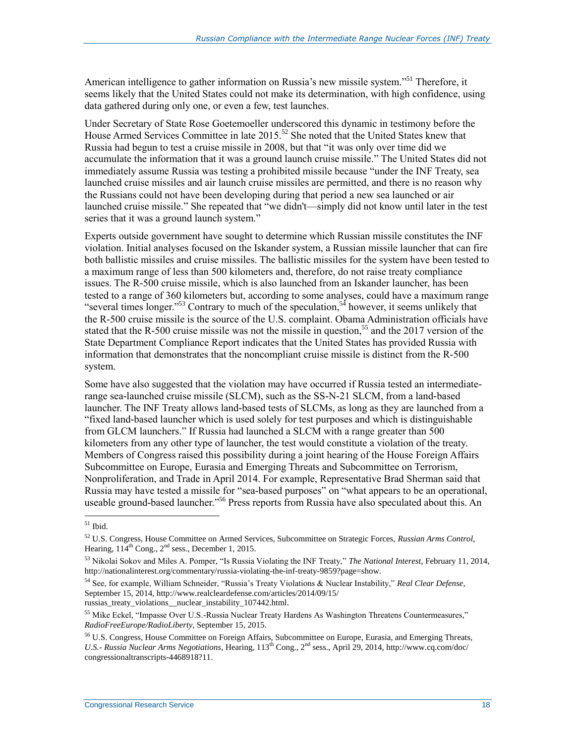American intelligence to gather information on Russia's new missile system."[51] Therefore, it seems likely that the United States could not make its determination, with high confidence, using data gathered during only one, or even a few, test launches.

Under Secretary of State Rose Goetemoeller underscored this dynamic in testimony before the House Armed Services Committee in late 2015.[52] She noted that the United States knew that Russia had begun to test a cruise missile in 2008, but that "it was only over time did we accumulate the information that it was a ground launch cruise missile." The United States did not immediately assume Russia was testing a prohibited missile because "under the INF Treaty, sea launched cruise missiles and air launch cruise missiles are permitted, and there is no reason why the Russians could not have been developing during that period a new sea launched or air launched cruise missile." She repeated that "we didn't—simply did not know until later in the test series that it was a ground launch system."

Experts outside government have sought to determine which Russian missile constitutes the INF violation. Initial analyses focused on the Iskander system, a Russian missile launcher that can fire both ballistic missiles and cruise missiles. The ballistic missiles for the system have been tested to a maximum range of less than 500 kilometers and, therefore, do not raise treaty compliance issues. The R-500 cruise missile, which is also launched from an Iskander launcher, has been tested to a range of 360 kilometers but, according to some analyses, could have a maximum range "several times longer."[53] Contrary to much of the speculation,[54] however, it seems unlikely that the R-500 cruise missile is the source of the U.S. complaint. Obama Administration officials have stated that the R-500 cruise missile was not the missile in question,[55] and the 2017 version of the State Department Compliance Report indicates that the United States has provided Russia with information that demonstrates that the noncompliant cruise missile is distinct from the R-500 system.

Some have also suggested that the violation may have occurred if Russia tested an intermediate-range sea-launched cruise missile (SLCM), such as the SS-N-21 SLCM, from a land-based launcher. The INF Treaty allows land-based tests of SLCMs, as long as they are launched from a "fixed land-based launcher which is used solely for test purposes and which is distinguishable from GLCM launchers." If Russia had launched a SLCM with a range greater than 500 kilometers from any other type of launcher, the test would constitute a violation of the treaty. Members of Congress raised this possibility during a joint hearing of the House Foreign Affairs Subcommittee on Europe, Eurasia and Emerging Threats and Subcommittee on Terrorism, Nonproliferation, and Trade in April 2014. For example, Representative Brad Sherman said that Russia may have tested a missile for "sea-based purposes" on "what appears to be an operational, useable ground-based launcher."[56] Press reports from Russia have also speculated about this. An

---

[51] Ibid.

[52] U.S. Congress, House Committee on Armed Services, Subcommittee on Strategic Forces, *Russian Arms Control*, Hearing, 114th Cong., 2nd sess., December 1, 2015.

[53] Nikolai Sokov and Miles A. Pomper, "Is Russia Violating the INF Treaty," *The National Interest*, February 11, 2014, http://nationalinterest.org/commentary/russia-violating-the-inf-treaty-9859?page=show.

[54] See, for example, William Schneider, "Russia's Treaty Violations & Nuclear Instability," *Real Clear Defense*, September 15, 2014, http://www.realcleardefense.com/articles/2014/09/15/russias_treaty_violations__nuclear_instability_107442.html.

[55] Mike Eckel, "Impasse Over U.S.-Russia Nuclear Treaty Hardens As Washington Threatens Countermeasures," *RadioFreeEurope/RadioLiberty*, September 15, 2015.

[56] U.S. Congress, House Committee on Foreign Affairs, Subcommittee on Europe, Eurasia, and Emerging Threats, *U.S.- Russia Nuclear Arms Negotiations*, Hearing, 113th Cong., 2nd sess., April 29, 2014, http://www.cq.com/doc/congressionaltranscripts-4468918?11.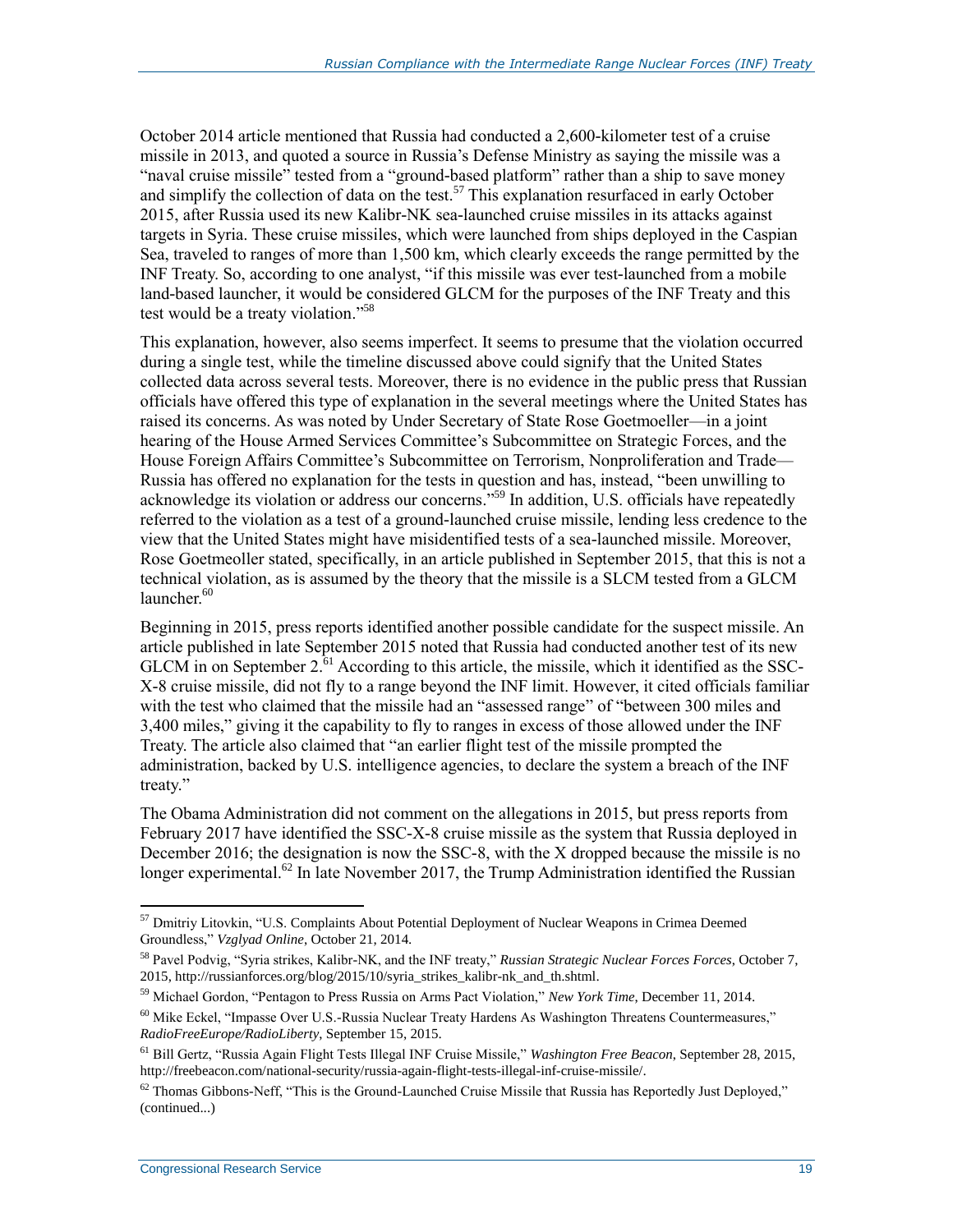October 2014 article mentioned that Russia had conducted a 2,600-kilometer test of a cruise missile in 2013, and quoted a source in Russia's Defense Ministry as saying the missile was a "naval cruise missile" tested from a "ground-based platform" rather than a ship to save money and simplify the collection of data on the test.[57] This explanation resurfaced in early October 2015, after Russia used its new Kalibr-NK sea-launched cruise missiles in its attacks against targets in Syria. These cruise missiles, which were launched from ships deployed in the Caspian Sea, traveled to ranges of more than 1,500 km, which clearly exceeds the range permitted by the INF Treaty. So, according to one analyst, "if this missile was ever test-launched from a mobile land-based launcher, it would be considered GLCM for the purposes of the INF Treaty and this test would be a treaty violation."[58]

This explanation, however, also seems imperfect. It seems to presume that the violation occurred during a single test, while the timeline discussed above could signify that the United States collected data across several tests. Moreover, there is no evidence in the public press that Russian officials have offered this type of explanation in the several meetings where the United States has raised its concerns. As was noted by Under Secretary of State Rose Goetmoeller—in a joint hearing of the House Armed Services Committee's Subcommittee on Strategic Forces, and the House Foreign Affairs Committee's Subcommittee on Terrorism, Nonproliferation and Trade—Russia has offered no explanation for the tests in question and has, instead, "been unwilling to acknowledge its violation or address our concerns."[59] In addition, U.S. officials have repeatedly referred to the violation as a test of a ground-launched cruise missile, lending less credence to the view that the United States might have misidentified tests of a sea-launched missile. Moreover, Rose Goetmeoller stated, specifically, in an article published in September 2015, that this is not a technical violation, as is assumed by the theory that the missile is a SLCM tested from a GLCM launcher.[60]

Beginning in 2015, press reports identified another possible candidate for the suspect missile. An article published in late September 2015 noted that Russia had conducted another test of its new GLCM in on September 2.[61] According to this article, the missile, which it identified as the SSC-X-8 cruise missile, did not fly to a range beyond the INF limit. However, it cited officials familiar with the test who claimed that the missile had an "assessed range" of "between 300 miles and 3,400 miles," giving it the capability to fly to ranges in excess of those allowed under the INF Treaty. The article also claimed that "an earlier flight test of the missile prompted the administration, backed by U.S. intelligence agencies, to declare the system a breach of the INF treaty."

The Obama Administration did not comment on the allegations in 2015, but press reports from February 2017 have identified the SSC-X-8 cruise missile as the system that Russia deployed in December 2016; the designation is now the SSC-8, with the X dropped because the missile is no longer experimental.[62] In late November 2017, the Trump Administration identified the Russian

---

[57] Dmitriy Litovkin, "U.S. Complaints About Potential Deployment of Nuclear Weapons in Crimea Deemed Groundless," *Vzglyad Online*, October 21, 2014.

[58] Pavel Podvig, "Syria strikes, Kalibr-NK, and the INF treaty," *Russian Strategic Nuclear Forces Forces*, October 7, 2015, http://russianforces.org/blog/2015/10/syria_strikes_kalibr-nk_and_th.shtml.

[59] Michael Gordon, "Pentagon to Press Russia on Arms Pact Violation," *New York Time*, December 11, 2014.

[60] Mike Eckel, "Impasse Over U.S.-Russia Nuclear Treaty Hardens As Washington Threatens Countermeasures," *RadioFreeEurope/RadioLiberty*, September 15, 2015.

[61] Bill Gertz, "Russia Again Flight Tests Illegal INF Cruise Missile," *Washington Free Beacon*, September 28, 2015, http://freebeacon.com/national-security/russia-again-flight-tests-illegal-inf-cruise-missile/.

[62] Thomas Gibbons-Neff, "This is the Ground-Launched Cruise Missile that Russia has Reportedly Just Deployed," (continued...)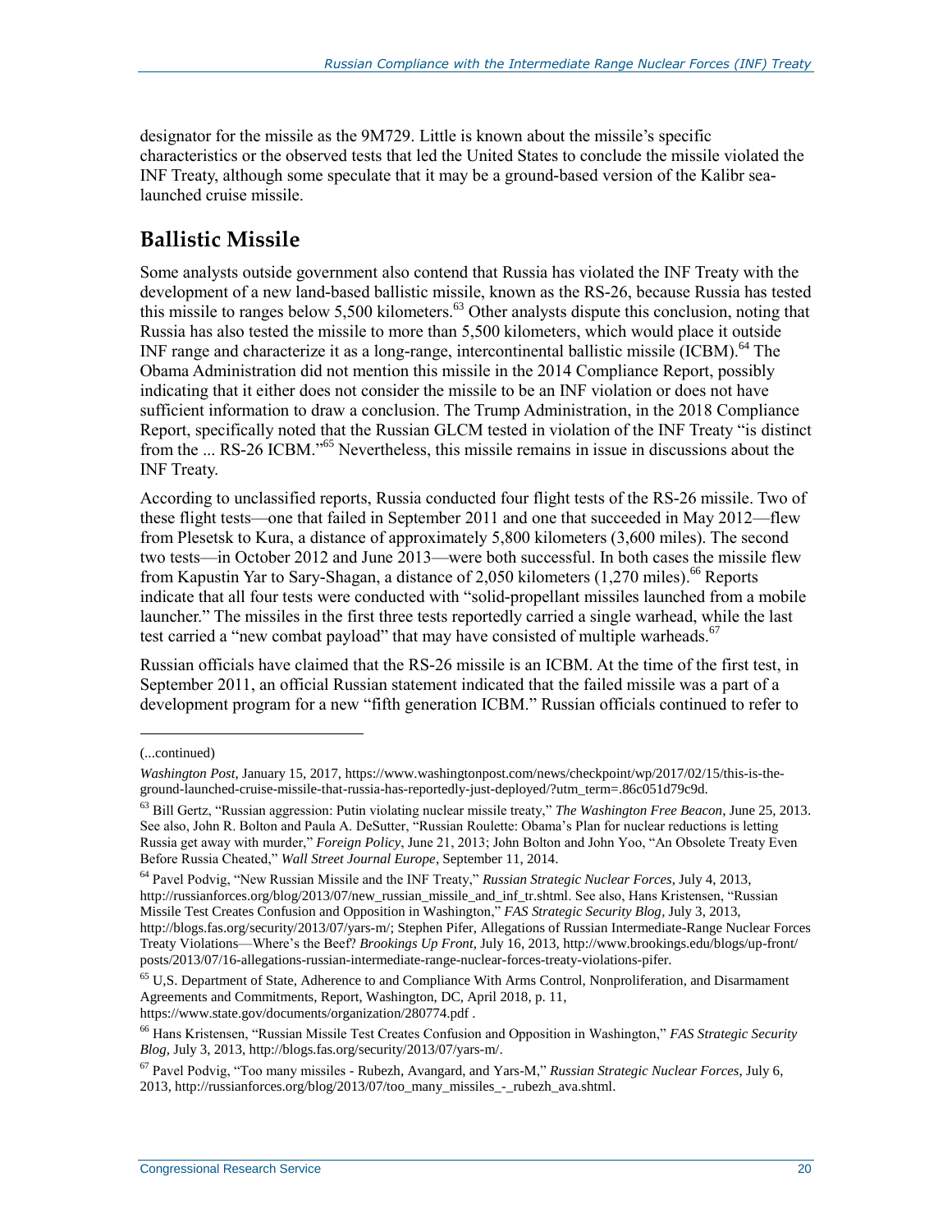designator for the missile as the 9M729. Little is known about the missile's specific characteristics or the observed tests that led the United States to conclude the missile violated the INF Treaty, although some speculate that it may be a ground-based version of the Kalibr sea-launched cruise missile.

## Ballistic Missile

Some analysts outside government also contend that Russia has violated the INF Treaty with the development of a new land-based ballistic missile, known as the RS-26, because Russia has tested this missile to ranges below 5,500 kilometers.[63] Other analysts dispute this conclusion, noting that Russia has also tested the missile to more than 5,500 kilometers, which would place it outside INF range and characterize it as a long-range, intercontinental ballistic missile (ICBM).[64] The Obama Administration did not mention this missile in the 2014 Compliance Report, possibly indicating that it either does not consider the missile to be an INF violation or does not have sufficient information to draw a conclusion. The Trump Administration, in the 2018 Compliance Report, specifically noted that the Russian GLCM tested in violation of the INF Treaty "is distinct from the ... RS-26 ICBM."[65] Nevertheless, this missile remains in issue in discussions about the INF Treaty.

According to unclassified reports, Russia conducted four flight tests of the RS-26 missile. Two of these flight tests—one that failed in September 2011 and one that succeeded in May 2012—flew from Plesetsk to Kura, a distance of approximately 5,800 kilometers (3,600 miles). The second two tests—in October 2012 and June 2013—were both successful. In both cases the missile flew from Kapustin Yar to Sary-Shagan, a distance of 2,050 kilometers (1,270 miles).[66] Reports indicate that all four tests were conducted with "solid-propellant missiles launched from a mobile launcher." The missiles in the first three tests reportedly carried a single warhead, while the last test carried a "new combat payload" that may have consisted of multiple warheads.[67]

Russian officials have claimed that the RS-26 missile is an ICBM. At the time of the first test, in September 2011, an official Russian statement indicated that the failed missile was a part of a development program for a new "fifth generation ICBM." Russian officials continued to refer to

---

(...continued)

*Washington Post*, January 15, 2017, https://www.washingtonpost.com/news/checkpoint/wp/2017/02/15/this-is-the-ground-launched-cruise-missile-that-russia-has-reportedly-just-deployed/?utm_term=.86c051d79c9d.

[63] Bill Gertz, "Russian aggression: Putin violating nuclear missile treaty," *The Washington Free Beacon*, June 25, 2013. See also, John R. Bolton and Paula A. DeSutter, "Russian Roulette: Obama's Plan for nuclear reductions is letting Russia get away with murder," *Foreign Policy*, June 21, 2013; John Bolton and John Yoo, "An Obsolete Treaty Even Before Russia Cheated," *Wall Street Journal Europe*, September 11, 2014.

[64] Pavel Podvig, "New Russian Missile and the INF Treaty," *Russian Strategic Nuclear Forces*, July 4, 2013, http://russianforces.org/blog/2013/07/new_russian_missile_and_inf_tr.shtml. See also, Hans Kristensen, "Russian Missile Test Creates Confusion and Opposition in Washington," *FAS Strategic Security Blog*, July 3, 2013, http://blogs.fas.org/security/2013/07/yars-m/; Stephen Pifer, Allegations of Russian Intermediate-Range Nuclear Forces Treaty Violations—Where's the Beef? *Brookings Up Front*, July 16, 2013, http://www.brookings.edu/blogs/up-front/posts/2013/07/16-allegations-russian-intermediate-range-nuclear-forces-treaty-violations-pifer.

[65] U,S. Department of State, Adherence to and Compliance With Arms Control, Nonproliferation, and Disarmament Agreements and Commitments, Report, Washington, DC, April 2018, p. 11, https://www.state.gov/documents/organization/280774.pdf .

[66] Hans Kristensen, "Russian Missile Test Creates Confusion and Opposition in Washington," *FAS Strategic Security Blog*, July 3, 2013, http://blogs.fas.org/security/2013/07/yars-m/.

[67] Pavel Podvig, "Too many missiles - Rubezh, Avangard, and Yars-M," *Russian Strategic Nuclear Forces*, July 6, 2013, http://russianforces.org/blog/2013/07/too_many_missiles_-_rubezh_ava.shtml.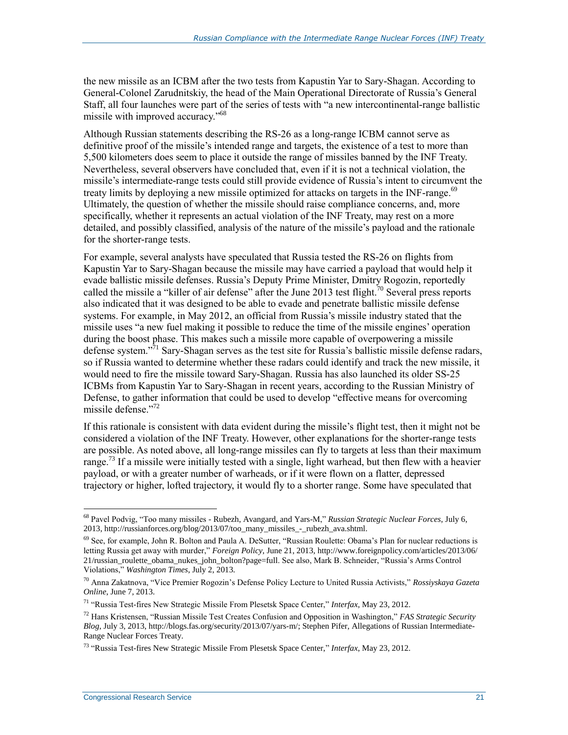the new missile as an ICBM after the two tests from Kapustin Yar to Sary-Shagan. According to General-Colonel Zarudnitskiy, the head of the Main Operational Directorate of Russia's General Staff, all four launches were part of the series of tests with "a new intercontinental-range ballistic missile with improved accuracy."[68]

Although Russian statements describing the RS-26 as a long-range ICBM cannot serve as definitive proof of the missile's intended range and targets, the existence of a test to more than 5,500 kilometers does seem to place it outside the range of missiles banned by the INF Treaty. Nevertheless, several observers have concluded that, even if it is not a technical violation, the missile's intermediate-range tests could still provide evidence of Russia's intent to circumvent the treaty limits by deploying a new missile optimized for attacks on targets in the INF-range.[69] Ultimately, the question of whether the missile should raise compliance concerns, and, more specifically, whether it represents an actual violation of the INF Treaty, may rest on a more detailed, and possibly classified, analysis of the nature of the missile's payload and the rationale for the shorter-range tests.

For example, several analysts have speculated that Russia tested the RS-26 on flights from Kapustin Yar to Sary-Shagan because the missile may have carried a payload that would help it evade ballistic missile defenses. Russia's Deputy Prime Minister, Dmitry Rogozin, reportedly called the missile a "killer of air defense" after the June 2013 test flight.[70] Several press reports also indicated that it was designed to be able to evade and penetrate ballistic missile defense systems. For example, in May 2012, an official from Russia's missile industry stated that the missile uses "a new fuel making it possible to reduce the time of the missile engines' operation during the boost phase. This makes such a missile more capable of overpowering a missile defense system."[71] Sary-Shagan serves as the test site for Russia's ballistic missile defense radars, so if Russia wanted to determine whether these radars could identify and track the new missile, it would need to fire the missile toward Sary-Shagan. Russia has also launched its older SS-25 ICBMs from Kapustin Yar to Sary-Shagan in recent years, according to the Russian Ministry of Defense, to gather information that could be used to develop "effective means for overcoming missile defense."[72]

If this rationale is consistent with data evident during the missile's flight test, then it might not be considered a violation of the INF Treaty. However, other explanations for the shorter-range tests are possible. As noted above, all long-range missiles can fly to targets at less than their maximum range.[73] If a missile were initially tested with a single, light warhead, but then flew with a heavier payload, or with a greater number of warheads, or if it were flown on a flatter, depressed trajectory or higher, lofted trajectory, it would fly to a shorter range. Some have speculated that

---

[68] Pavel Podvig, "Too many missiles - Rubezh, Avangard, and Yars-M," *Russian Strategic Nuclear Forces*, July 6, 2013, http://russianforces.org/blog/2013/07/too_many_missiles_-_rubezh_ava.shtml.

[69] See, for example, John R. Bolton and Paula A. DeSutter, "Russian Roulette: Obama's Plan for nuclear reductions is letting Russia get away with murder," *Foreign Policy*, June 21, 2013, http://www.foreignpolicy.com/articles/2013/06/21/russian_roulette_obama_nukes_john_bolton?page=full. See also, Mark B. Schneider, "Russia's Arms Control Violations," *Washington Times*, July 2, 2013.

[70] Anna Zakatnova, "Vice Premier Rogozin's Defense Policy Lecture to United Russia Activists," *Rossiyskaya Gazeta Online*, June 7, 2013.

[71] "Russia Test-fires New Strategic Missile From Plesetsk Space Center," *Interfax*, May 23, 2012.

[72] Hans Kristensen, "Russian Missile Test Creates Confusion and Opposition in Washington," *FAS Strategic Security Blog*, July 3, 2013, http://blogs.fas.org/security/2013/07/yars-m/; Stephen Pifer, Allegations of Russian Intermediate-Range Nuclear Forces Treaty.

[73] "Russia Test-fires New Strategic Missile From Plesetsk Space Center," *Interfax*, May 23, 2012.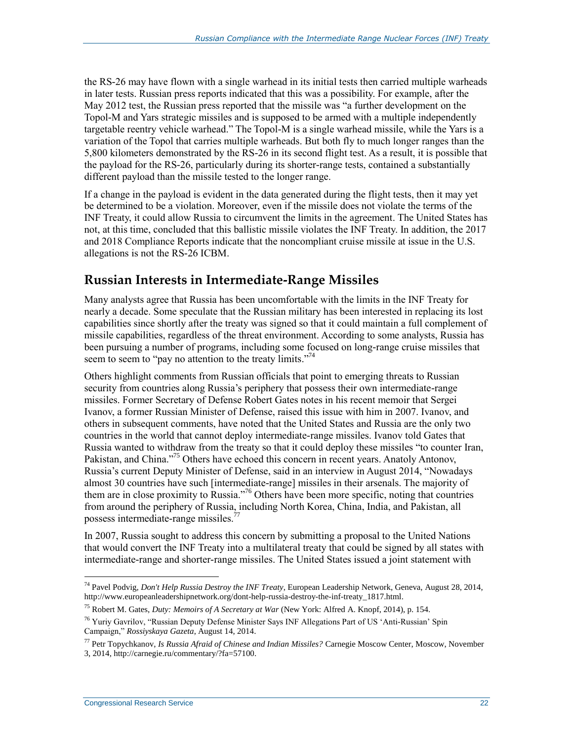the RS-26 may have flown with a single warhead in its initial tests then carried multiple warheads in later tests. Russian press reports indicated that this was a possibility. For example, after the May 2012 test, the Russian press reported that the missile was "a further development on the Topol-M and Yars strategic missiles and is supposed to be armed with a multiple independently targetable reentry vehicle warhead." The Topol-M is a single warhead missile, while the Yars is a variation of the Topol that carries multiple warheads. But both fly to much longer ranges than the 5,800 kilometers demonstrated by the RS-26 in its second flight test. As a result, it is possible that the payload for the RS-26, particularly during its shorter-range tests, contained a substantially different payload than the missile tested to the longer range.

If a change in the payload is evident in the data generated during the flight tests, then it may yet be determined to be a violation. Moreover, even if the missile does not violate the terms of the INF Treaty, it could allow Russia to circumvent the limits in the agreement. The United States has not, at this time, concluded that this ballistic missile violates the INF Treaty. In addition, the 2017 and 2018 Compliance Reports indicate that the noncompliant cruise missile at issue in the U.S. allegations is not the RS-26 ICBM.

## Russian Interests in Intermediate-Range Missiles

Many analysts agree that Russia has been uncomfortable with the limits in the INF Treaty for nearly a decade. Some speculate that the Russian military has been interested in replacing its lost capabilities since shortly after the treaty was signed so that it could maintain a full complement of missile capabilities, regardless of the threat environment. According to some analysts, Russia has been pursuing a number of programs, including some focused on long-range cruise missiles that seem to seem to "pay no attention to the treaty limits."[74]

Others highlight comments from Russian officials that point to emerging threats to Russian security from countries along Russia's periphery that possess their own intermediate-range missiles. Former Secretary of Defense Robert Gates notes in his recent memoir that Sergei Ivanov, a former Russian Minister of Defense, raised this issue with him in 2007. Ivanov, and others in subsequent comments, have noted that the United States and Russia are the only two countries in the world that cannot deploy intermediate-range missiles. Ivanov told Gates that Russia wanted to withdraw from the treaty so that it could deploy these missiles "to counter Iran, Pakistan, and China."[75] Others have echoed this concern in recent years. Anatoly Antonov, Russia's current Deputy Minister of Defense, said in an interview in August 2014, "Nowadays almost 30 countries have such [intermediate-range] missiles in their arsenals. The majority of them are in close proximity to Russia."[76] Others have been more specific, noting that countries from around the periphery of Russia, including North Korea, China, India, and Pakistan, all possess intermediate-range missiles.[77]

In 2007, Russia sought to address this concern by submitting a proposal to the United Nations that would convert the INF Treaty into a multilateral treaty that could be signed by all states with intermediate-range and shorter-range missiles. The United States issued a joint statement with

---

[74] Pavel Podvig, *Don't Help Russia Destroy the INF Treaty*, European Leadership Network, Geneva, August 28, 2014, http://www.europeanleadershipnetwork.org/dont-help-russia-destroy-the-inf-treaty_1817.html.

[75] Robert M. Gates, *Duty: Memoirs of A Secretary at War* (New York: Alfred A. Knopf, 2014), p. 154.

[76] Yuriy Gavrilov, "Russian Deputy Defense Minister Says INF Allegations Part of US 'Anti-Russian' Spin Campaign," *Rossiyskaya Gazeta*, August 14, 2014.

[77] Petr Topychkanov, *Is Russia Afraid of Chinese and Indian Missiles?* Carnegie Moscow Center, Moscow, November 3, 2014, http://carnegie.ru/commentary/?fa=57100.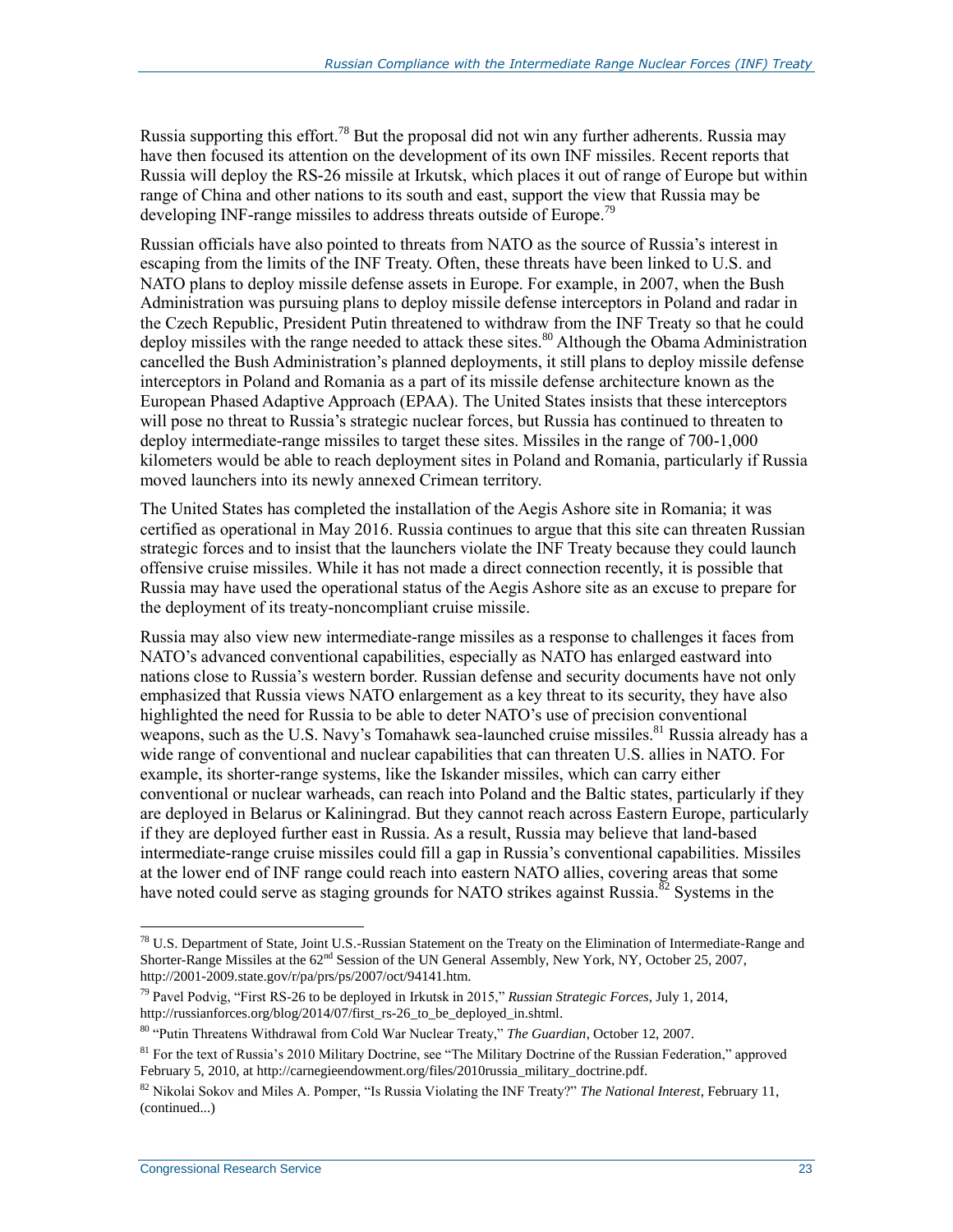Russia supporting this effort.[78] But the proposal did not win any further adherents. Russia may have then focused its attention on the development of its own INF missiles. Recent reports that Russia will deploy the RS-26 missile at Irkutsk, which places it out of range of Europe but within range of China and other nations to its south and east, support the view that Russia may be developing INF-range missiles to address threats outside of Europe.[79]

Russian officials have also pointed to threats from NATO as the source of Russia's interest in escaping from the limits of the INF Treaty. Often, these threats have been linked to U.S. and NATO plans to deploy missile defense assets in Europe. For example, in 2007, when the Bush Administration was pursuing plans to deploy missile defense interceptors in Poland and radar in the Czech Republic, President Putin threatened to withdraw from the INF Treaty so that he could deploy missiles with the range needed to attack these sites.[80] Although the Obama Administration cancelled the Bush Administration's planned deployments, it still plans to deploy missile defense interceptors in Poland and Romania as a part of its missile defense architecture known as the European Phased Adaptive Approach (EPAA). The United States insists that these interceptors will pose no threat to Russia's strategic nuclear forces, but Russia has continued to threaten to deploy intermediate-range missiles to target these sites. Missiles in the range of 700-1,000 kilometers would be able to reach deployment sites in Poland and Romania, particularly if Russia moved launchers into its newly annexed Crimean territory.

The United States has completed the installation of the Aegis Ashore site in Romania; it was certified as operational in May 2016. Russia continues to argue that this site can threaten Russian strategic forces and to insist that the launchers violate the INF Treaty because they could launch offensive cruise missiles. While it has not made a direct connection recently, it is possible that Russia may have used the operational status of the Aegis Ashore site as an excuse to prepare for the deployment of its treaty-noncompliant cruise missile.

Russia may also view new intermediate-range missiles as a response to challenges it faces from NATO's advanced conventional capabilities, especially as NATO has enlarged eastward into nations close to Russia's western border. Russian defense and security documents have not only emphasized that Russia views NATO enlargement as a key threat to its security, they have also highlighted the need for Russia to be able to deter NATO's use of precision conventional weapons, such as the U.S. Navy's Tomahawk sea-launched cruise missiles.[81] Russia already has a wide range of conventional and nuclear capabilities that can threaten U.S. allies in NATO. For example, its shorter-range systems, like the Iskander missiles, which can carry either conventional or nuclear warheads, can reach into Poland and the Baltic states, particularly if they are deployed in Belarus or Kaliningrad. But they cannot reach across Eastern Europe, particularly if they are deployed further east in Russia. As a result, Russia may believe that land-based intermediate-range cruise missiles could fill a gap in Russia's conventional capabilities. Missiles at the lower end of INF range could reach into eastern NATO allies, covering areas that some have noted could serve as staging grounds for NATO strikes against Russia.[82] Systems in the

---

[78] U.S. Department of State, Joint U.S.-Russian Statement on the Treaty on the Elimination of Intermediate-Range and Shorter-Range Missiles at the 62nd Session of the UN General Assembly, New York, NY, October 25, 2007, http://2001-2009.state.gov/r/pa/prs/ps/2007/oct/94141.htm.

[79] Pavel Podvig, "First RS-26 to be deployed in Irkutsk in 2015," *Russian Strategic Forces*, July 1, 2014, http://russianforces.org/blog/2014/07/first_rs-26_to_be_deployed_in.shtml.

[80] "Putin Threatens Withdrawal from Cold War Nuclear Treaty," *The Guardian*, October 12, 2007.

[81] For the text of Russia's 2010 Military Doctrine, see "The Military Doctrine of the Russian Federation," approved February 5, 2010, at http://carnegieendowment.org/files/2010russia_military_doctrine.pdf.

[82] Nikolai Sokov and Miles A. Pomper, "Is Russia Violating the INF Treaty?" *The National Interest*, February 11, (continued...)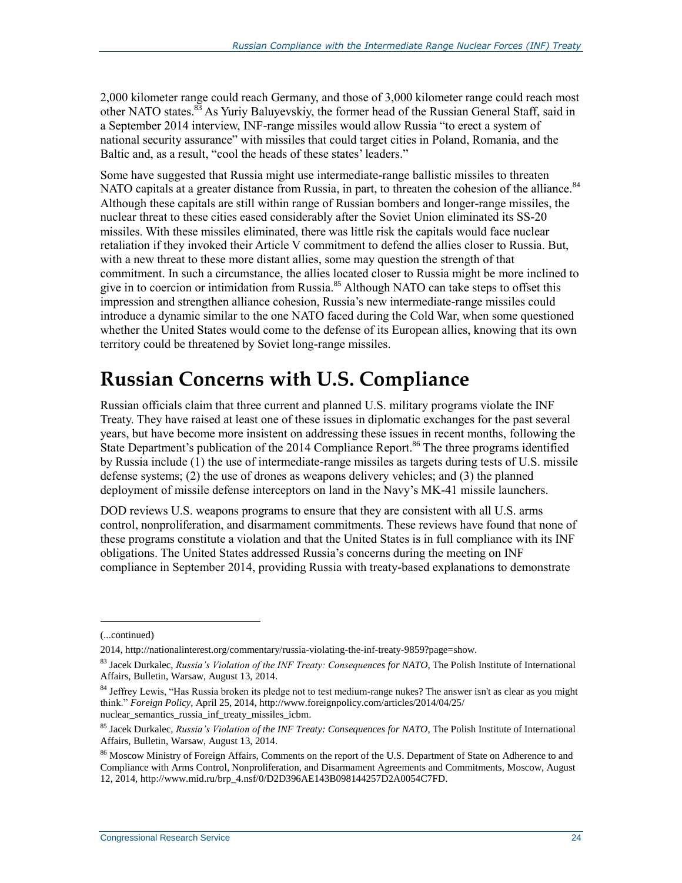2,000 kilometer range could reach Germany, and those of 3,000 kilometer range could reach most other NATO states.[83] As Yuriy Baluyevskiy, the former head of the Russian General Staff, said in a September 2014 interview, INF-range missiles would allow Russia "to erect a system of national security assurance" with missiles that could target cities in Poland, Romania, and the Baltic and, as a result, "cool the heads of these states' leaders."

Some have suggested that Russia might use intermediate-range ballistic missiles to threaten NATO capitals at a greater distance from Russia, in part, to threaten the cohesion of the alliance.[84] Although these capitals are still within range of Russian bombers and longer-range missiles, the nuclear threat to these cities eased considerably after the Soviet Union eliminated its SS-20 missiles. With these missiles eliminated, there was little risk the capitals would face nuclear retaliation if they invoked their Article V commitment to defend the allies closer to Russia. But, with a new threat to these more distant allies, some may question the strength of that commitment. In such a circumstance, the allies located closer to Russia might be more inclined to give in to coercion or intimidation from Russia.[85] Although NATO can take steps to offset this impression and strengthen alliance cohesion, Russia's new intermediate-range missiles could introduce a dynamic similar to the one NATO faced during the Cold War, when some questioned whether the United States would come to the defense of its European allies, knowing that its own territory could be threatened by Soviet long-range missiles.

## Russian Concerns with U.S. Compliance

Russian officials claim that three current and planned U.S. military programs violate the INF Treaty. They have raised at least one of these issues in diplomatic exchanges for the past several years, but have become more insistent on addressing these issues in recent months, following the State Department's publication of the 2014 Compliance Report.[86] The three programs identified by Russia include (1) the use of intermediate-range missiles as targets during tests of U.S. missile defense systems; (2) the use of drones as weapons delivery vehicles; and (3) the planned deployment of missile defense interceptors on land in the Navy's MK-41 missile launchers.

DOD reviews U.S. weapons programs to ensure that they are consistent with all U.S. arms control, nonproliferation, and disarmament commitments. These reviews have found that none of these programs constitute a violation and that the United States is in full compliance with its INF obligations. The United States addressed Russia's concerns during the meeting on INF compliance in September 2014, providing Russia with treaty-based explanations to demonstrate

---

(...continued)

2014, http://nationalinterest.org/commentary/russia-violating-the-inf-treaty-9859?page=show.

[83] Jacek Durkalec, *Russia's Violation of the INF Treaty: Consequences for NATO*, The Polish Institute of International Affairs, Bulletin, Warsaw, August 13, 2014.

[84] Jeffrey Lewis, "Has Russia broken its pledge not to test medium-range nukes? The answer isn't as clear as you might think." *Foreign Policy*, April 25, 2014, http://www.foreignpolicy.com/articles/2014/04/25/nuclear_semantics_russia_inf_treaty_missiles_icbm.

[85] Jacek Durkalec, *Russia's Violation of the INF Treaty: Consequences for NATO*, The Polish Institute of International Affairs, Bulletin, Warsaw, August 13, 2014.

[86] Moscow Ministry of Foreign Affairs, Comments on the report of the U.S. Department of State on Adherence to and Compliance with Arms Control, Nonproliferation, and Disarmament Agreements and Commitments, Moscow, August 12, 2014, http://www.mid.ru/brp_4.nsf/0/D2D396AE143B098144257D2A0054C7FD.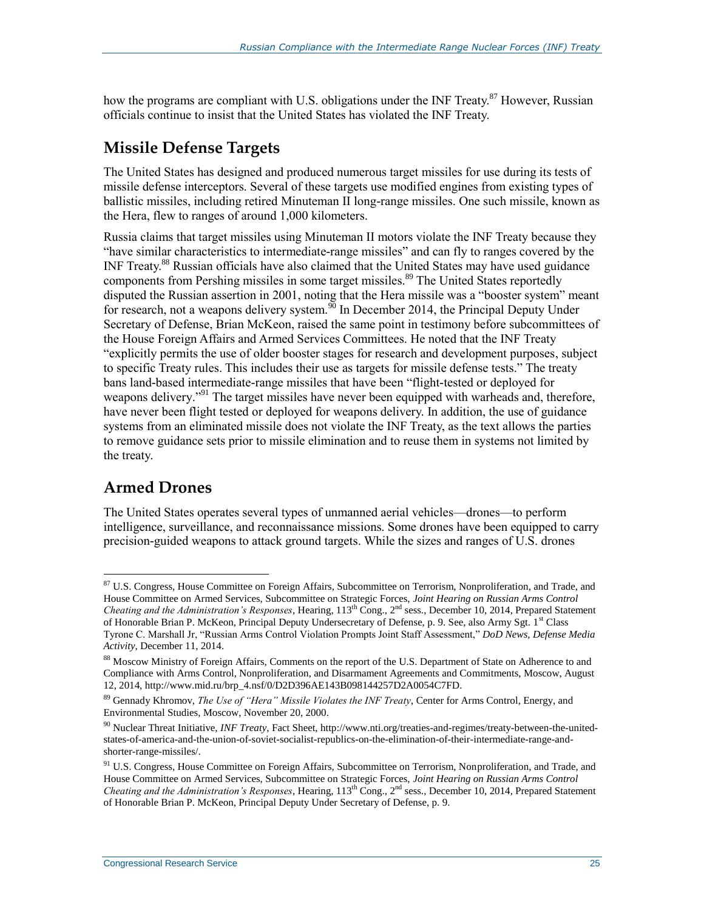how the programs are compliant with U.S. obligations under the INF Treaty.[87] However, Russian officials continue to insist that the United States has violated the INF Treaty.

## Missile Defense Targets

The United States has designed and produced numerous target missiles for use during its tests of missile defense interceptors. Several of these targets use modified engines from existing types of ballistic missiles, including retired Minuteman II long-range missiles. One such missile, known as the Hera, flew to ranges of around 1,000 kilometers.

Russia claims that target missiles using Minuteman II motors violate the INF Treaty because they "have similar characteristics to intermediate-range missiles" and can fly to ranges covered by the INF Treaty.[88] Russian officials have also claimed that the United States may have used guidance components from Pershing missiles in some target missiles.[89] The United States reportedly disputed the Russian assertion in 2001, noting that the Hera missile was a "booster system" meant for research, not a weapons delivery system.[90] In December 2014, the Principal Deputy Under Secretary of Defense, Brian McKeon, raised the same point in testimony before subcommittees of the House Foreign Affairs and Armed Services Committees. He noted that the INF Treaty "explicitly permits the use of older booster stages for research and development purposes, subject to specific Treaty rules. This includes their use as targets for missile defense tests." The treaty bans land-based intermediate-range missiles that have been "flight-tested or deployed for weapons delivery."[91] The target missiles have never been equipped with warheads and, therefore, have never been flight tested or deployed for weapons delivery. In addition, the use of guidance systems from an eliminated missile does not violate the INF Treaty, as the text allows the parties to remove guidance sets prior to missile elimination and to reuse them in systems not limited by the treaty.

## Armed Drones

The United States operates several types of unmanned aerial vehicles—drones—to perform intelligence, surveillance, and reconnaissance missions. Some drones have been equipped to carry precision-guided weapons to attack ground targets. While the sizes and ranges of U.S. drones

---

[87] U.S. Congress, House Committee on Foreign Affairs, Subcommittee on Terrorism, Nonproliferation, and Trade, and House Committee on Armed Services, Subcommittee on Strategic Forces, *Joint Hearing on Russian Arms Control Cheating and the Administration's Responses*, Hearing, 113th Cong., 2nd sess., December 10, 2014, Prepared Statement of Honorable Brian P. McKeon, Principal Deputy Undersecretary of Defense, p. 9. See, also Army Sgt. 1st Class Tyrone C. Marshall Jr, "Russian Arms Control Violation Prompts Joint Staff Assessment," *DoD News, Defense Media Activity*, December 11, 2014.

[88] Moscow Ministry of Foreign Affairs, Comments on the report of the U.S. Department of State on Adherence to and Compliance with Arms Control, Nonproliferation, and Disarmament Agreements and Commitments, Moscow, August 12, 2014, http://www.mid.ru/brp_4.nsf/0/D2D396AE143B098144257D2A0054C7FD.

[89] Gennady Khromov, *The Use of "Hera" Missile Violates the INF Treaty*, Center for Arms Control, Energy, and Environmental Studies, Moscow, November 20, 2000.

[90] Nuclear Threat Initiative, *INF Treaty*, Fact Sheet, http://www.nti.org/treaties-and-regimes/treaty-between-the-united-states-of-america-and-the-union-of-soviet-socialist-republics-on-the-elimination-of-their-intermediate-range-and-shorter-range-missiles/.

[91] U.S. Congress, House Committee on Foreign Affairs, Subcommittee on Terrorism, Nonproliferation, and Trade, and House Committee on Armed Services, Subcommittee on Strategic Forces, *Joint Hearing on Russian Arms Control Cheating and the Administration's Responses*, Hearing, 113th Cong., 2nd sess., December 10, 2014, Prepared Statement of Honorable Brian P. McKeon, Principal Deputy Under Secretary of Defense, p. 9.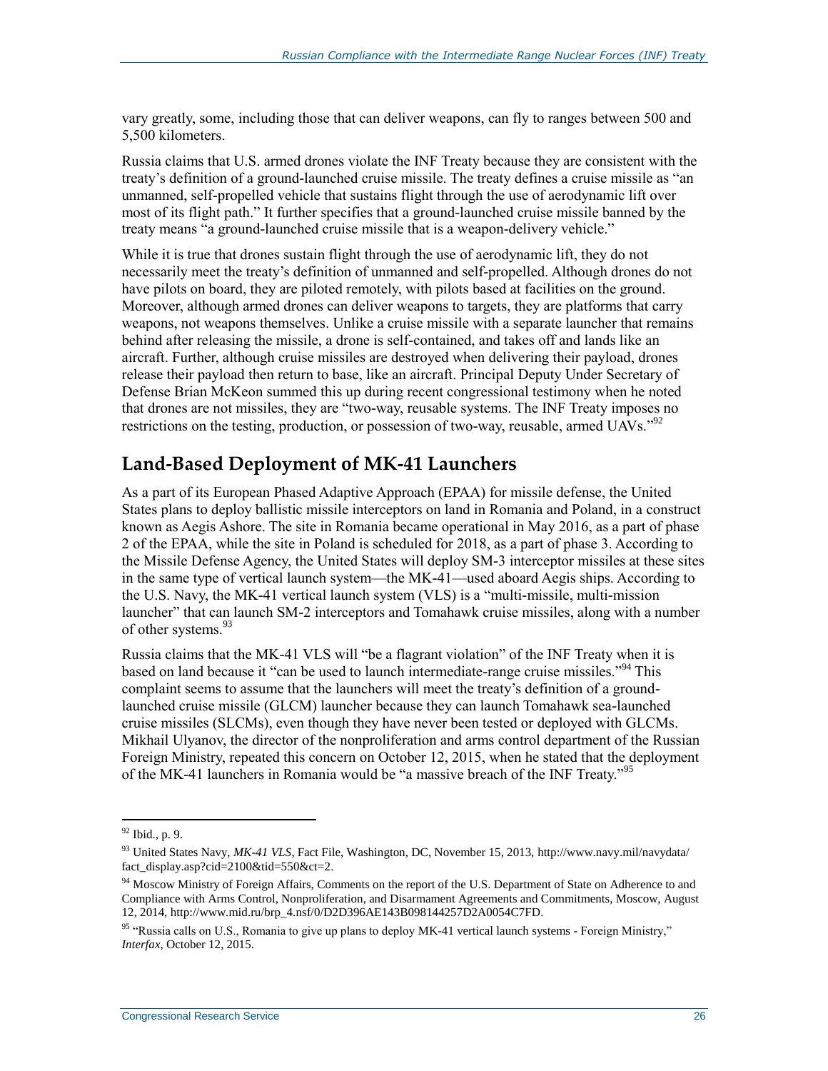vary greatly, some, including those that can deliver weapons, can fly to ranges between 500 and 5,500 kilometers.

Russia claims that U.S. armed drones violate the INF Treaty because they are consistent with the treaty's definition of a ground-launched cruise missile. The treaty defines a cruise missile as "an unmanned, self-propelled vehicle that sustains flight through the use of aerodynamic lift over most of its flight path." It further specifies that a ground-launched cruise missile banned by the treaty means "a ground-launched cruise missile that is a weapon-delivery vehicle."

While it is true that drones sustain flight through the use of aerodynamic lift, they do not necessarily meet the treaty's definition of unmanned and self-propelled. Although drones do not have pilots on board, they are piloted remotely, with pilots based at facilities on the ground. Moreover, although armed drones can deliver weapons to targets, they are platforms that carry weapons, not weapons themselves. Unlike a cruise missile with a separate launcher that remains behind after releasing the missile, a drone is self-contained, and takes off and lands like an aircraft. Further, although cruise missiles are destroyed when delivering their payload, drones release their payload then return to base, like an aircraft. Principal Deputy Under Secretary of Defense Brian McKeon summed this up during recent congressional testimony when he noted that drones are not missiles, they are "two-way, reusable systems. The INF Treaty imposes no restrictions on the testing, production, or possession of two-way, reusable, armed UAVs."[92]

## Land-Based Deployment of MK-41 Launchers

As a part of its European Phased Adaptive Approach (EPAA) for missile defense, the United States plans to deploy ballistic missile interceptors on land in Romania and Poland, in a construct known as Aegis Ashore. The site in Romania became operational in May 2016, as a part of phase 2 of the EPAA, while the site in Poland is scheduled for 2018, as a part of phase 3. According to the Missile Defense Agency, the United States will deploy SM-3 interceptor missiles at these sites in the same type of vertical launch system—the MK-41—used aboard Aegis ships. According to the U.S. Navy, the MK-41 vertical launch system (VLS) is a "multi-missile, multi-mission launcher" that can launch SM-2 interceptors and Tomahawk cruise missiles, along with a number of other systems.[93]

Russia claims that the MK-41 VLS will "be a flagrant violation" of the INF Treaty when it is based on land because it "can be used to launch intermediate-range cruise missiles."[94] This complaint seems to assume that the launchers will meet the treaty's definition of a ground-launched cruise missile (GLCM) launcher because they can launch Tomahawk sea-launched cruise missiles (SLCMs), even though they have never been tested or deployed with GLCMs. Mikhail Ulyanov, the director of the nonproliferation and arms control department of the Russian Foreign Ministry, repeated this concern on October 12, 2015, when he stated that the deployment of the MK-41 launchers in Romania would be "a massive breach of the INF Treaty."[95]

---

[92] Ibid., p. 9.

[93] United States Navy, *MK-41 VLS*, Fact File, Washington, DC, November 15, 2013, http://www.navy.mil/navydata/fact_display.asp?cid=2100&tid=550&ct=2.

[94] Moscow Ministry of Foreign Affairs, Comments on the report of the U.S. Department of State on Adherence to and Compliance with Arms Control, Nonproliferation, and Disarmament Agreements and Commitments, Moscow, August 12, 2014, http://www.mid.ru/brp_4.nsf/0/D2D396AE143B098144257D2A0054C7FD.

[95] "Russia calls on U.S., Romania to give up plans to deploy MK-41 vertical launch systems - Foreign Ministry," *Interfax*, October 12, 2015.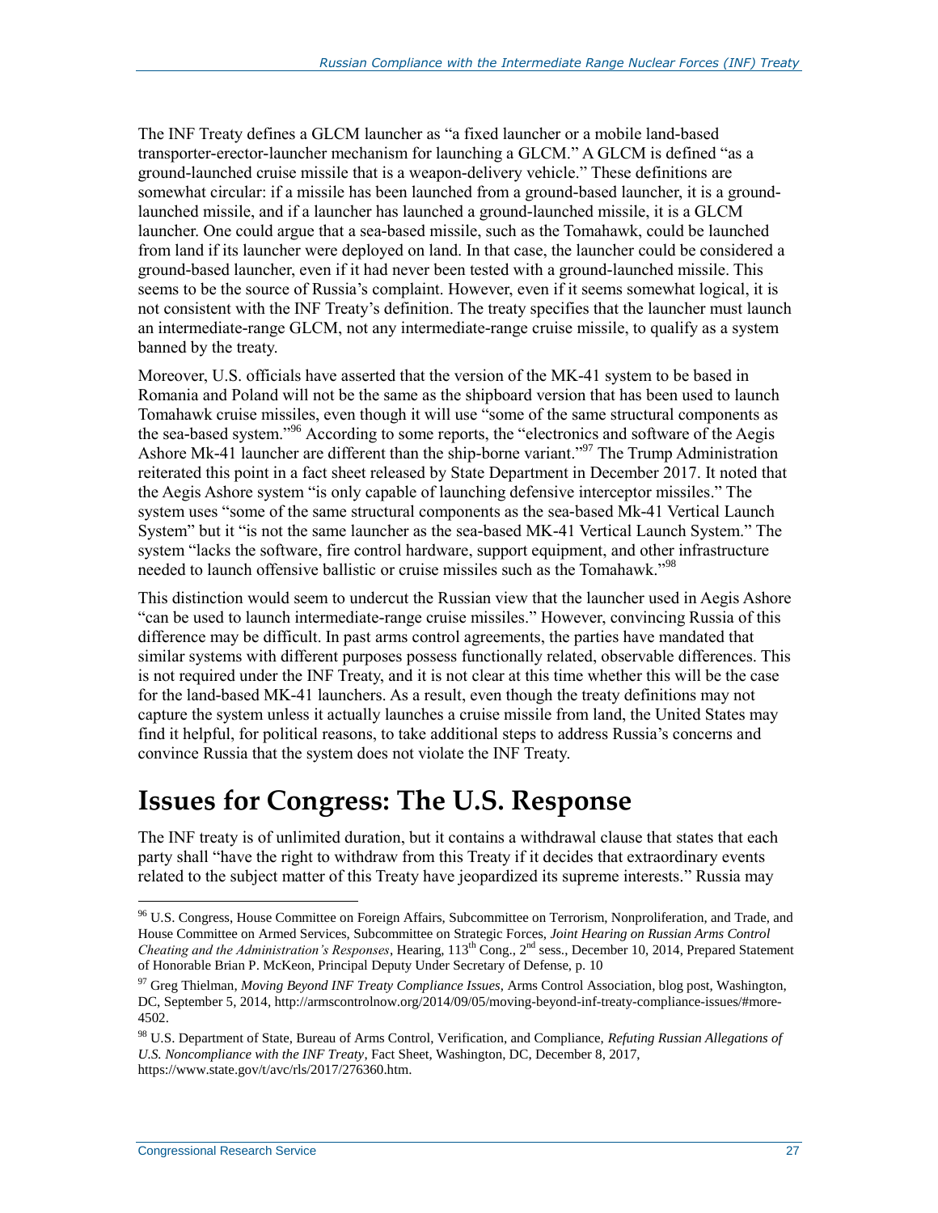The INF Treaty defines a GLCM launcher as "a fixed launcher or a mobile land-based transporter-erector-launcher mechanism for launching a GLCM." A GLCM is defined "as a ground-launched cruise missile that is a weapon-delivery vehicle." These definitions are somewhat circular: if a missile has been launched from a ground-based launcher, it is a ground-launched missile, and if a launcher has launched a ground-launched missile, it is a GLCM launcher. One could argue that a sea-based missile, such as the Tomahawk, could be launched from land if its launcher were deployed on land. In that case, the launcher could be considered a ground-based launcher, even if it had never been tested with a ground-launched missile. This seems to be the source of Russia's complaint. However, even if it seems somewhat logical, it is not consistent with the INF Treaty's definition. The treaty specifies that the launcher must launch an intermediate-range GLCM, not any intermediate-range cruise missile, to qualify as a system banned by the treaty.

Moreover, U.S. officials have asserted that the version of the MK-41 system to be based in Romania and Poland will not be the same as the shipboard version that has been used to launch Tomahawk cruise missiles, even though it will use "some of the same structural components as the sea-based system."[96] According to some reports, the "electronics and software of the Aegis Ashore Mk-41 launcher are different than the ship-borne variant."[97] The Trump Administration reiterated this point in a fact sheet released by State Department in December 2017. It noted that the Aegis Ashore system "is only capable of launching defensive interceptor missiles." The system uses "some of the same structural components as the sea-based Mk-41 Vertical Launch System" but it "is not the same launcher as the sea-based MK-41 Vertical Launch System." The system "lacks the software, fire control hardware, support equipment, and other infrastructure needed to launch offensive ballistic or cruise missiles such as the Tomahawk."[98]

This distinction would seem to undercut the Russian view that the launcher used in Aegis Ashore "can be used to launch intermediate-range cruise missiles." However, convincing Russia of this difference may be difficult. In past arms control agreements, the parties have mandated that similar systems with different purposes possess functionally related, observable differences. This is not required under the INF Treaty, and it is not clear at this time whether this will be the case for the land-based MK-41 launchers. As a result, even though the treaty definitions may not capture the system unless it actually launches a cruise missile from land, the United States may find it helpful, for political reasons, to take additional steps to address Russia's concerns and convince Russia that the system does not violate the INF Treaty.

# Issues for Congress: The U.S. Response

The INF treaty is of unlimited duration, but it contains a withdrawal clause that states that each party shall "have the right to withdraw from this Treaty if it decides that extraordinary events related to the subject matter of this Treaty have jeopardized its supreme interests." Russia may

---

[96] U.S. Congress, House Committee on Foreign Affairs, Subcommittee on Terrorism, Nonproliferation, and Trade, and House Committee on Armed Services, Subcommittee on Strategic Forces, *Joint Hearing on Russian Arms Control Cheating and the Administration's Responses*, Hearing, 113th Cong., 2nd sess., December 10, 2014, Prepared Statement of Honorable Brian P. McKeon, Principal Deputy Under Secretary of Defense, p. 10

[97] Greg Thielman, *Moving Beyond INF Treaty Compliance Issues*, Arms Control Association, blog post, Washington, DC, September 5, 2014, http://armscontrolnow.org/2014/09/05/moving-beyond-inf-treaty-compliance-issues/#more-4502.

[98] U.S. Department of State, Bureau of Arms Control, Verification, and Compliance, *Refuting Russian Allegations of U.S. Noncompliance with the INF Treaty*, Fact Sheet, Washington, DC, December 8, 2017, https://www.state.gov/t/avc/rls/2017/276360.htm.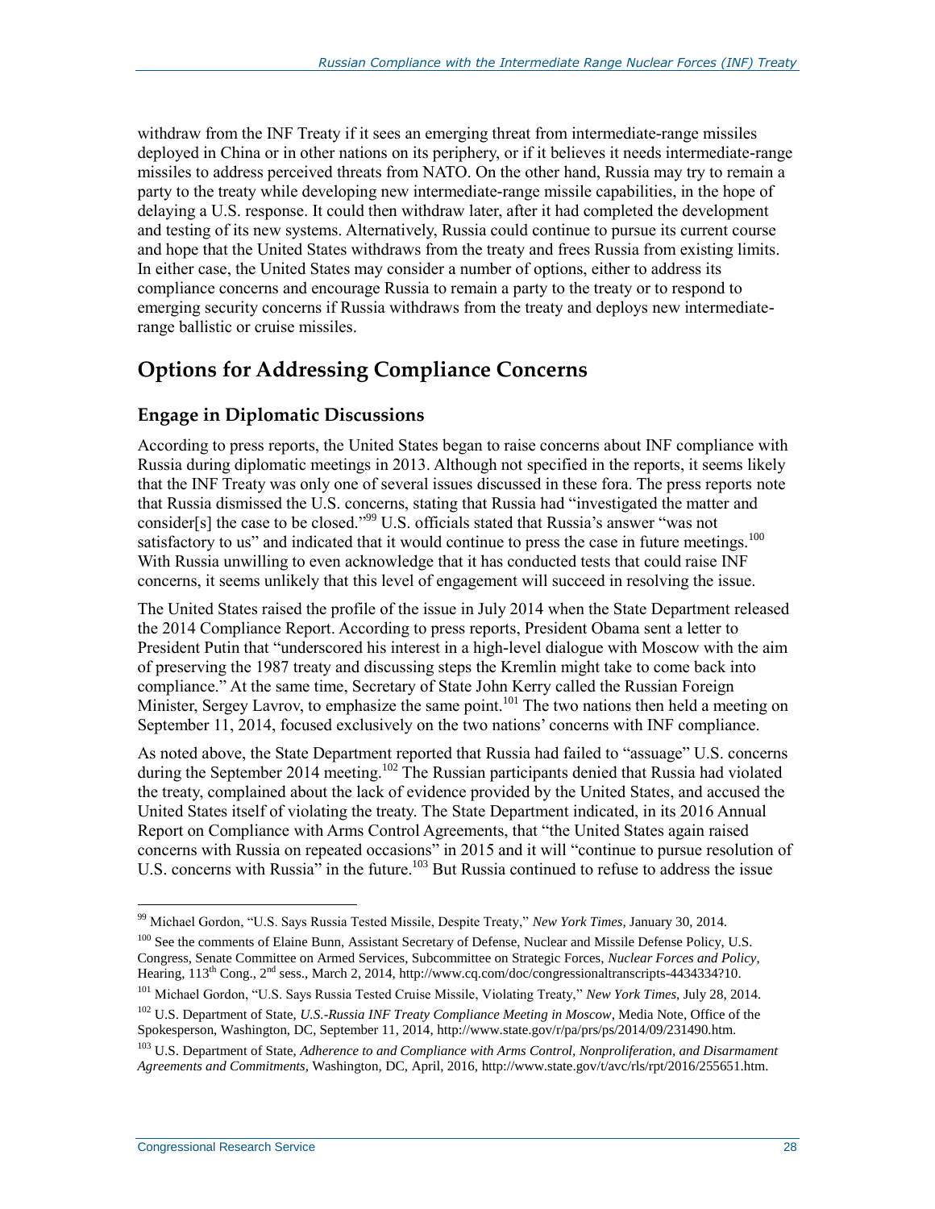withdraw from the INF Treaty if it sees an emerging threat from intermediate-range missiles deployed in China or in other nations on its periphery, or if it believes it needs intermediate-range missiles to address perceived threats from NATO. On the other hand, Russia may try to remain a party to the treaty while developing new intermediate-range missile capabilities, in the hope of delaying a U.S. response. It could then withdraw later, after it had completed the development and testing of its new systems. Alternatively, Russia could continue to pursue its current course and hope that the United States withdraws from the treaty and frees Russia from existing limits. In either case, the United States may consider a number of options, either to address its compliance concerns and encourage Russia to remain a party to the treaty or to respond to emerging security concerns if Russia withdraws from the treaty and deploys new intermediate-range ballistic or cruise missiles.

## Options for Addressing Compliance Concerns

### Engage in Diplomatic Discussions

According to press reports, the United States began to raise concerns about INF compliance with Russia during diplomatic meetings in 2013. Although not specified in the reports, it seems likely that the INF Treaty was only one of several issues discussed in these fora. The press reports note that Russia dismissed the U.S. concerns, stating that Russia had "investigated the matter and consider[s] the case to be closed."[99] U.S. officials stated that Russia's answer "was not satisfactory to us" and indicated that it would continue to press the case in future meetings.[100] With Russia unwilling to even acknowledge that it has conducted tests that could raise INF concerns, it seems unlikely that this level of engagement will succeed in resolving the issue.

The United States raised the profile of the issue in July 2014 when the State Department released the 2014 Compliance Report. According to press reports, President Obama sent a letter to President Putin that "underscored his interest in a high-level dialogue with Moscow with the aim of preserving the 1987 treaty and discussing steps the Kremlin might take to come back into compliance." At the same time, Secretary of State John Kerry called the Russian Foreign Minister, Sergey Lavrov, to emphasize the same point.[101] The two nations then held a meeting on September 11, 2014, focused exclusively on the two nations' concerns with INF compliance.

As noted above, the State Department reported that Russia had failed to "assuage" U.S. concerns during the September 2014 meeting.[102] The Russian participants denied that Russia had violated the treaty, complained about the lack of evidence provided by the United States, and accused the United States itself of violating the treaty. The State Department indicated, in its 2016 Annual Report on Compliance with Arms Control Agreements, that "the United States again raised concerns with Russia on repeated occasions" in 2015 and it will "continue to pursue resolution of U.S. concerns with Russia" in the future.[103] But Russia continued to refuse to address the issue

---

[99] Michael Gordon, "U.S. Says Russia Tested Missile, Despite Treaty," *New York Times*, January 30, 2014.

[100] See the comments of Elaine Bunn, Assistant Secretary of Defense, Nuclear and Missile Defense Policy, U.S. Congress, Senate Committee on Armed Services, Subcommittee on Strategic Forces, *Nuclear Forces and Policy*, Hearing, 113th Cong., 2nd sess., March 2, 2014, http://www.cq.com/doc/congressionaltranscripts-4434334?10.

[101] Michael Gordon, "U.S. Says Russia Tested Cruise Missile, Violating Treaty," *New York Times*, July 28, 2014.

[102] U.S. Department of State, *U.S.-Russia INF Treaty Compliance Meeting in Moscow*, Media Note, Office of the Spokesperson, Washington, DC, September 11, 2014, http://www.state.gov/r/pa/prs/ps/2014/09/231490.htm.

[103] U.S. Department of State, *Adherence to and Compliance with Arms Control, Nonproliferation, and Disarmament Agreements and Commitments*, Washington, DC, April, 2016, http://www.state.gov/t/avc/rls/rpt/2016/255651.htm.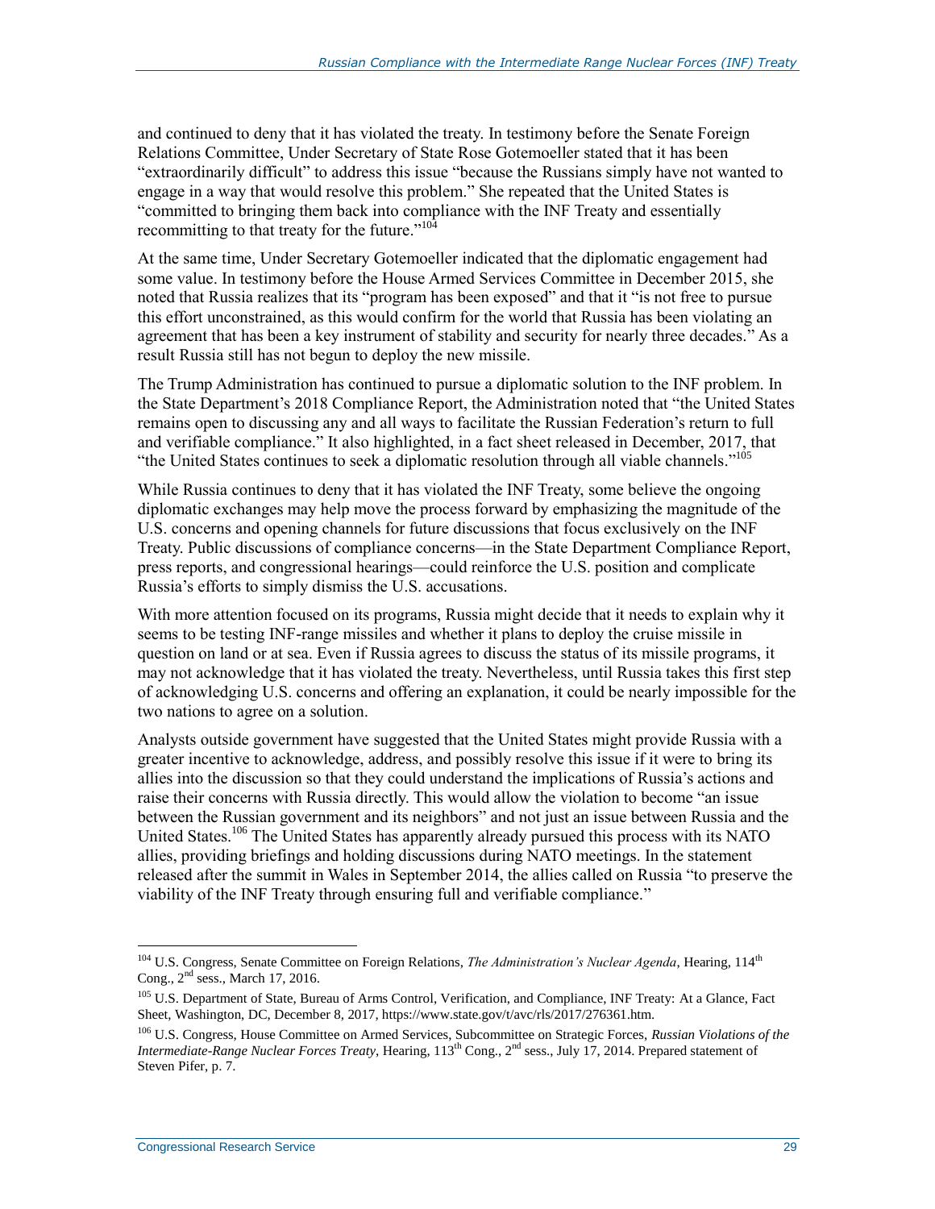and continued to deny that it has violated the treaty. In testimony before the Senate Foreign Relations Committee, Under Secretary of State Rose Gotemoeller stated that it has been "extraordinarily difficult" to address this issue "because the Russians simply have not wanted to engage in a way that would resolve this problem." She repeated that the United States is "committed to bringing them back into compliance with the INF Treaty and essentially recommitting to that treaty for the future."[104]

At the same time, Under Secretary Gotemoeller indicated that the diplomatic engagement had some value. In testimony before the House Armed Services Committee in December 2015, she noted that Russia realizes that its "program has been exposed" and that it "is not free to pursue this effort unconstrained, as this would confirm for the world that Russia has been violating an agreement that has been a key instrument of stability and security for nearly three decades." As a result Russia still has not begun to deploy the new missile.

The Trump Administration has continued to pursue a diplomatic solution to the INF problem. In the State Department's 2018 Compliance Report, the Administration noted that "the United States remains open to discussing any and all ways to facilitate the Russian Federation's return to full and verifiable compliance." It also highlighted, in a fact sheet released in December, 2017, that "the United States continues to seek a diplomatic resolution through all viable channels."[105]

While Russia continues to deny that it has violated the INF Treaty, some believe the ongoing diplomatic exchanges may help move the process forward by emphasizing the magnitude of the U.S. concerns and opening channels for future discussions that focus exclusively on the INF Treaty. Public discussions of compliance concerns—in the State Department Compliance Report, press reports, and congressional hearings—could reinforce the U.S. position and complicate Russia's efforts to simply dismiss the U.S. accusations.

With more attention focused on its programs, Russia might decide that it needs to explain why it seems to be testing INF-range missiles and whether it plans to deploy the cruise missile in question on land or at sea. Even if Russia agrees to discuss the status of its missile programs, it may not acknowledge that it has violated the treaty. Nevertheless, until Russia takes this first step of acknowledging U.S. concerns and offering an explanation, it could be nearly impossible for the two nations to agree on a solution.

Analysts outside government have suggested that the United States might provide Russia with a greater incentive to acknowledge, address, and possibly resolve this issue if it were to bring its allies into the discussion so that they could understand the implications of Russia's actions and raise their concerns with Russia directly. This would allow the violation to become "an issue between the Russian government and its neighbors" and not just an issue between Russia and the United States.[106] The United States has apparently already pursued this process with its NATO allies, providing briefings and holding discussions during NATO meetings. In the statement released after the summit in Wales in September 2014, the allies called on Russia "to preserve the viability of the INF Treaty through ensuring full and verifiable compliance."

---

[104] U.S. Congress, Senate Committee on Foreign Relations, *The Administration's Nuclear Agenda*, Hearing, 114th Cong., 2nd sess., March 17, 2016.

[105] U.S. Department of State, Bureau of Arms Control, Verification, and Compliance, INF Treaty: At a Glance, Fact Sheet, Washington, DC, December 8, 2017, https://www.state.gov/t/avc/rls/2017/276361.htm.

[106] U.S. Congress, House Committee on Armed Services, Subcommittee on Strategic Forces, *Russian Violations of the Intermediate-Range Nuclear Forces Treaty*, Hearing, 113th Cong., 2nd sess., July 17, 2014. Prepared statement of Steven Pifer, p. 7.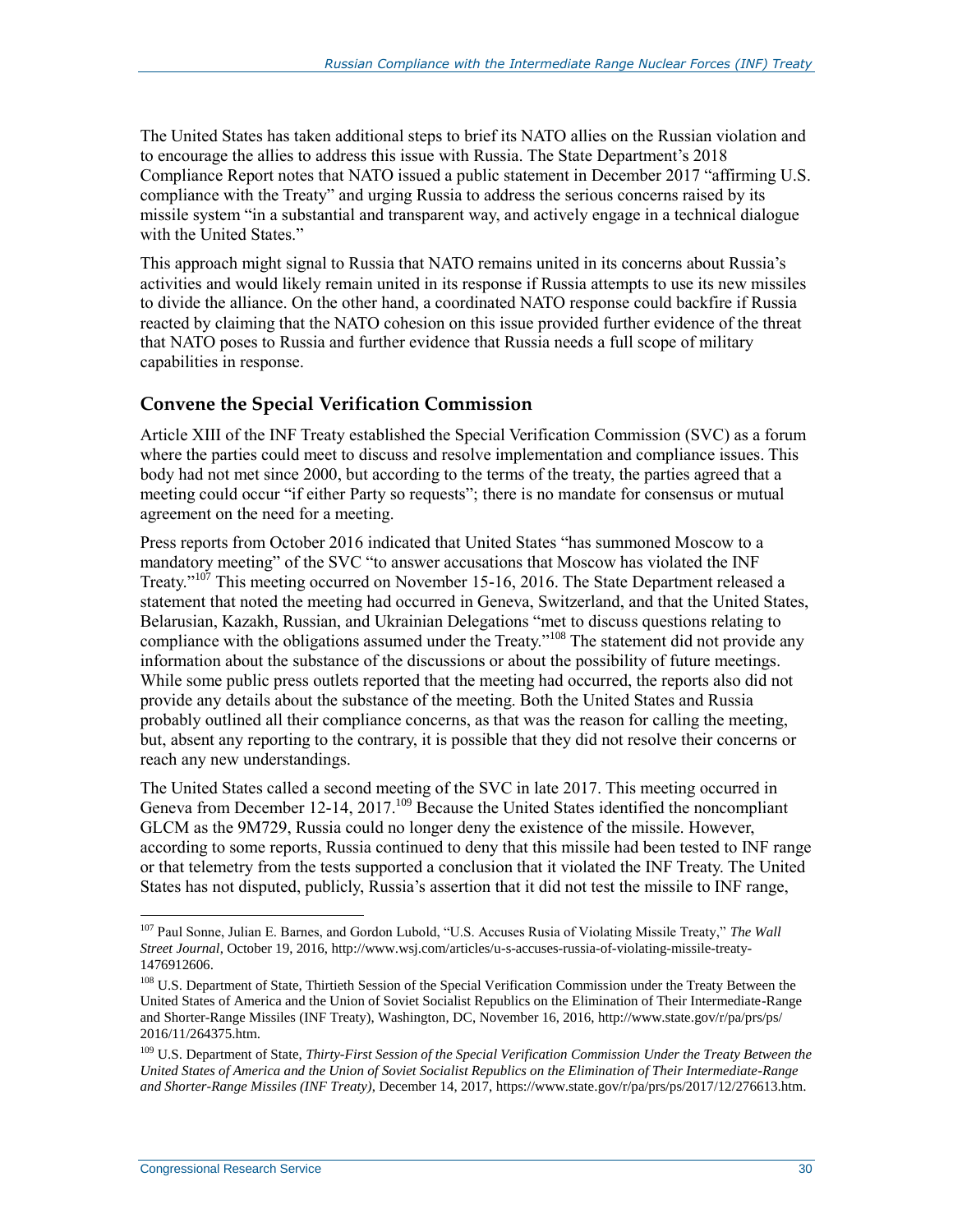The United States has taken additional steps to brief its NATO allies on the Russian violation and to encourage the allies to address this issue with Russia. The State Department's 2018 Compliance Report notes that NATO issued a public statement in December 2017 "affirming U.S. compliance with the Treaty" and urging Russia to address the serious concerns raised by its missile system "in a substantial and transparent way, and actively engage in a technical dialogue with the United States."

This approach might signal to Russia that NATO remains united in its concerns about Russia's activities and would likely remain united in its response if Russia attempts to use its new missiles to divide the alliance. On the other hand, a coordinated NATO response could backfire if Russia reacted by claiming that the NATO cohesion on this issue provided further evidence of the threat that NATO poses to Russia and further evidence that Russia needs a full scope of military capabilities in response.

## Convene the Special Verification Commission

Article XIII of the INF Treaty established the Special Verification Commission (SVC) as a forum where the parties could meet to discuss and resolve implementation and compliance issues. This body had not met since 2000, but according to the terms of the treaty, the parties agreed that a meeting could occur "if either Party so requests"; there is no mandate for consensus or mutual agreement on the need for a meeting.

Press reports from October 2016 indicated that United States "has summoned Moscow to a mandatory meeting" of the SVC "to answer accusations that Moscow has violated the INF Treaty."[107] This meeting occurred on November 15-16, 2016. The State Department released a statement that noted the meeting had occurred in Geneva, Switzerland, and that the United States, Belarusian, Kazakh, Russian, and Ukrainian Delegations "met to discuss questions relating to compliance with the obligations assumed under the Treaty."[108] The statement did not provide any information about the substance of the discussions or about the possibility of future meetings. While some public press outlets reported that the meeting had occurred, the reports also did not provide any details about the substance of the meeting. Both the United States and Russia probably outlined all their compliance concerns, as that was the reason for calling the meeting, but, absent any reporting to the contrary, it is possible that they did not resolve their concerns or reach any new understandings.

The United States called a second meeting of the SVC in late 2017. This meeting occurred in Geneva from December 12-14, 2017.[109] Because the United States identified the noncompliant GLCM as the 9M729, Russia could no longer deny the existence of the missile. However, according to some reports, Russia continued to deny that this missile had been tested to INF range or that telemetry from the tests supported a conclusion that it violated the INF Treaty. The United States has not disputed, publicly, Russia's assertion that it did not test the missile to INF range,

---

[107] Paul Sonne, Julian E. Barnes, and Gordon Lubold, "U.S. Accuses Rusia of Violating Missile Treaty," *The Wall Street Journal*, October 19, 2016, http://www.wsj.com/articles/u-s-accuses-russia-of-violating-missile-treaty-1476912606.

[108] U.S. Department of State, Thirtieth Session of the Special Verification Commission under the Treaty Between the United States of America and the Union of Soviet Socialist Republics on the Elimination of Their Intermediate-Range and Shorter-Range Missiles (INF Treaty), Washington, DC, November 16, 2016, http://www.state.gov/r/pa/prs/ps/2016/11/264375.htm.

[109] U.S. Department of State, *Thirty-First Session of the Special Verification Commission Under the Treaty Between the United States of America and the Union of Soviet Socialist Republics on the Elimination of Their Intermediate-Range and Shorter-Range Missiles (INF Treaty)*, December 14, 2017, https://www.state.gov/r/pa/prs/ps/2017/12/276613.htm.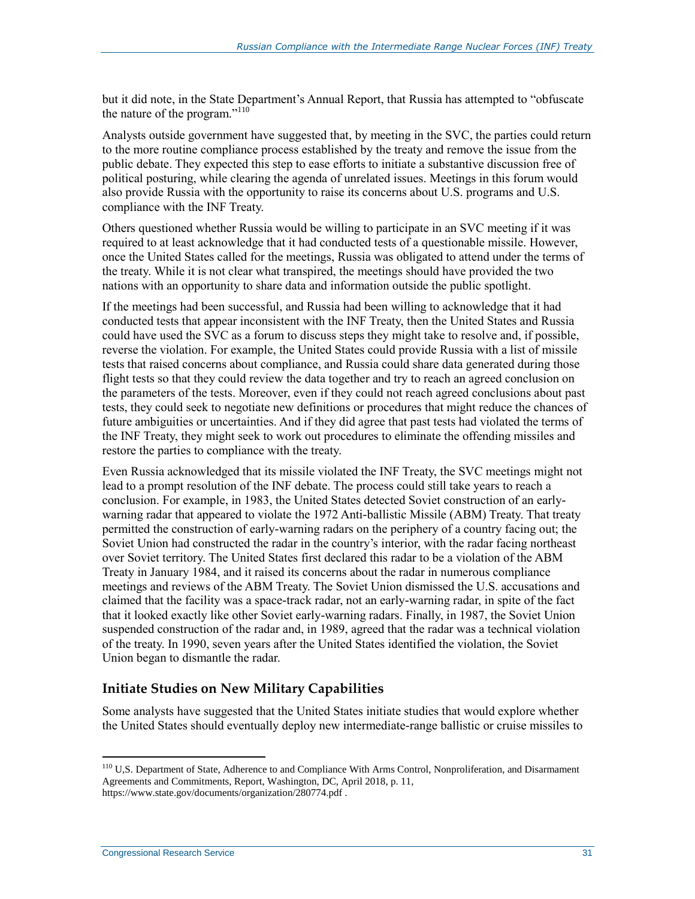but it did note, in the State Department's Annual Report, that Russia has attempted to "obfuscate the nature of the program."[110]

Analysts outside government have suggested that, by meeting in the SVC, the parties could return to the more routine compliance process established by the treaty and remove the issue from the public debate. They expected this step to ease efforts to initiate a substantive discussion free of political posturing, while clearing the agenda of unrelated issues. Meetings in this forum would also provide Russia with the opportunity to raise its concerns about U.S. programs and U.S. compliance with the INF Treaty.

Others questioned whether Russia would be willing to participate in an SVC meeting if it was required to at least acknowledge that it had conducted tests of a questionable missile. However, once the United States called for the meetings, Russia was obligated to attend under the terms of the treaty. While it is not clear what transpired, the meetings should have provided the two nations with an opportunity to share data and information outside the public spotlight.

If the meetings had been successful, and Russia had been willing to acknowledge that it had conducted tests that appear inconsistent with the INF Treaty, then the United States and Russia could have used the SVC as a forum to discuss steps they might take to resolve and, if possible, reverse the violation. For example, the United States could provide Russia with a list of missile tests that raised concerns about compliance, and Russia could share data generated during those flight tests so that they could review the data together and try to reach an agreed conclusion on the parameters of the tests. Moreover, even if they could not reach agreed conclusions about past tests, they could seek to negotiate new definitions or procedures that might reduce the chances of future ambiguities or uncertainties. And if they did agree that past tests had violated the terms of the INF Treaty, they might seek to work out procedures to eliminate the offending missiles and restore the parties to compliance with the treaty.

Even Russia acknowledged that its missile violated the INF Treaty, the SVC meetings might not lead to a prompt resolution of the INF debate. The process could still take years to reach a conclusion. For example, in 1983, the United States detected Soviet construction of an early-warning radar that appeared to violate the 1972 Anti-ballistic Missile (ABM) Treaty. That treaty permitted the construction of early-warning radars on the periphery of a country facing out; the Soviet Union had constructed the radar in the country's interior, with the radar facing northeast over Soviet territory. The United States first declared this radar to be a violation of the ABM Treaty in January 1984, and it raised its concerns about the radar in numerous compliance meetings and reviews of the ABM Treaty. The Soviet Union dismissed the U.S. accusations and claimed that the facility was a space-track radar, not an early-warning radar, in spite of the fact that it looked exactly like other Soviet early-warning radars. Finally, in 1987, the Soviet Union suspended construction of the radar and, in 1989, agreed that the radar was a technical violation of the treaty. In 1990, seven years after the United States identified the violation, the Soviet Union began to dismantle the radar.

## Initiate Studies on New Military Capabilities

Some analysts have suggested that the United States initiate studies that would explore whether the United States should eventually deploy new intermediate-range ballistic or cruise missiles to

---

[110] U,S. Department of State, Adherence to and Compliance With Arms Control, Nonproliferation, and Disarmament Agreements and Commitments, Report, Washington, DC, April 2018, p. 11, https://www.state.gov/documents/organization/280774.pdf .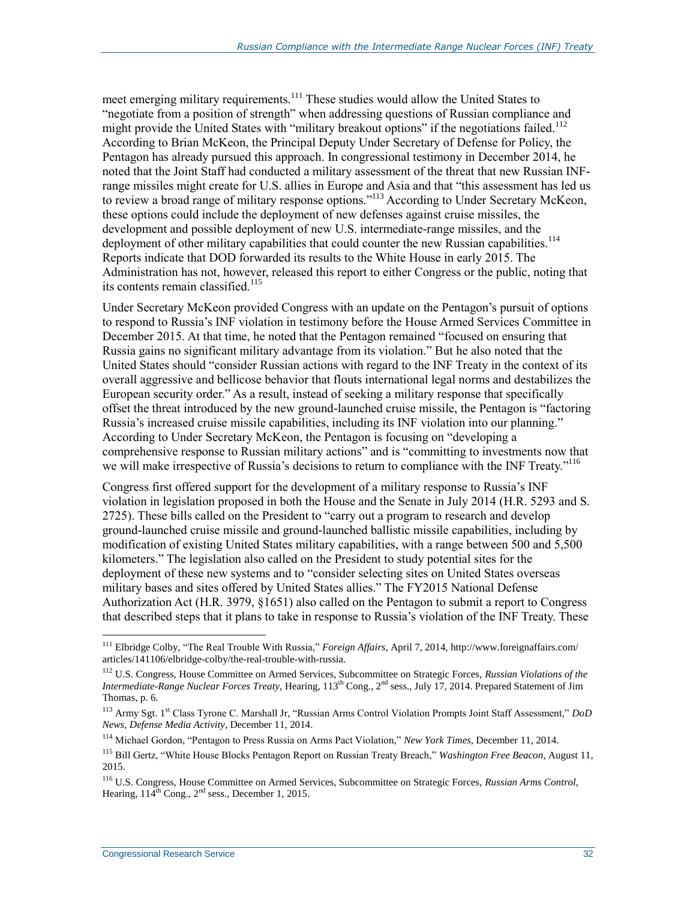meet emerging military requirements.[111] These studies would allow the United States to "negotiate from a position of strength" when addressing questions of Russian compliance and might provide the United States with "military breakout options" if the negotiations failed.[112] According to Brian McKeon, the Principal Deputy Under Secretary of Defense for Policy, the Pentagon has already pursued this approach. In congressional testimony in December 2014, he noted that the Joint Staff had conducted a military assessment of the threat that new Russian INF-range missiles might create for U.S. allies in Europe and Asia and that "this assessment has led us to review a broad range of military response options."[113] According to Under Secretary McKeon, these options could include the deployment of new defenses against cruise missiles, the development and possible deployment of new U.S. intermediate-range missiles, and the deployment of other military capabilities that could counter the new Russian capabilities.[114] Reports indicate that DOD forwarded its results to the White House in early 2015. The Administration has not, however, released this report to either Congress or the public, noting that its contents remain classified.[115]

Under Secretary McKeon provided Congress with an update on the Pentagon's pursuit of options to respond to Russia's INF violation in testimony before the House Armed Services Committee in December 2015. At that time, he noted that the Pentagon remained "focused on ensuring that Russia gains no significant military advantage from its violation." But he also noted that the United States should "consider Russian actions with regard to the INF Treaty in the context of its overall aggressive and bellicose behavior that flouts international legal norms and destabilizes the European security order." As a result, instead of seeking a military response that specifically offset the threat introduced by the new ground-launched cruise missile, the Pentagon is "factoring Russia's increased cruise missile capabilities, including its INF violation into our planning." According to Under Secretary McKeon, the Pentagon is focusing on "developing a comprehensive response to Russian military actions" and is "committing to investments now that we will make irrespective of Russia's decisions to return to compliance with the INF Treaty."[116]

Congress first offered support for the development of a military response to Russia's INF violation in legislation proposed in both the House and the Senate in July 2014 (H.R. 5293 and S. 2725). These bills called on the President to "carry out a program to research and develop ground-launched cruise missile and ground-launched ballistic missile capabilities, including by modification of existing United States military capabilities, with a range between 500 and 5,500 kilometers." The legislation also called on the President to study potential sites for the deployment of these new systems and to "consider selecting sites on United States overseas military bases and sites offered by United States allies." The FY2015 National Defense Authorization Act (H.R. 3979, §1651) also called on the Pentagon to submit a report to Congress that described steps that it plans to take in response to Russia's violation of the INF Treaty. These

---

[111] Elbridge Colby, "The Real Trouble With Russia," *Foreign Affairs*, April 7, 2014, http://www.foreignaffairs.com/articles/141106/elbridge-colby/the-real-trouble-with-russia.

[112] U.S. Congress, House Committee on Armed Services, Subcommittee on Strategic Forces, *Russian Violations of the Intermediate-Range Nuclear Forces Treaty*, Hearing, 113th Cong., 2nd sess., July 17, 2014. Prepared Statement of Jim Thomas, p. 6.

[113] Army Sgt. 1st Class Tyrone C. Marshall Jr, "Russian Arms Control Violation Prompts Joint Staff Assessment," *DoD News, Defense Media Activity*, December 11, 2014.

[114] Michael Gordon, "Pentagon to Press Russia on Arms Pact Violation," *New York Times*, December 11, 2014.

[115] Bill Gertz, "White House Blocks Pentagon Report on Russian Treaty Breach," *Washington Free Beacon*, August 11, 2015.

[116] U.S. Congress, House Committee on Armed Services, Subcommittee on Strategic Forces, *Russian Arms Control*, Hearing, 114th Cong., 2nd sess., December 1, 2015.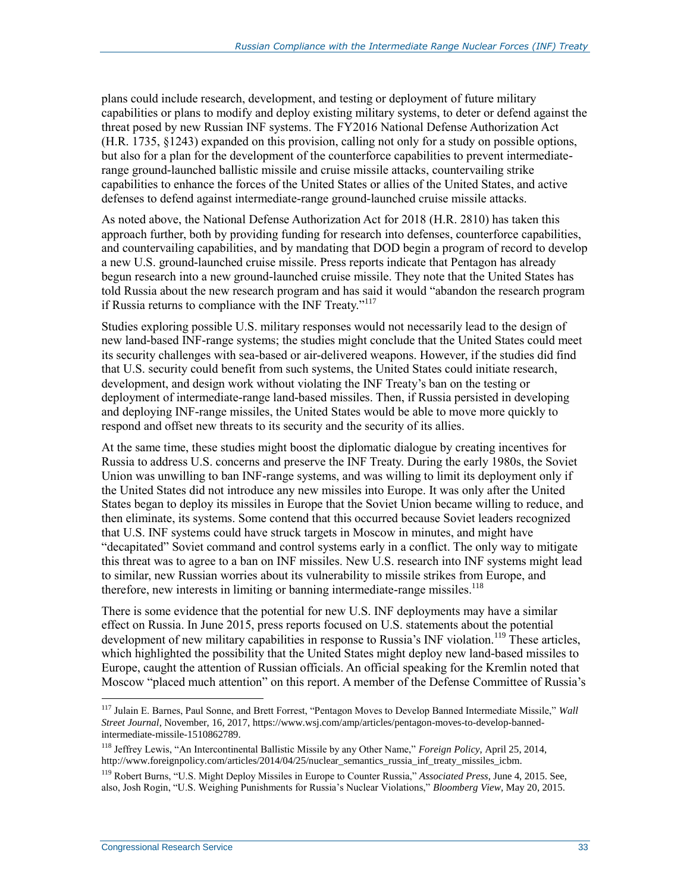plans could include research, development, and testing or deployment of future military capabilities or plans to modify and deploy existing military systems, to deter or defend against the threat posed by new Russian INF systems. The FY2016 National Defense Authorization Act (H.R. 1735, §1243) expanded on this provision, calling not only for a study on possible options, but also for a plan for the development of the counterforce capabilities to prevent intermediate-range ground-launched ballistic missile and cruise missile attacks, countervailing strike capabilities to enhance the forces of the United States or allies of the United States, and active defenses to defend against intermediate-range ground-launched cruise missile attacks.

As noted above, the National Defense Authorization Act for 2018 (H.R. 2810) has taken this approach further, both by providing funding for research into defenses, counterforce capabilities, and countervailing capabilities, and by mandating that DOD begin a program of record to develop a new U.S. ground-launched cruise missile. Press reports indicate that Pentagon has already begun research into a new ground-launched cruise missile. They note that the United States has told Russia about the new research program and has said it would "abandon the research program if Russia returns to compliance with the INF Treaty."[117]

Studies exploring possible U.S. military responses would not necessarily lead to the design of new land-based INF-range systems; the studies might conclude that the United States could meet its security challenges with sea-based or air-delivered weapons. However, if the studies did find that U.S. security could benefit from such systems, the United States could initiate research, development, and design work without violating the INF Treaty's ban on the testing or deployment of intermediate-range land-based missiles. Then, if Russia persisted in developing and deploying INF-range missiles, the United States would be able to move more quickly to respond and offset new threats to its security and the security of its allies.

At the same time, these studies might boost the diplomatic dialogue by creating incentives for Russia to address U.S. concerns and preserve the INF Treaty. During the early 1980s, the Soviet Union was unwilling to ban INF-range systems, and was willing to limit its deployment only if the United States did not introduce any new missiles into Europe. It was only after the United States began to deploy its missiles in Europe that the Soviet Union became willing to reduce, and then eliminate, its systems. Some contend that this occurred because Soviet leaders recognized that U.S. INF systems could have struck targets in Moscow in minutes, and might have "decapitated" Soviet command and control systems early in a conflict. The only way to mitigate this threat was to agree to a ban on INF missiles. New U.S. research into INF systems might lead to similar, new Russian worries about its vulnerability to missile strikes from Europe, and therefore, new interests in limiting or banning intermediate-range missiles.[118]

There is some evidence that the potential for new U.S. INF deployments may have a similar effect on Russia. In June 2015, press reports focused on U.S. statements about the potential development of new military capabilities in response to Russia's INF violation.[119] These articles, which highlighted the possibility that the United States might deploy new land-based missiles to Europe, caught the attention of Russian officials. An official speaking for the Kremlin noted that Moscow "placed much attention" on this report. A member of the Defense Committee of Russia's

---

[117] Julain E. Barnes, Paul Sonne, and Brett Forrest, "Pentagon Moves to Develop Banned Intermediate Missile," *Wall Street Journal*, November, 16, 2017, https://www.wsj.com/amp/articles/pentagon-moves-to-develop-banned-intermediate-missile-1510862789.

[118] Jeffrey Lewis, "An Intercontinental Ballistic Missile by any Other Name," *Foreign Policy*, April 25, 2014, http://www.foreignpolicy.com/articles/2014/04/25/nuclear_semantics_russia_inf_treaty_missiles_icbm.

[119] Robert Burns, "U.S. Might Deploy Missiles in Europe to Counter Russia," *Associated Press*, June 4, 2015. See, also, Josh Rogin, "U.S. Weighing Punishments for Russia's Nuclear Violations," *Bloomberg View*, May 20, 2015.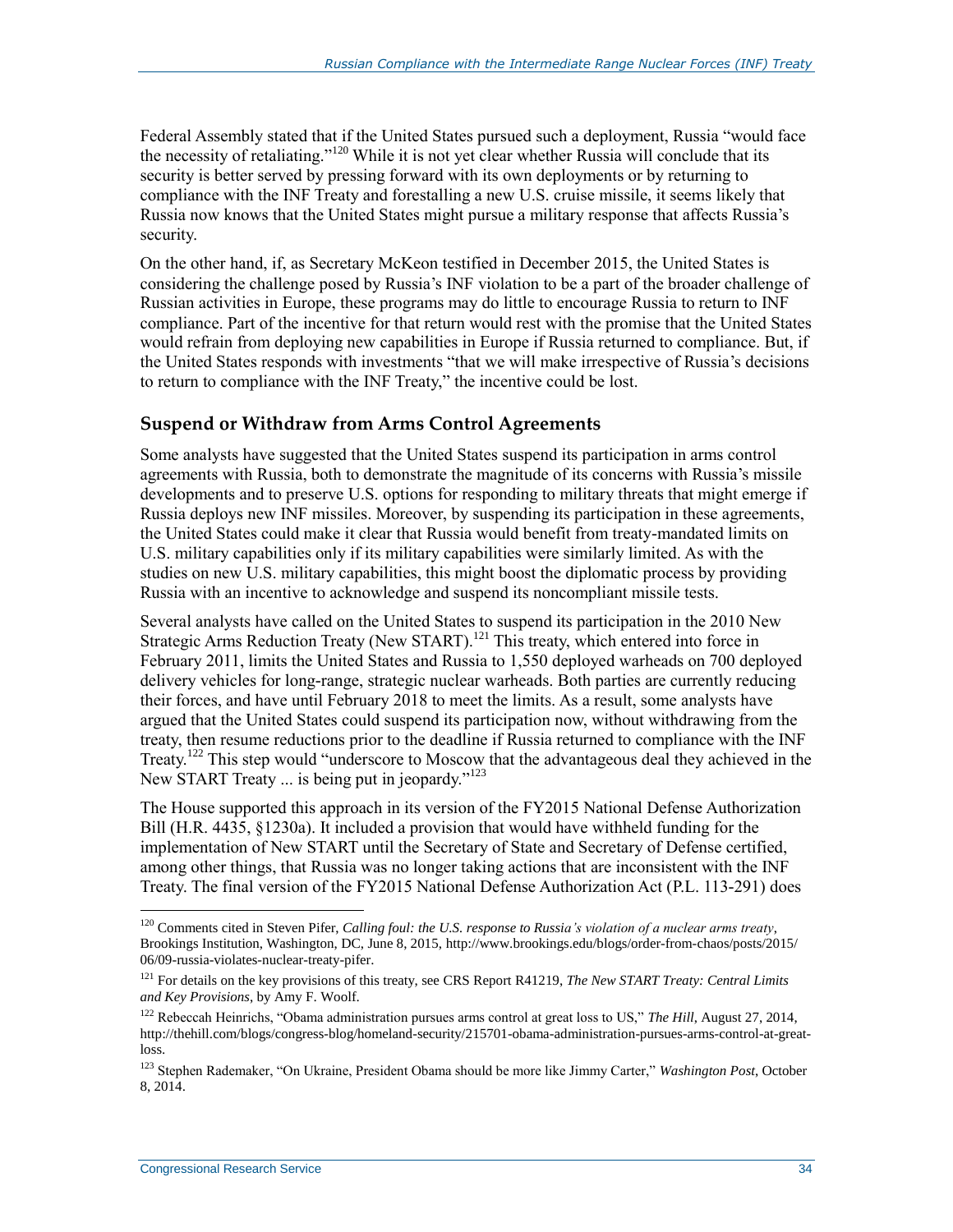Federal Assembly stated that if the United States pursued such a deployment, Russia "would face the necessity of retaliating."[120] While it is not yet clear whether Russia will conclude that its security is better served by pressing forward with its own deployments or by returning to compliance with the INF Treaty and forestalling a new U.S. cruise missile, it seems likely that Russia now knows that the United States might pursue a military response that affects Russia's security.

On the other hand, if, as Secretary McKeon testified in December 2015, the United States is considering the challenge posed by Russia's INF violation to be a part of the broader challenge of Russian activities in Europe, these programs may do little to encourage Russia to return to INF compliance. Part of the incentive for that return would rest with the promise that the United States would refrain from deploying new capabilities in Europe if Russia returned to compliance. But, if the United States responds with investments "that we will make irrespective of Russia's decisions to return to compliance with the INF Treaty," the incentive could be lost.

### Suspend or Withdraw from Arms Control Agreements

Some analysts have suggested that the United States suspend its participation in arms control agreements with Russia, both to demonstrate the magnitude of its concerns with Russia's missile developments and to preserve U.S. options for responding to military threats that might emerge if Russia deploys new INF missiles. Moreover, by suspending its participation in these agreements, the United States could make it clear that Russia would benefit from treaty-mandated limits on U.S. military capabilities only if its military capabilities were similarly limited. As with the studies on new U.S. military capabilities, this might boost the diplomatic process by providing Russia with an incentive to acknowledge and suspend its noncompliant missile tests.

Several analysts have called on the United States to suspend its participation in the 2010 New Strategic Arms Reduction Treaty (New START).[121] This treaty, which entered into force in February 2011, limits the United States and Russia to 1,550 deployed warheads on 700 deployed delivery vehicles for long-range, strategic nuclear warheads. Both parties are currently reducing their forces, and have until February 2018 to meet the limits. As a result, some analysts have argued that the United States could suspend its participation now, without withdrawing from the treaty, then resume reductions prior to the deadline if Russia returned to compliance with the INF Treaty.[122] This step would "underscore to Moscow that the advantageous deal they achieved in the New START Treaty ... is being put in jeopardy."[123]

The House supported this approach in its version of the FY2015 National Defense Authorization Bill (H.R. 4435, §1230a). It included a provision that would have withheld funding for the implementation of New START until the Secretary of State and Secretary of Defense certified, among other things, that Russia was no longer taking actions that are inconsistent with the INF Treaty. The final version of the FY2015 National Defense Authorization Act (P.L. 113-291) does

---

[120] Comments cited in Steven Pifer, *Calling foul: the U.S. response to Russia's violation of a nuclear arms treaty*, Brookings Institution, Washington, DC, June 8, 2015, http://www.brookings.edu/blogs/order-from-chaos/posts/2015/06/09-russia-violates-nuclear-treaty-pifer.

[121] For details on the key provisions of this treaty, see CRS Report R41219, *The New START Treaty: Central Limits and Key Provisions*, by Amy F. Woolf.

[122] Rebeccah Heinrichs, "Obama administration pursues arms control at great loss to US," *The Hill*, August 27, 2014, http://thehill.com/blogs/congress-blog/homeland-security/215701-obama-administration-pursues-arms-control-at-great-loss.

[123] Stephen Rademaker, "On Ukraine, President Obama should be more like Jimmy Carter," *Washington Post*, October 8, 2014.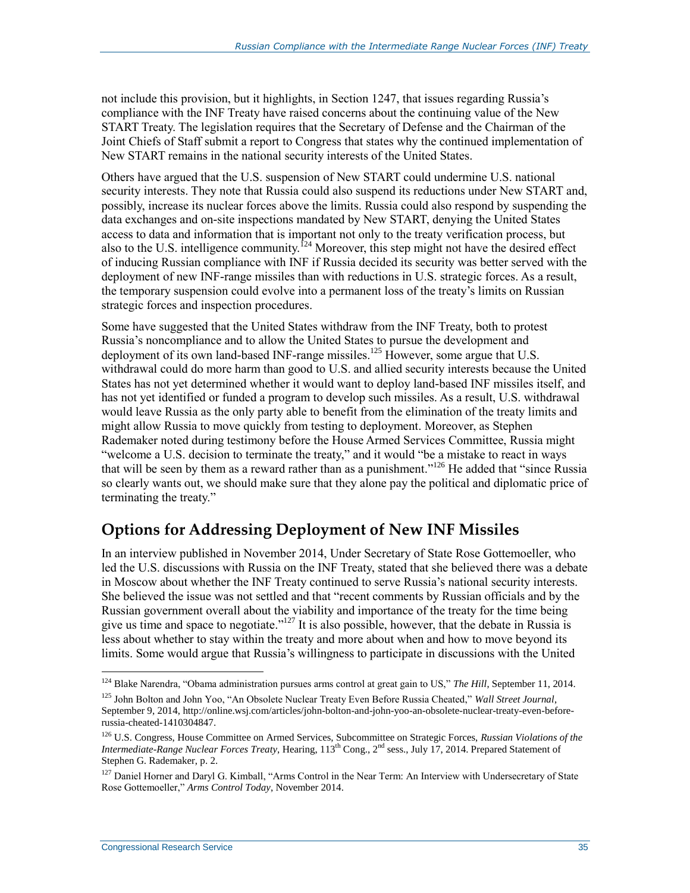not include this provision, but it highlights, in Section 1247, that issues regarding Russia's compliance with the INF Treaty have raised concerns about the continuing value of the New START Treaty. The legislation requires that the Secretary of Defense and the Chairman of the Joint Chiefs of Staff submit a report to Congress that states why the continued implementation of New START remains in the national security interests of the United States.

Others have argued that the U.S. suspension of New START could undermine U.S. national security interests. They note that Russia could also suspend its reductions under New START and, possibly, increase its nuclear forces above the limits. Russia could also respond by suspending the data exchanges and on-site inspections mandated by New START, denying the United States access to data and information that is important not only to the treaty verification process, but also to the U.S. intelligence community.[124] Moreover, this step might not have the desired effect of inducing Russian compliance with INF if Russia decided its security was better served with the deployment of new INF-range missiles than with reductions in U.S. strategic forces. As a result, the temporary suspension could evolve into a permanent loss of the treaty's limits on Russian strategic forces and inspection procedures.

Some have suggested that the United States withdraw from the INF Treaty, both to protest Russia's noncompliance and to allow the United States to pursue the development and deployment of its own land-based INF-range missiles.[125] However, some argue that U.S. withdrawal could do more harm than good to U.S. and allied security interests because the United States has not yet determined whether it would want to deploy land-based INF missiles itself, and has not yet identified or funded a program to develop such missiles. As a result, U.S. withdrawal would leave Russia as the only party able to benefit from the elimination of the treaty limits and might allow Russia to move quickly from testing to deployment. Moreover, as Stephen Rademaker noted during testimony before the House Armed Services Committee, Russia might "welcome a U.S. decision to terminate the treaty," and it would "be a mistake to react in ways that will be seen by them as a reward rather than as a punishment."[126] He added that "since Russia so clearly wants out, we should make sure that they alone pay the political and diplomatic price of terminating the treaty."

## Options for Addressing Deployment of New INF Missiles

In an interview published in November 2014, Under Secretary of State Rose Gottemoeller, who led the U.S. discussions with Russia on the INF Treaty, stated that she believed there was a debate in Moscow about whether the INF Treaty continued to serve Russia's national security interests. She believed the issue was not settled and that "recent comments by Russian officials and by the Russian government overall about the viability and importance of the treaty for the time being give us time and space to negotiate."[127] It is also possible, however, that the debate in Russia is less about whether to stay within the treaty and more about when and how to move beyond its limits. Some would argue that Russia's willingness to participate in discussions with the United

---

[124] Blake Narendra, "Obama administration pursues arms control at great gain to US," *The Hill*, September 11, 2014.

[125] John Bolton and John Yoo, "An Obsolete Nuclear Treaty Even Before Russia Cheated," *Wall Street Journal*, September 9, 2014, http://online.wsj.com/articles/john-bolton-and-john-yoo-an-obsolete-nuclear-treaty-even-before-russia-cheated-1410304847.

[126] U.S. Congress, House Committee on Armed Services, Subcommittee on Strategic Forces, *Russian Violations of the Intermediate-Range Nuclear Forces Treaty*, Hearing, 113th Cong., 2nd sess., July 17, 2014. Prepared Statement of Stephen G. Rademaker, p. 2.

[127] Daniel Horner and Daryl G. Kimball, "Arms Control in the Near Term: An Interview with Undersecretary of State Rose Gottemoeller," *Arms Control Today*, November 2014.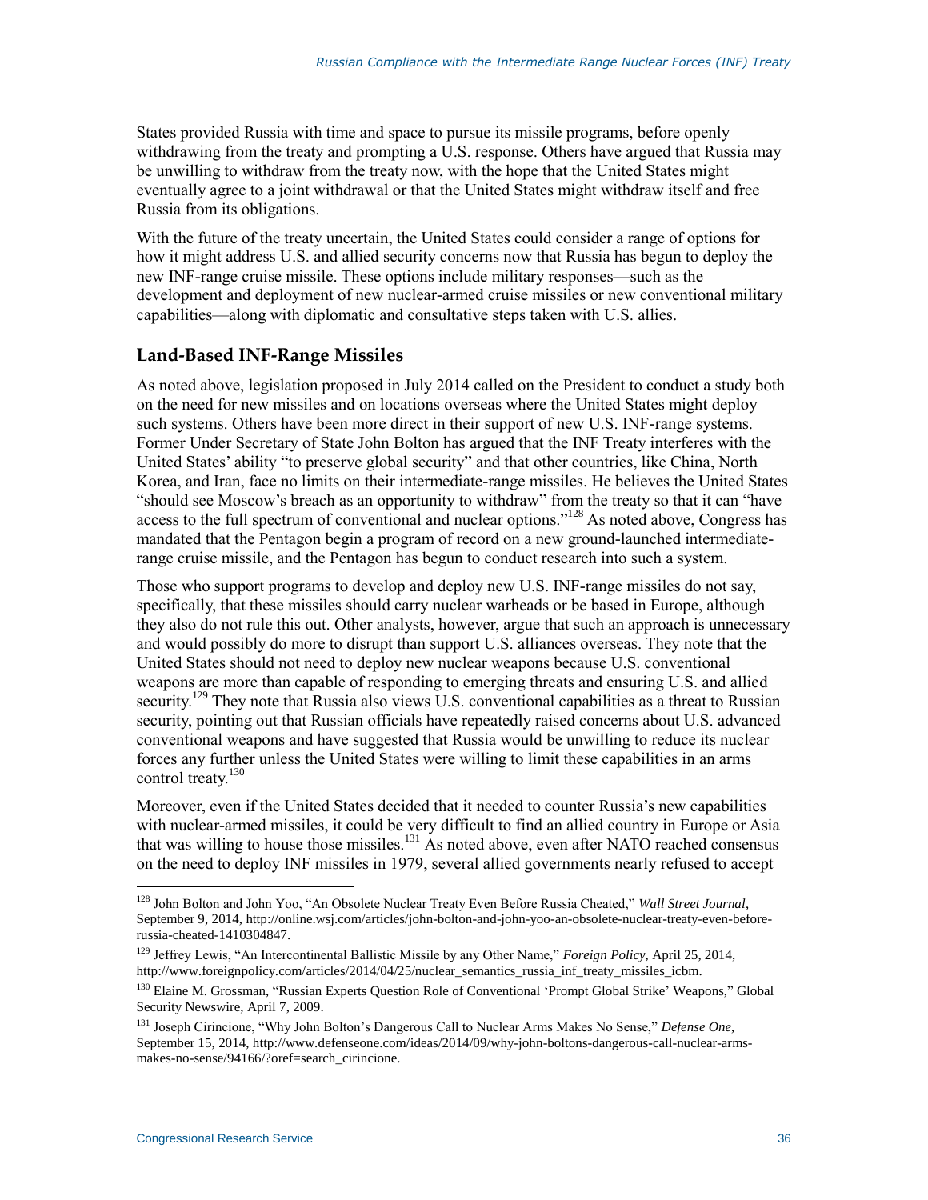States provided Russia with time and space to pursue its missile programs, before openly withdrawing from the treaty and prompting a U.S. response. Others have argued that Russia may be unwilling to withdraw from the treaty now, with the hope that the United States might eventually agree to a joint withdrawal or that the United States might withdraw itself and free Russia from its obligations.

With the future of the treaty uncertain, the United States could consider a range of options for how it might address U.S. and allied security concerns now that Russia has begun to deploy the new INF-range cruise missile. These options include military responses—such as the development and deployment of new nuclear-armed cruise missiles or new conventional military capabilities—along with diplomatic and consultative steps taken with U.S. allies.

## Land-Based INF-Range Missiles

As noted above, legislation proposed in July 2014 called on the President to conduct a study both on the need for new missiles and on locations overseas where the United States might deploy such systems. Others have been more direct in their support of new U.S. INF-range systems. Former Under Secretary of State John Bolton has argued that the INF Treaty interferes with the United States' ability "to preserve global security" and that other countries, like China, North Korea, and Iran, face no limits on their intermediate-range missiles. He believes the United States "should see Moscow's breach as an opportunity to withdraw" from the treaty so that it can "have access to the full spectrum of conventional and nuclear options."[128] As noted above, Congress has mandated that the Pentagon begin a program of record on a new ground-launched intermediate-range cruise missile, and the Pentagon has begun to conduct research into such a system.

Those who support programs to develop and deploy new U.S. INF-range missiles do not say, specifically, that these missiles should carry nuclear warheads or be based in Europe, although they also do not rule this out. Other analysts, however, argue that such an approach is unnecessary and would possibly do more to disrupt than support U.S. alliances overseas. They note that the United States should not need to deploy new nuclear weapons because U.S. conventional weapons are more than capable of responding to emerging threats and ensuring U.S. and allied security.[129] They note that Russia also views U.S. conventional capabilities as a threat to Russian security, pointing out that Russian officials have repeatedly raised concerns about U.S. advanced conventional weapons and have suggested that Russia would be unwilling to reduce its nuclear forces any further unless the United States were willing to limit these capabilities in an arms control treaty.[130]

Moreover, even if the United States decided that it needed to counter Russia's new capabilities with nuclear-armed missiles, it could be very difficult to find an allied country in Europe or Asia that was willing to house those missiles.[131] As noted above, even after NATO reached consensus on the need to deploy INF missiles in 1979, several allied governments nearly refused to accept

---

[128] John Bolton and John Yoo, "An Obsolete Nuclear Treaty Even Before Russia Cheated," *Wall Street Journal*, September 9, 2014, http://online.wsj.com/articles/john-bolton-and-john-yoo-an-obsolete-nuclear-treaty-even-before-russia-cheated-1410304847.

[129] Jeffrey Lewis, "An Intercontinental Ballistic Missile by any Other Name," *Foreign Policy*, April 25, 2014, http://www.foreignpolicy.com/articles/2014/04/25/nuclear_semantics_russia_inf_treaty_missiles_icbm.

[130] Elaine M. Grossman, "Russian Experts Question Role of Conventional 'Prompt Global Strike' Weapons," Global Security Newswire, April 7, 2009.

[131] Joseph Cirincione, "Why John Bolton's Dangerous Call to Nuclear Arms Makes No Sense," *Defense One*, September 15, 2014, http://www.defenseone.com/ideas/2014/09/why-john-boltons-dangerous-call-nuclear-arms-makes-no-sense/94166/?oref=search_cirincione.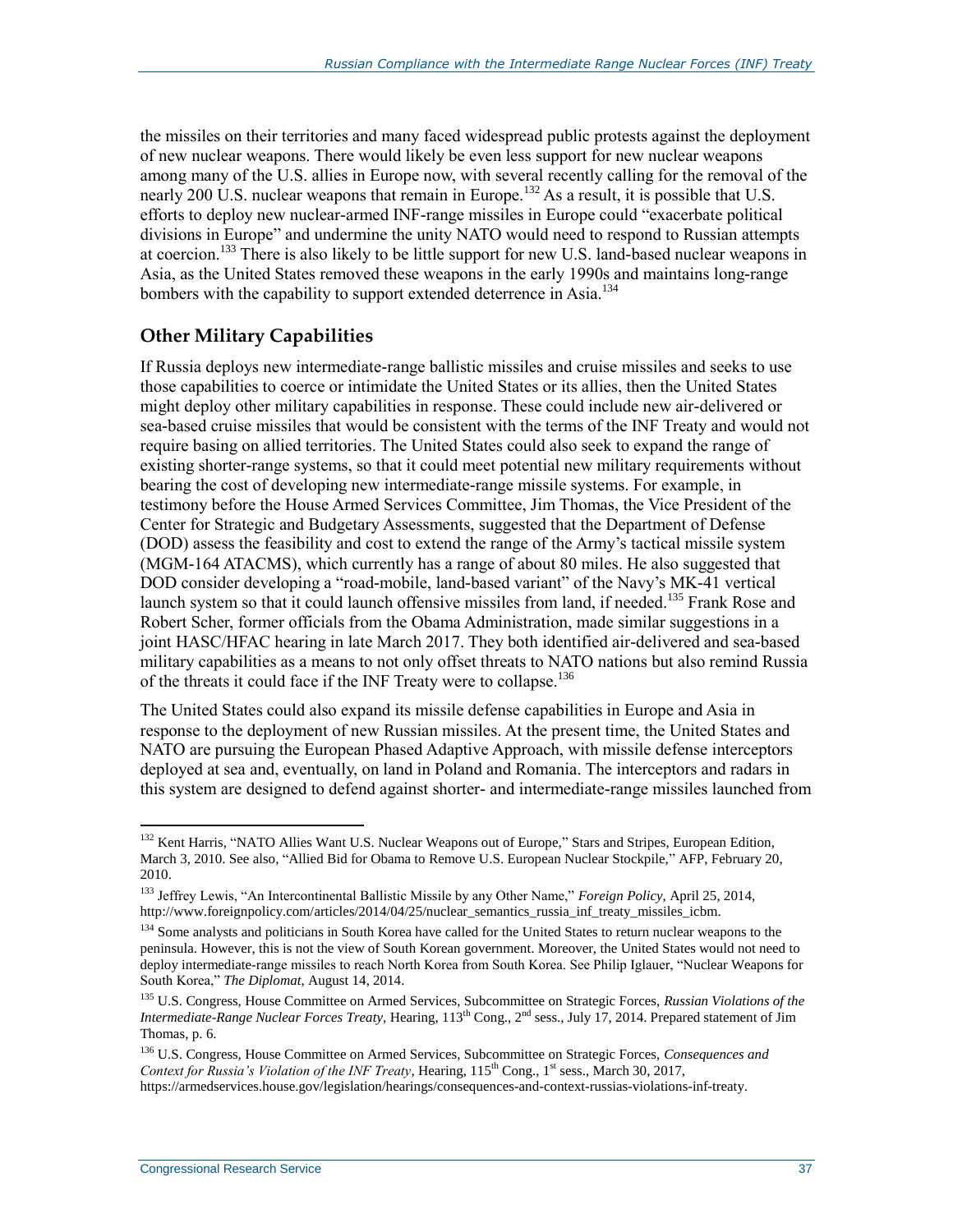the missiles on their territories and many faced widespread public protests against the deployment of new nuclear weapons. There would likely be even less support for new nuclear weapons among many of the U.S. allies in Europe now, with several recently calling for the removal of the nearly 200 U.S. nuclear weapons that remain in Europe.[132] As a result, it is possible that U.S. efforts to deploy new nuclear-armed INF-range missiles in Europe could "exacerbate political divisions in Europe" and undermine the unity NATO would need to respond to Russian attempts at coercion.[133] There is also likely to be little support for new U.S. land-based nuclear weapons in Asia, as the United States removed these weapons in the early 1990s and maintains long-range bombers with the capability to support extended deterrence in Asia.[134]

## Other Military Capabilities

If Russia deploys new intermediate-range ballistic missiles and cruise missiles and seeks to use those capabilities to coerce or intimidate the United States or its allies, then the United States might deploy other military capabilities in response. These could include new air-delivered or sea-based cruise missiles that would be consistent with the terms of the INF Treaty and would not require basing on allied territories. The United States could also seek to expand the range of existing shorter-range systems, so that it could meet potential new military requirements without bearing the cost of developing new intermediate-range missile systems. For example, in testimony before the House Armed Services Committee, Jim Thomas, the Vice President of the Center for Strategic and Budgetary Assessments, suggested that the Department of Defense (DOD) assess the feasibility and cost to extend the range of the Army's tactical missile system (MGM-164 ATACMS), which currently has a range of about 80 miles. He also suggested that DOD consider developing a "road-mobile, land-based variant" of the Navy's MK-41 vertical launch system so that it could launch offensive missiles from land, if needed.[135] Frank Rose and Robert Scher, former officials from the Obama Administration, made similar suggestions in a joint HASC/HFAC hearing in late March 2017. They both identified air-delivered and sea-based military capabilities as a means to not only offset threats to NATO nations but also remind Russia of the threats it could face if the INF Treaty were to collapse.[136]

The United States could also expand its missile defense capabilities in Europe and Asia in response to the deployment of new Russian missiles. At the present time, the United States and NATO are pursuing the European Phased Adaptive Approach, with missile defense interceptors deployed at sea and, eventually, on land in Poland and Romania. The interceptors and radars in this system are designed to defend against shorter- and intermediate-range missiles launched from

---

[132] Kent Harris, "NATO Allies Want U.S. Nuclear Weapons out of Europe," Stars and Stripes, European Edition, March 3, 2010. See also, "Allied Bid for Obama to Remove U.S. European Nuclear Stockpile," AFP, February 20, 2010.

[133] Jeffrey Lewis, "An Intercontinental Ballistic Missile by any Other Name," *Foreign Policy*, April 25, 2014, http://www.foreignpolicy.com/articles/2014/04/25/nuclear_semantics_russia_inf_treaty_missiles_icbm.

[134] Some analysts and politicians in South Korea have called for the United States to return nuclear weapons to the peninsula. However, this is not the view of South Korean government. Moreover, the United States would not need to deploy intermediate-range missiles to reach North Korea from South Korea. See Philip Iglauer, "Nuclear Weapons for South Korea," *The Diplomat*, August 14, 2014.

[135] U.S. Congress, House Committee on Armed Services, Subcommittee on Strategic Forces, *Russian Violations of the Intermediate-Range Nuclear Forces Treaty*, Hearing, 113th Cong., 2nd sess., July 17, 2014. Prepared statement of Jim Thomas, p. 6.

[136] U.S. Congress, House Committee on Armed Services, Subcommittee on Strategic Forces, *Consequences and Context for Russia's Violation of the INF Treaty*, Hearing, 115th Cong., 1st sess., March 30, 2017, https://armedservices.house.gov/legislation/hearings/consequences-and-context-russias-violations-inf-treaty.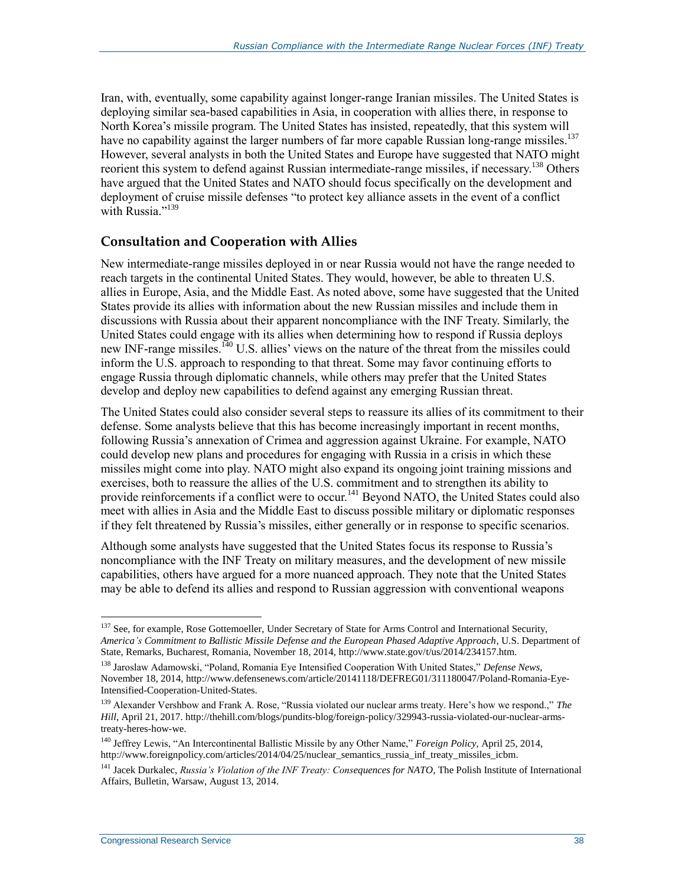Iran, with, eventually, some capability against longer-range Iranian missiles. The United States is deploying similar sea-based capabilities in Asia, in cooperation with allies there, in response to North Korea's missile program. The United States has insisted, repeatedly, that this system will have no capability against the larger numbers of far more capable Russian long-range missiles.[137] However, several analysts in both the United States and Europe have suggested that NATO might reorient this system to defend against Russian intermediate-range missiles, if necessary.[138] Others have argued that the United States and NATO should focus specifically on the development and deployment of cruise missile defenses "to protect key alliance assets in the event of a conflict with Russia."[139]

## Consultation and Cooperation with Allies

New intermediate-range missiles deployed in or near Russia would not have the range needed to reach targets in the continental United States. They would, however, be able to threaten U.S. allies in Europe, Asia, and the Middle East. As noted above, some have suggested that the United States provide its allies with information about the new Russian missiles and include them in discussions with Russia about their apparent noncompliance with the INF Treaty. Similarly, the United States could engage with its allies when determining how to respond if Russia deploys new INF-range missiles.[140] U.S. allies' views on the nature of the threat from the missiles could inform the U.S. approach to responding to that threat. Some may favor continuing efforts to engage Russia through diplomatic channels, while others may prefer that the United States develop and deploy new capabilities to defend against any emerging Russian threat.

The United States could also consider several steps to reassure its allies of its commitment to their defense. Some analysts believe that this has become increasingly important in recent months, following Russia's annexation of Crimea and aggression against Ukraine. For example, NATO could develop new plans and procedures for engaging with Russia in a crisis in which these missiles might come into play. NATO might also expand its ongoing joint training missions and exercises, both to reassure the allies of the U.S. commitment and to strengthen its ability to provide reinforcements if a conflict were to occur.[141] Beyond NATO, the United States could also meet with allies in Asia and the Middle East to discuss possible military or diplomatic responses if they felt threatened by Russia's missiles, either generally or in response to specific scenarios.

Although some analysts have suggested that the United States focus its response to Russia's noncompliance with the INF Treaty on military measures, and the development of new missile capabilities, others have argued for a more nuanced approach. They note that the United States may be able to defend its allies and respond to Russian aggression with conventional weapons

---

[137] See, for example, Rose Gottemoeller, Under Secretary of State for Arms Control and International Security, *America's Commitment to Ballistic Missile Defense and the European Phased Adaptive Approach*, U.S. Department of State, Remarks, Bucharest, Romania, November 18, 2014, http://www.state.gov/t/us/2014/234157.htm.

[138] Jaroslaw Adamowski, "Poland, Romania Eye Intensified Cooperation With United States," *Defense News*, November 18, 2014, http://www.defensenews.com/article/20141118/DEFREG01/311180047/Poland-Romania-Eye-Intensified-Cooperation-United-States.

[139] Alexander Vershbow and Frank A. Rose, "Russia violated our nuclear arms treaty. Here's how we respond.," *The Hill*, April 21, 2017. http://thehill.com/blogs/pundits-blog/foreign-policy/329943-russia-violated-our-nuclear-arms-treaty-heres-how-we.

[140] Jeffrey Lewis, "An Intercontinental Ballistic Missile by any Other Name," *Foreign Policy*, April 25, 2014, http://www.foreignpolicy.com/articles/2014/04/25/nuclear_semantics_russia_inf_treaty_missiles_icbm.

[141] Jacek Durkalec, *Russia's Violation of the INF Treaty: Consequences for NATO*, The Polish Institute of International Affairs, Bulletin, Warsaw, August 13, 2014.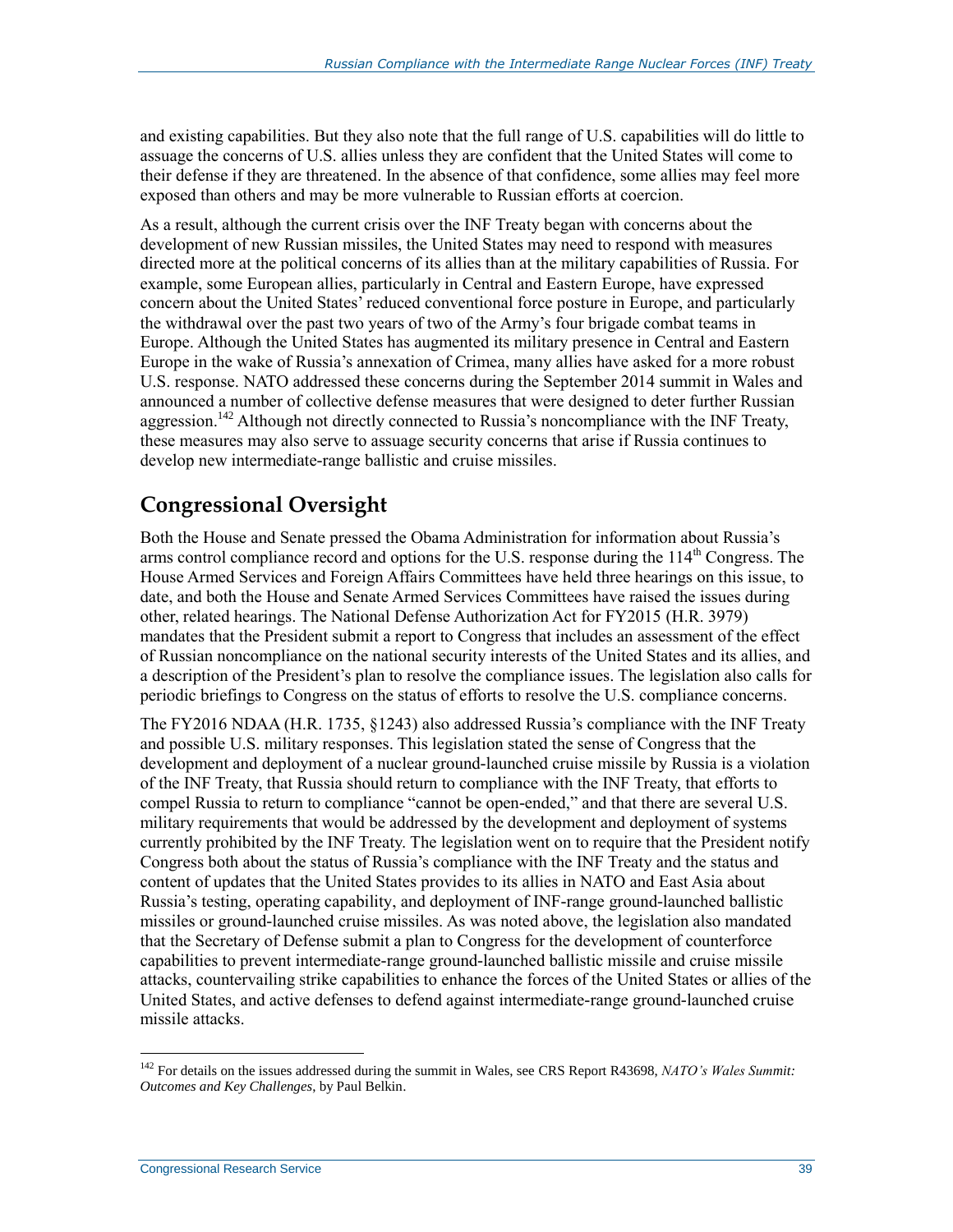and existing capabilities. But they also note that the full range of U.S. capabilities will do little to assuage the concerns of U.S. allies unless they are confident that the United States will come to their defense if they are threatened. In the absence of that confidence, some allies may feel more exposed than others and may be more vulnerable to Russian efforts at coercion.

As a result, although the current crisis over the INF Treaty began with concerns about the development of new Russian missiles, the United States may need to respond with measures directed more at the political concerns of its allies than at the military capabilities of Russia. For example, some European allies, particularly in Central and Eastern Europe, have expressed concern about the United States' reduced conventional force posture in Europe, and particularly the withdrawal over the past two years of two of the Army's four brigade combat teams in Europe. Although the United States has augmented its military presence in Central and Eastern Europe in the wake of Russia's annexation of Crimea, many allies have asked for a more robust U.S. response. NATO addressed these concerns during the September 2014 summit in Wales and announced a number of collective defense measures that were designed to deter further Russian aggression.[142] Although not directly connected to Russia's noncompliance with the INF Treaty, these measures may also serve to assuage security concerns that arise if Russia continues to develop new intermediate-range ballistic and cruise missiles.

## Congressional Oversight

Both the House and Senate pressed the Obama Administration for information about Russia's arms control compliance record and options for the U.S. response during the 114th Congress. The House Armed Services and Foreign Affairs Committees have held three hearings on this issue, to date, and both the House and Senate Armed Services Committees have raised the issues during other, related hearings. The National Defense Authorization Act for FY2015 (H.R. 3979) mandates that the President submit a report to Congress that includes an assessment of the effect of Russian noncompliance on the national security interests of the United States and its allies, and a description of the President's plan to resolve the compliance issues. The legislation also calls for periodic briefings to Congress on the status of efforts to resolve the U.S. compliance concerns.

The FY2016 NDAA (H.R. 1735, §1243) also addressed Russia's compliance with the INF Treaty and possible U.S. military responses. This legislation stated the sense of Congress that the development and deployment of a nuclear ground-launched cruise missile by Russia is a violation of the INF Treaty, that Russia should return to compliance with the INF Treaty, that efforts to compel Russia to return to compliance "cannot be open-ended," and that there are several U.S. military requirements that would be addressed by the development and deployment of systems currently prohibited by the INF Treaty. The legislation went on to require that the President notify Congress both about the status of Russia's compliance with the INF Treaty and the status and content of updates that the United States provides to its allies in NATO and East Asia about Russia's testing, operating capability, and deployment of INF-range ground-launched ballistic missiles or ground-launched cruise missiles. As was noted above, the legislation also mandated that the Secretary of Defense submit a plan to Congress for the development of counterforce capabilities to prevent intermediate-range ground-launched ballistic missile and cruise missile attacks, countervailing strike capabilities to enhance the forces of the United States or allies of the United States, and active defenses to defend against intermediate-range ground-launched cruise missile attacks.

---

[142] For details on the issues addressed during the summit in Wales, see CRS Report R43698, *NATO's Wales Summit: Outcomes and Key Challenges*, by Paul Belkin.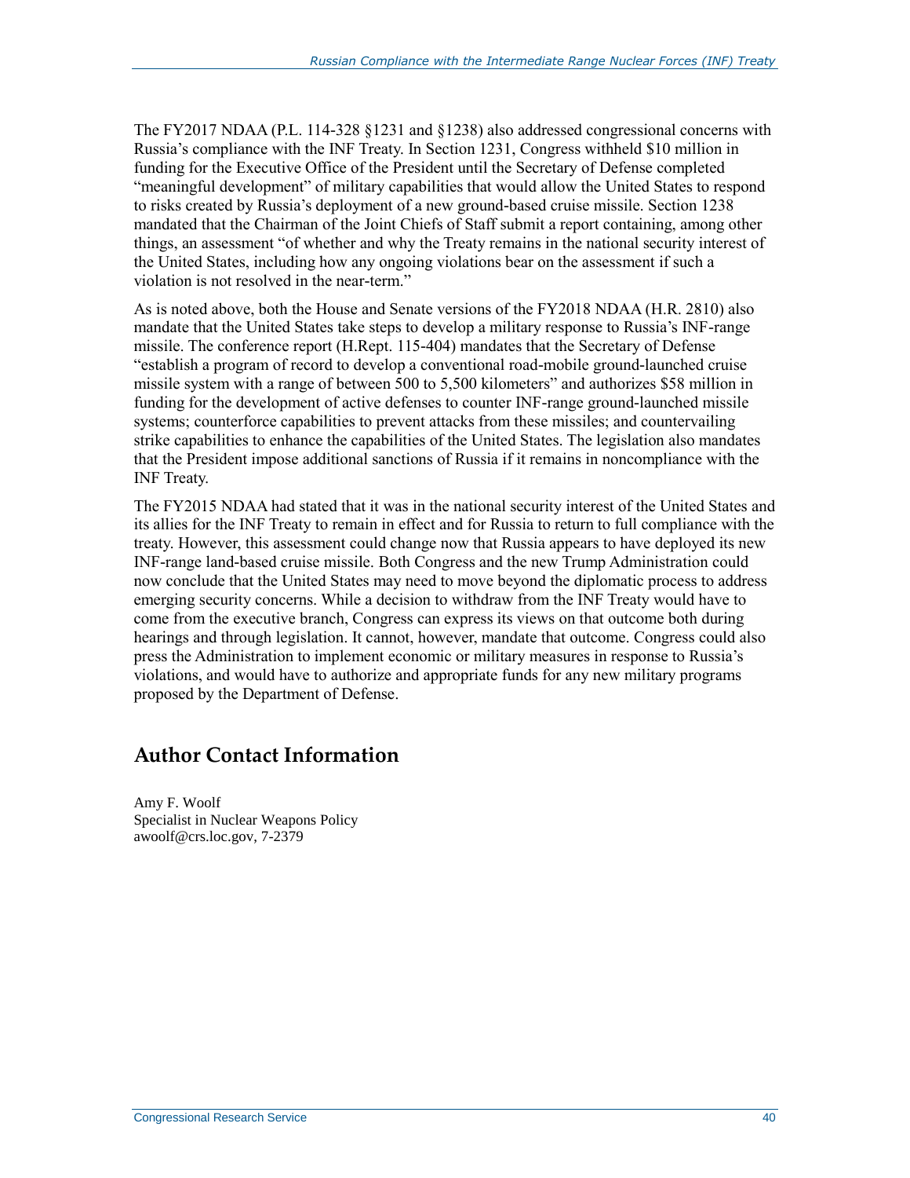The FY2017 NDAA (P.L. 114-328 §1231 and §1238) also addressed congressional concerns with Russia's compliance with the INF Treaty. In Section 1231, Congress withheld $10 million in funding for the Executive Office of the President until the Secretary of Defense completed "meaningful development" of military capabilities that would allow the United States to respond to risks created by Russia's deployment of a new ground-based cruise missile. Section 1238 mandated that the Chairman of the Joint Chiefs of Staff submit a report containing, among other things, an assessment "of whether and why the Treaty remains in the national security interest of the United States, including how any ongoing violations bear on the assessment if such a violation is not resolved in the near-term."

As is noted above, both the House and Senate versions of the FY2018 NDAA (H.R. 2810) also mandate that the United States take steps to develop a military response to Russia's INF-range missile. The conference report (H.Rept. 115-404) mandates that the Secretary of Defense "establish a program of record to develop a conventional road-mobile ground-launched cruise missile system with a range of between 500 to 5,500 kilometers" and authorizes $58 million in funding for the development of active defenses to counter INF-range ground-launched missile systems; counterforce capabilities to prevent attacks from these missiles; and countervailing strike capabilities to enhance the capabilities of the United States. The legislation also mandates that the President impose additional sanctions of Russia if it remains in noncompliance with the INF Treaty.

The FY2015 NDAA had stated that it was in the national security interest of the United States and its allies for the INF Treaty to remain in effect and for Russia to return to full compliance with the treaty. However, this assessment could change now that Russia appears to have deployed its new INF-range land-based cruise missile. Both Congress and the new Trump Administration could now conclude that the United States may need to move beyond the diplomatic process to address emerging security concerns. While a decision to withdraw from the INF Treaty would have to come from the executive branch, Congress can express its views on that outcome both during hearings and through legislation. It cannot, however, mandate that outcome. Congress could also press the Administration to implement economic or military measures in response to Russia's violations, and would have to authorize and appropriate funds for any new military programs proposed by the Department of Defense.

## Author Contact Information

Amy F. Woolf
Specialist in Nuclear Weapons Policy
awoolf@crs.loc.gov, 7-2379